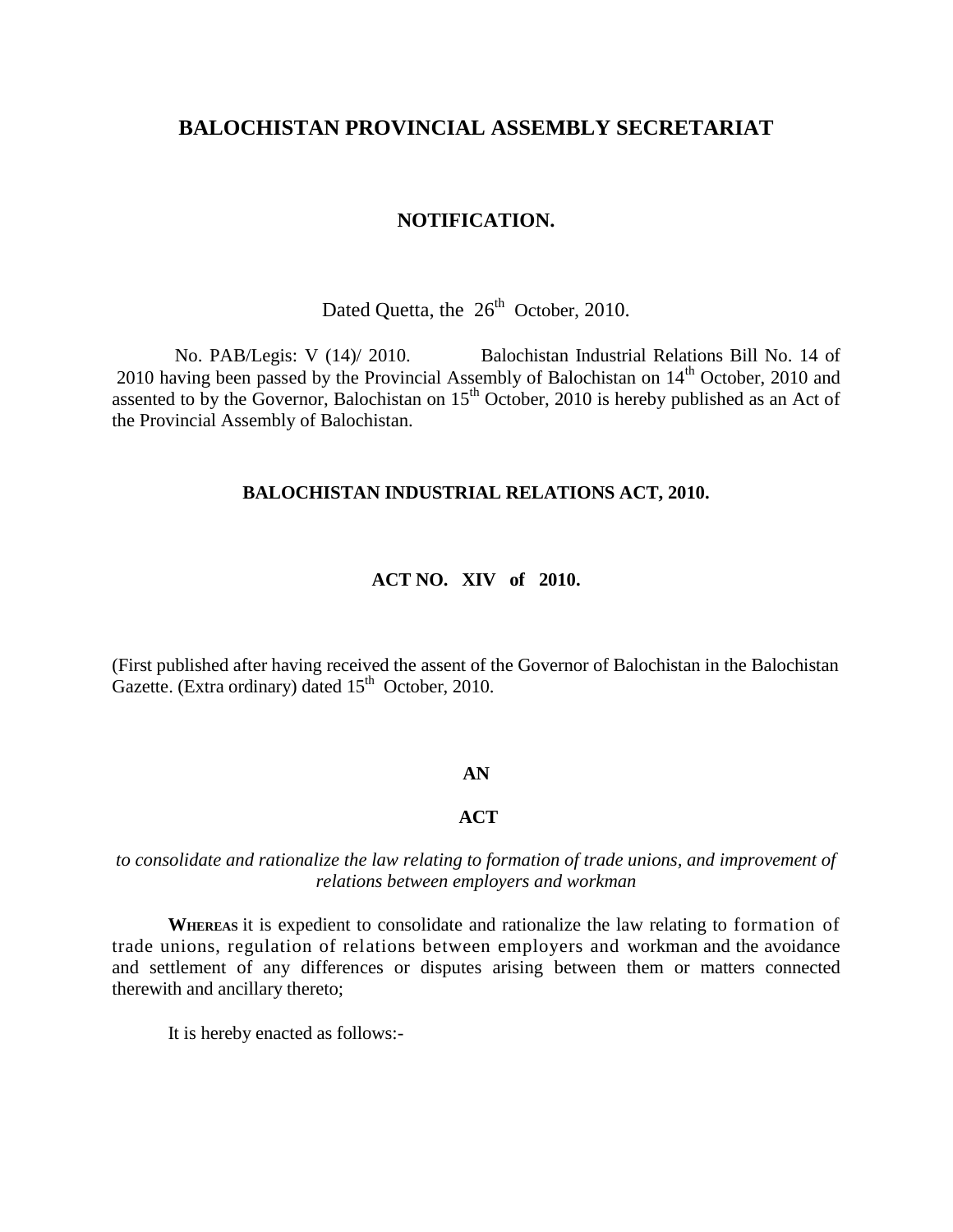# BALOCHISTAN PROVINCIAL ASSEMBLY SECRETARIAT

## NOTIFICATION.

Dated Quetta, the 26th October, 2010.

No. PAB/Legis: V (14)/ 2010. Balochistan Industrial Relations Bill No. 14 of 2010 having been passed by the Provincial Assembly of Balochistan on 14th October, 2010 and assented to by the Governor, Balochistan on 15th October, 2010 is hereby published as an Act of the Provincial Assembly of Balochistan.

## BALOCHISTAN INDUSTRIAL RELATIONS ACT, 2010.

### ACT NO. XIV of 2010.

(First published after having received the assent of the Governor of Balochistan in the Balochistan Gazette. (Extra ordinary) dated 15th October, 2010.

**AN**

**ACT**

*to consolidate and rationalize the law relating to formation of trade unions, and improvement of relations between employers and workman*

**WHEREAS** it is expedient to consolidate and rationalize the law relating to formation of trade unions, regulation of relations between employers and workman and the avoidance and settlement of any differences or disputes arising between them or matters connected therewith and ancillary thereto;

It is hereby enacted as follows:-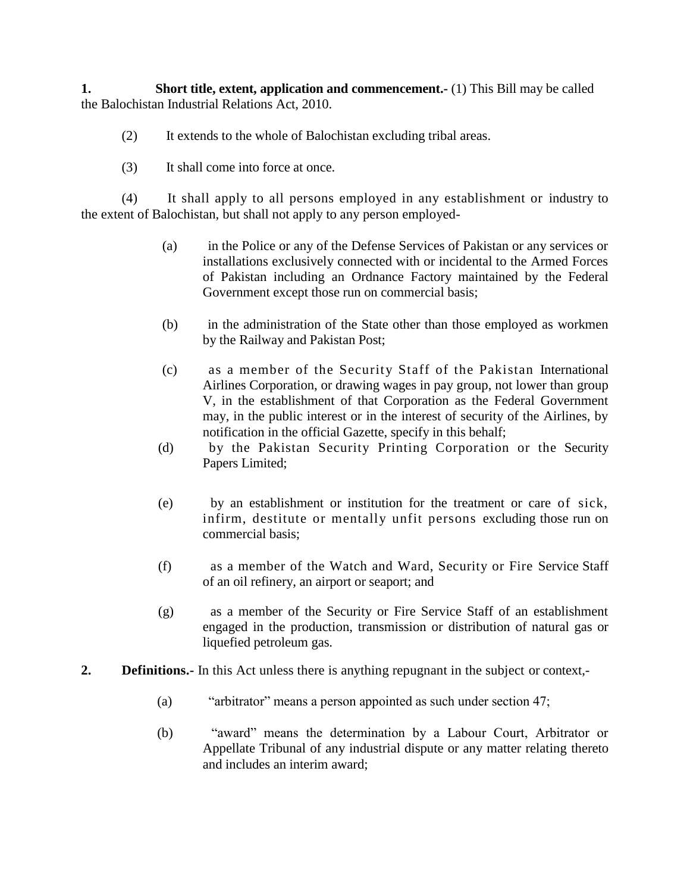**1. Short title, extent, application and commencement.-** (1) This Bill may be called the Balochistan Industrial Relations Act, 2010.

(2) It extends to the whole of Balochistan excluding tribal areas.

(3) It shall come into force at once.

(4) It shall apply to all persons employed in any establishment or industry to the extent of Balochistan, but shall not apply to any person employed-

(a) in the Police or any of the Defense Services of Pakistan or any services or installations exclusively connected with or incidental to the Armed Forces of Pakistan including an Ordnance Factory maintained by the Federal Government except those run on commercial basis;

(b) in the administration of the State other than those employed as workmen by the Railway and Pakistan Post;

(c) as a member of the Security Staff of the Pakistan International Airlines Corporation, or drawing wages in pay group, not lower than group V, in the establishment of that Corporation as the Federal Government may, in the public interest or in the interest of security of the Airlines, by notification in the official Gazette, specify in this behalf;

(d) by the Pakistan Security Printing Corporation or the Security Papers Limited;

(e) by an establishment or institution for the treatment or care of sick, infirm, destitute or mentally unfit persons excluding those run on commercial basis;

(f) as a member of the Watch and Ward, Security or Fire Service Staff of an oil refinery, an airport or seaport; and

(g) as a member of the Security or Fire Service Staff of an establishment engaged in the production, transmission or distribution of natural gas or liquefied petroleum gas.

**2. Definitions.-** In this Act unless there is anything repugnant in the subject or context,-

(a) "arbitrator" means a person appointed as such under section 47;

(b) "award" means the determination by a Labour Court, Arbitrator or Appellate Tribunal of any industrial dispute or any matter relating thereto and includes an interim award;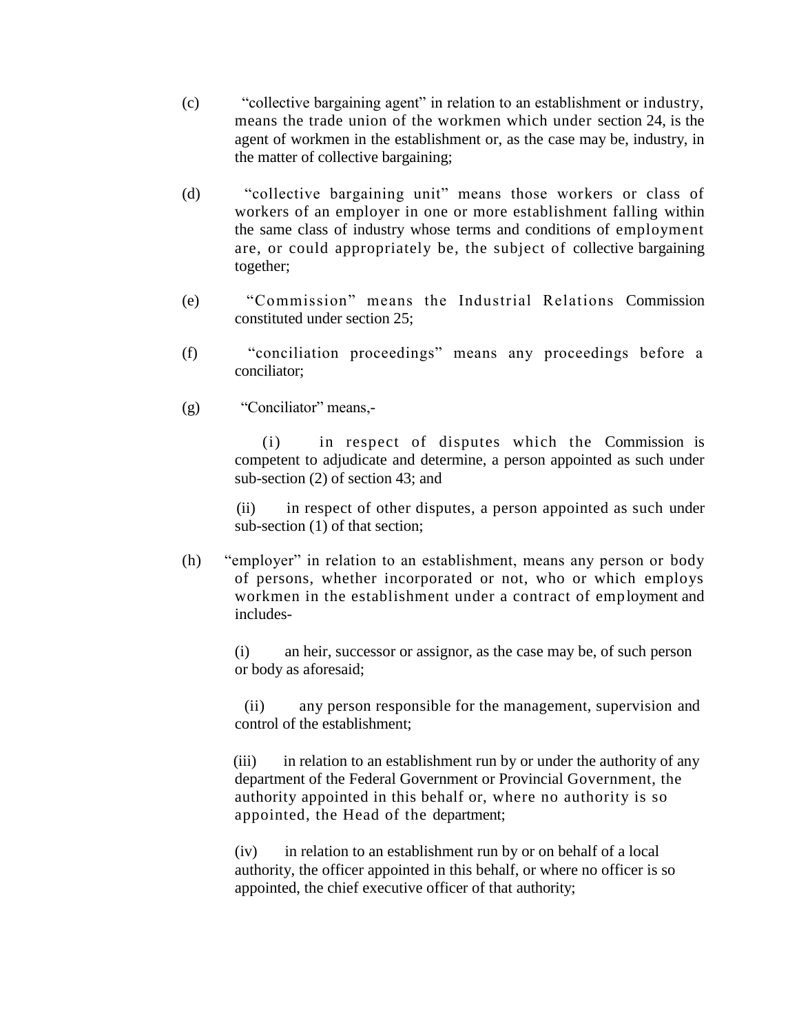(c) "collective bargaining agent" in relation to an establishment or industry, means the trade union of the workmen which under section 24, is the agent of workmen in the establishment or, as the case may be, industry, in the matter of collective bargaining;

(d) "collective bargaining unit" means those workers or class of workers of an employer in one or more establishment falling within the same class of industry whose terms and conditions of employment are, or could appropriately be, the subject of collective bargaining together;

(e) "Commission" means the Industrial Relations Commission constituted under section 25;

(f) "conciliation proceedings" means any proceedings before a conciliator;

(g) "Conciliator" means,-

(i) in respect of disputes which the Commission is competent to adjudicate and determine, a person appointed as such under sub-section (2) of section 43; and

(ii) in respect of other disputes, a person appointed as such under sub-section (1) of that section;

(h) "employer" in relation to an establishment, means any person or body of persons, whether incorporated or not, who or which employs workmen in the establishment under a contract of employment and includes-

(i) an heir, successor or assignor, as the case may be, of such person or body as aforesaid;

(ii) any person responsible for the management, supervision and control of the establishment;

(iii) in relation to an establishment run by or under the authority of any department of the Federal Government or Provincial Government, the authority appointed in this behalf or, where no authority is so appointed, the Head of the department;

(iv) in relation to an establishment run by or on behalf of a local authority, the officer appointed in this behalf, or where no officer is so appointed, the chief executive officer of that authority;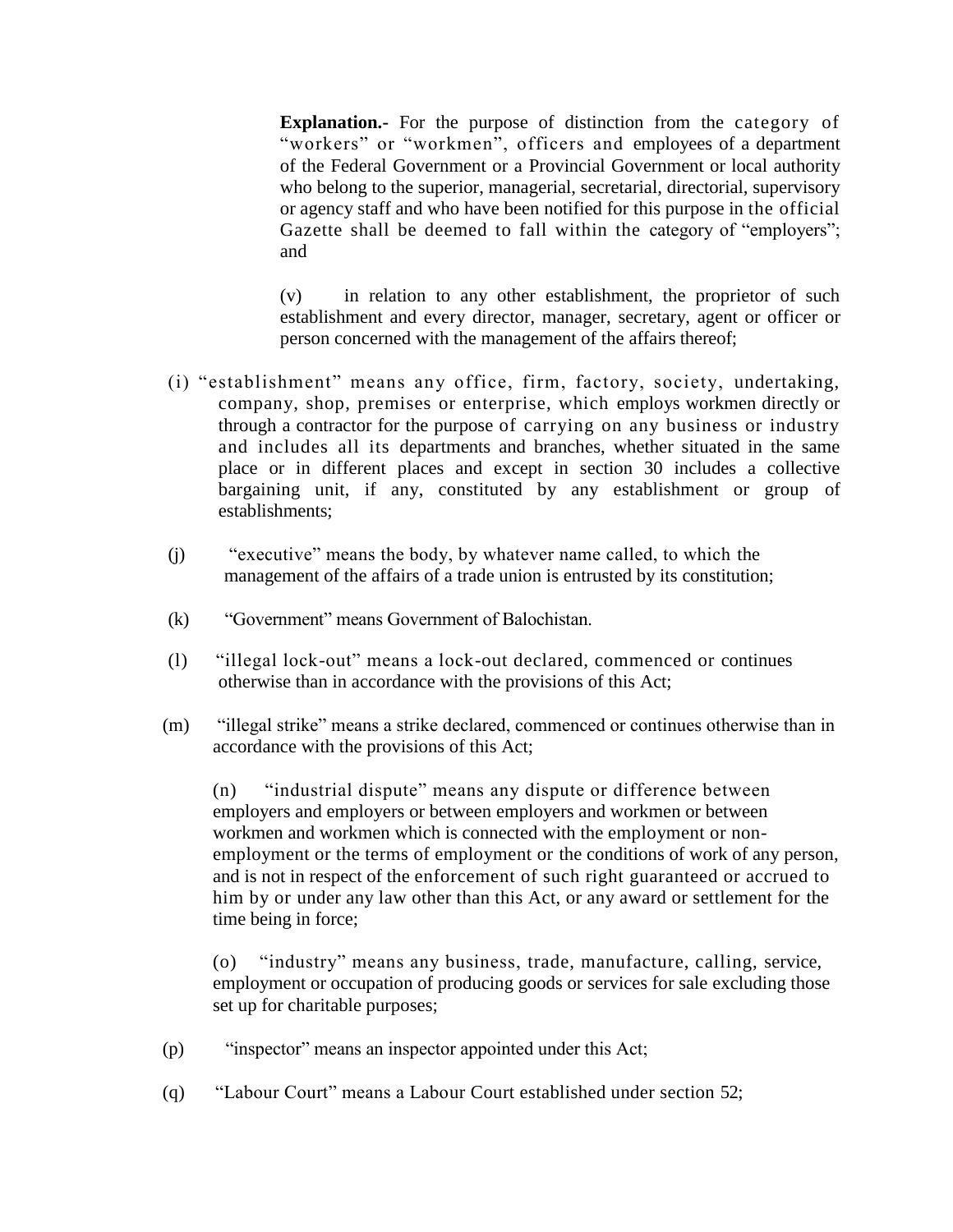**Explanation.-** For the purpose of distinction from the category of "workers" or "workmen", officers and employees of a department of the Federal Government or a Provincial Government or local authority who belong to the superior, managerial, secretarial, directorial, supervisory or agency staff and who have been notified for this purpose in the official Gazette shall be deemed to fall within the category of "employers"; and

(v) in relation to any other establishment, the proprietor of such establishment and every director, manager, secretary, agent or officer or person concerned with the management of the affairs thereof;

(i) "establishment" means any office, firm, factory, society, undertaking, company, shop, premises or enterprise, which employs workmen directly or through a contractor for the purpose of carrying on any business or industry and includes all its departments and branches, whether situated in the same place or in different places and except in section 30 includes a collective bargaining unit, if any, constituted by any establishment or group of establishments;

(j) "executive" means the body, by whatever name called, to which the management of the affairs of a trade union is entrusted by its constitution;

(k) "Government" means Government of Balochistan.

(l) "illegal lock-out" means a lock-out declared, commenced or continues otherwise than in accordance with the provisions of this Act;

(m) "illegal strike" means a strike declared, commenced or continues otherwise than in accordance with the provisions of this Act;

(n) "industrial dispute" means any dispute or difference between employers and employers or between employers and workmen or between workmen and workmen which is connected with the employment or non-employment or the terms of employment or the conditions of work of any person, and is not in respect of the enforcement of such right guaranteed or accrued to him by or under any law other than this Act, or any award or settlement for the time being in force;

(o) "industry" means any business, trade, manufacture, calling, service, employment or occupation of producing goods or services for sale excluding those set up for charitable purposes;

(p) "inspector" means an inspector appointed under this Act;

(q) "Labour Court" means a Labour Court established under section 52;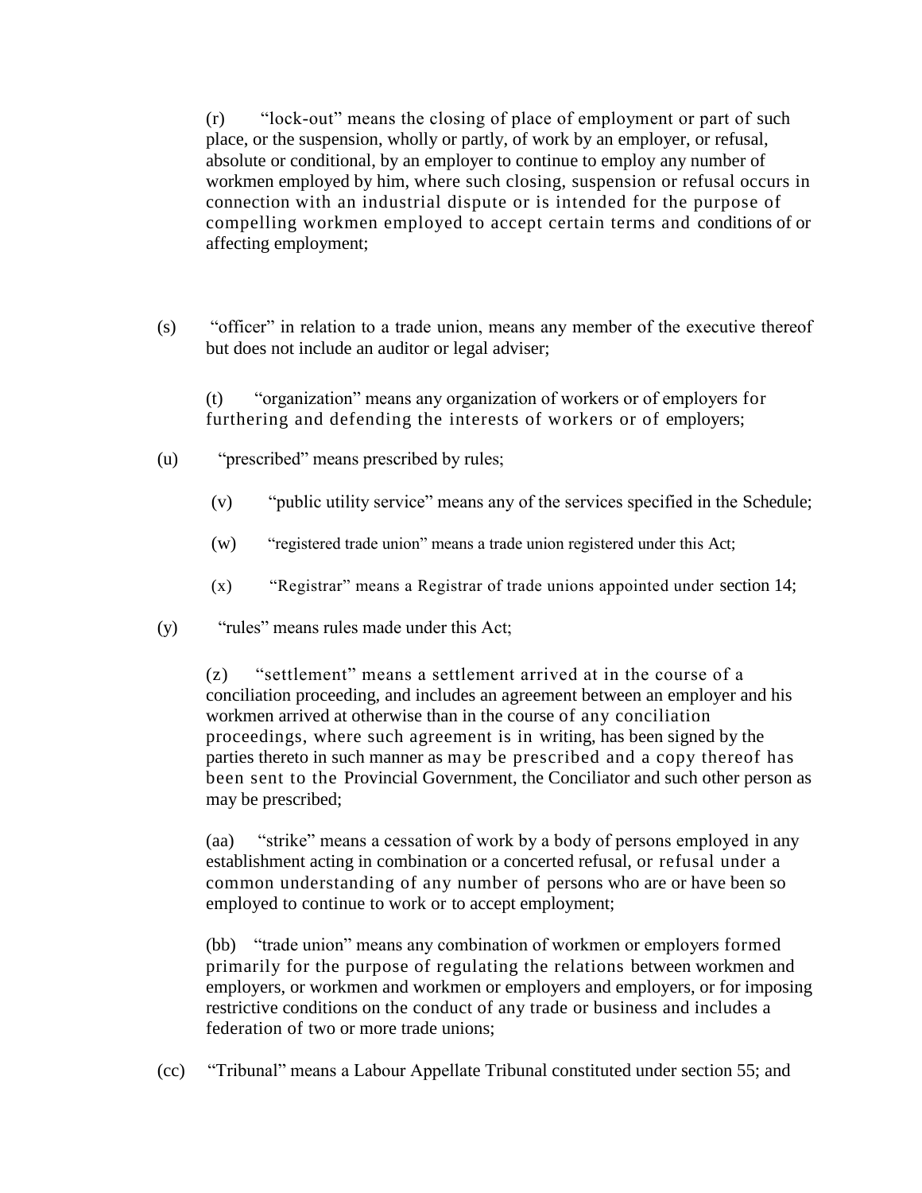(r) "lock-out" means the closing of place of employment or part of such place, or the suspension, wholly or partly, of work by an employer, or refusal, absolute or conditional, by an employer to continue to employ any number of workmen employed by him, where such closing, suspension or refusal occurs in connection with an industrial dispute or is intended for the purpose of compelling workmen employed to accept certain terms and conditions of or affecting employment;

(s) "officer" in relation to a trade union, means any member of the executive thereof but does not include an auditor or legal adviser;

(t) "organization" means any organization of workers or of employers for furthering and defending the interests of workers or of employers;

(u) "prescribed" means prescribed by rules;

(v) "public utility service" means any of the services specified in the Schedule;

(w) "registered trade union" means a trade union registered under this Act;

(x) "Registrar" means a Registrar of trade unions appointed under section 14;

(y) "rules" means rules made under this Act;

(z) "settlement" means a settlement arrived at in the course of a conciliation proceeding, and includes an agreement between an employer and his workmen arrived at otherwise than in the course of any conciliation proceedings, where such agreement is in writing, has been signed by the parties thereto in such manner as may be prescribed and a copy thereof has been sent to the Provincial Government, the Conciliator and such other person as may be prescribed;

(aa) "strike" means a cessation of work by a body of persons employed in any establishment acting in combination or a concerted refusal, or refusal under a common understanding of any number of persons who are or have been so employed to continue to work or to accept employment;

(bb) "trade union" means any combination of workmen or employers formed primarily for the purpose of regulating the relations between workmen and employers, or workmen and workmen or employers and employers, or for imposing restrictive conditions on the conduct of any trade or business and includes a federation of two or more trade unions;

(cc) "Tribunal" means a Labour Appellate Tribunal constituted under section 55; and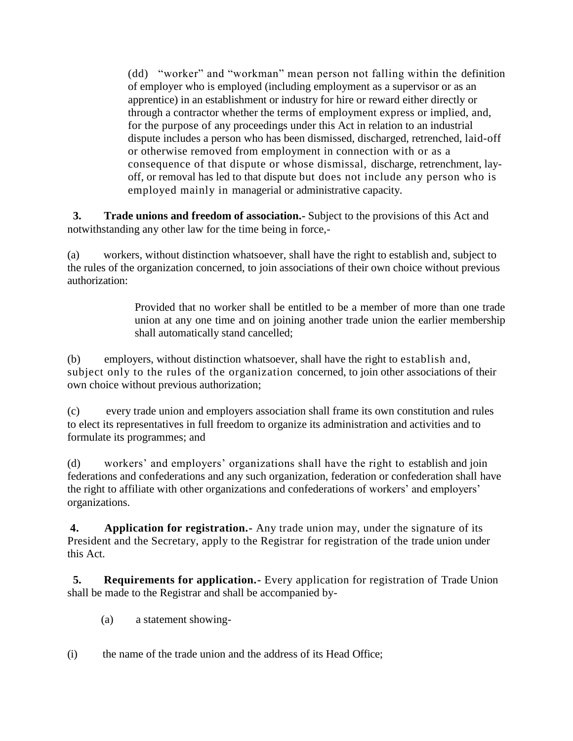(dd) "worker" and "workman" mean person not falling within the definition of employer who is employed (including employment as a supervisor or as an apprentice) in an establishment or industry for hire or reward either directly or through a contractor whether the terms of employment express or implied, and, for the purpose of any proceedings under this Act in relation to an industrial dispute includes a person who has been dismissed, discharged, retrenched, laid-off or otherwise removed from employment in connection with or as a consequence of that dispute or whose dismissal, discharge, retrenchment, lay-off, or removal has led to that dispute but does not include any person who is employed mainly in managerial or administrative capacity.

**3. Trade unions and freedom of association.-** Subject to the provisions of this Act and notwithstanding any other law for the time being in force,-

(a) workers, without distinction whatsoever, shall have the right to establish and, subject to the rules of the organization concerned, to join associations of their own choice without previous authorization:

> Provided that no worker shall be entitled to be a member of more than one trade union at any one time and on joining another trade union the earlier membership shall automatically stand cancelled;

(b) employers, without distinction whatsoever, shall have the right to establish and, subject only to the rules of the organization concerned, to join other associations of their own choice without previous authorization;

(c) every trade union and employers association shall frame its own constitution and rules to elect its representatives in full freedom to organize its administration and activities and to formulate its programmes; and

(d) workers' and employers' organizations shall have the right to establish and join federations and confederations and any such organization, federation or confederation shall have the right to affiliate with other organizations and confederations of workers' and employers' organizations.

**4. Application for registration.-** Any trade union may, under the signature of its President and the Secretary, apply to the Registrar for registration of the trade union under this Act.

**5. Requirements for application.-** Every application for registration of Trade Union shall be made to the Registrar and shall be accompanied by-

(a) a statement showing-

(i) the name of the trade union and the address of its Head Office;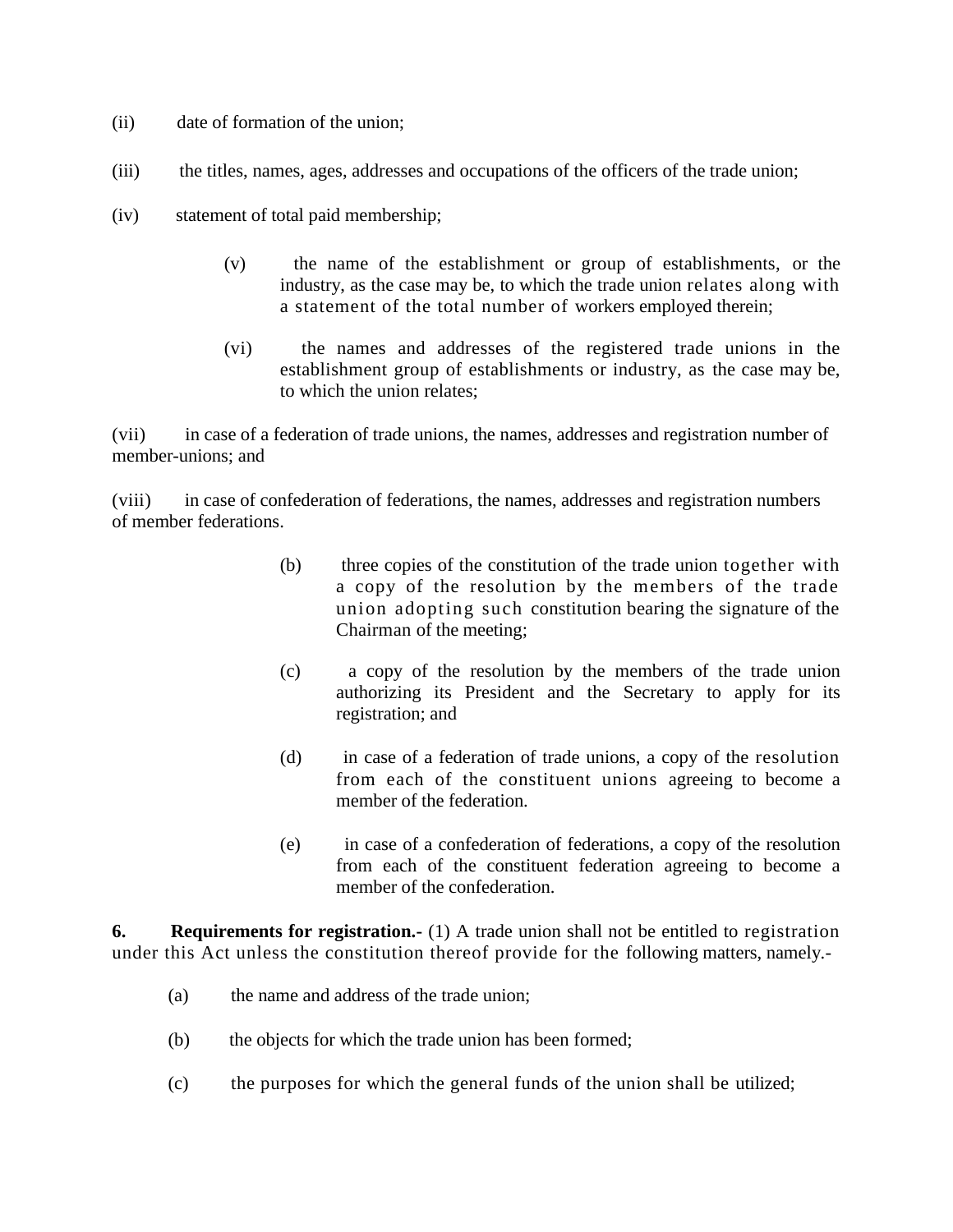(ii) date of formation of the union;

(iii) the titles, names, ages, addresses and occupations of the officers of the trade union;

(iv) statement of total paid membership;

(v) the name of the establishment or group of establishments, or the industry, as the case may be, to which the trade union relates along with a statement of the total number of workers employed therein;

(vi) the names and addresses of the registered trade unions in the establishment group of establishments or industry, as the case may be, to which the union relates;

(vii) in case of a federation of trade unions, the names, addresses and registration number of member-unions; and

(viii) in case of confederation of federations, the names, addresses and registration numbers of member federations.

(b) three copies of the constitution of the trade union together with a copy of the resolution by the members of the trade union adopting such constitution bearing the signature of the Chairman of the meeting;

(c) a copy of the resolution by the members of the trade union authorizing its President and the Secretary to apply for its registration; and

(d) in case of a federation of trade unions, a copy of the resolution from each of the constituent unions agreeing to become a member of the federation.

(e) in case of a confederation of federations, a copy of the resolution from each of the constituent federation agreeing to become a member of the confederation.

**6. Requirements for registration.-** (1) A trade union shall not be entitled to registration under this Act unless the constitution thereof provide for the following matters, namely.-

(a) the name and address of the trade union;

(b) the objects for which the trade union has been formed;

(c) the purposes for which the general funds of the union shall be utilized;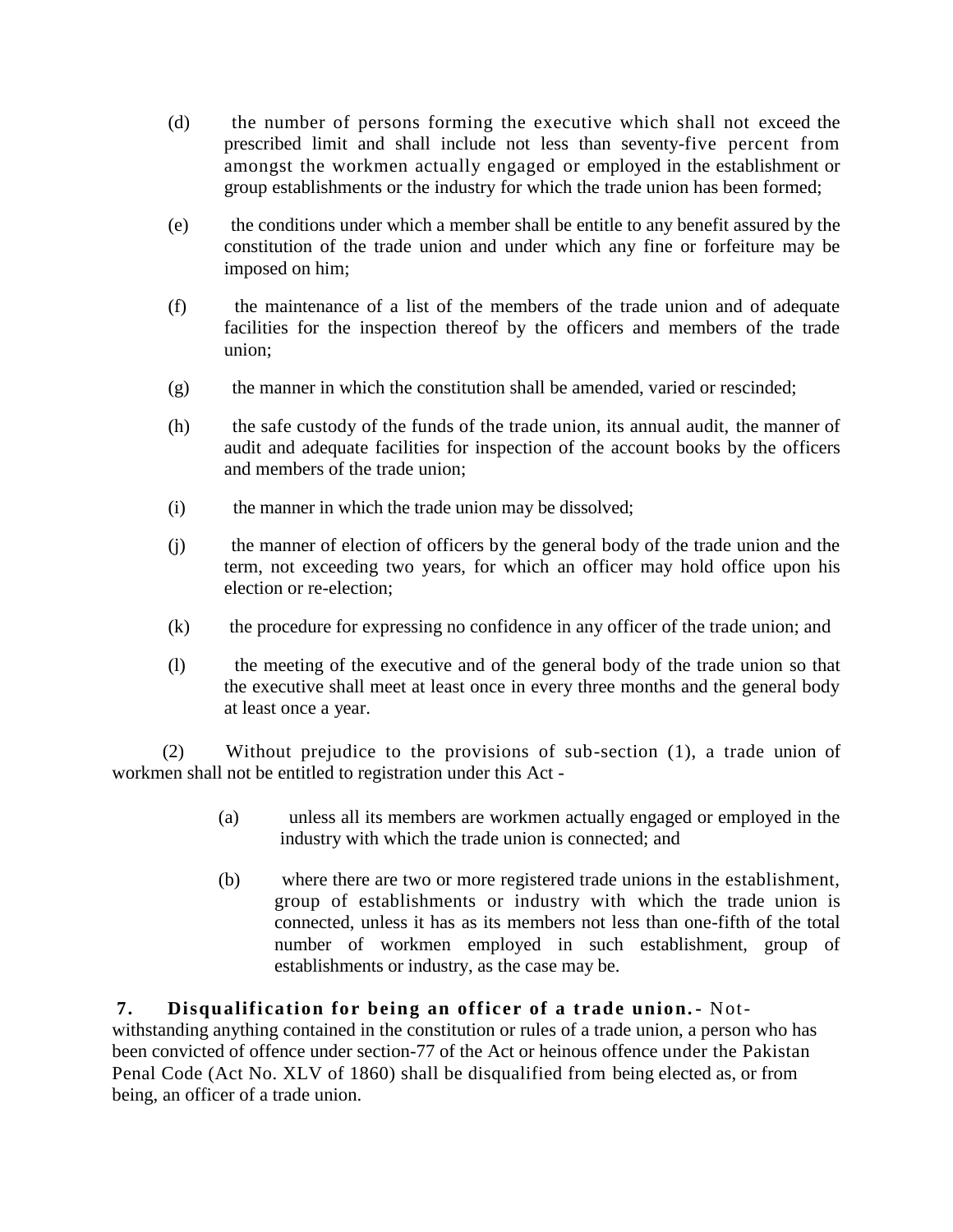(d) the number of persons forming the executive which shall not exceed the prescribed limit and shall include not less than seventy-five percent from amongst the workmen actually engaged or employed in the establishment or group establishments or the industry for which the trade union has been formed;

(e) the conditions under which a member shall be entitle to any benefit assured by the constitution of the trade union and under which any fine or forfeiture may be imposed on him;

(f) the maintenance of a list of the members of the trade union and of adequate facilities for the inspection thereof by the officers and members of the trade union;

(g) the manner in which the constitution shall be amended, varied or rescinded;

(h) the safe custody of the funds of the trade union, its annual audit, the manner of audit and adequate facilities for inspection of the account books by the officers and members of the trade union;

(i) the manner in which the trade union may be dissolved;

(j) the manner of election of officers by the general body of the trade union and the term, not exceeding two years, for which an officer may hold office upon his election or re-election;

(k) the procedure for expressing no confidence in any officer of the trade union; and

(l) the meeting of the executive and of the general body of the trade union so that the executive shall meet at least once in every three months and the general body at least once a year.

(2) Without prejudice to the provisions of sub-section (1), a trade union of workmen shall not be entitled to registration under this Act -

(a) unless all its members are workmen actually engaged or employed in the industry with which the trade union is connected; and

(b) where there are two or more registered trade unions in the establishment, group of establishments or industry with which the trade union is connected, unless it has as its members not less than one-fifth of the total number of workmen employed in such establishment, group of establishments or industry, as the case may be.

**7. Disqualification for being an officer of a trade union.-** Not-withstanding anything contained in the constitution or rules of a trade union, a person who has been convicted of offence under section-77 of the Act or heinous offence under the Pakistan Penal Code (Act No. XLV of 1860) shall be disqualified from being elected as, or from being, an officer of a trade union.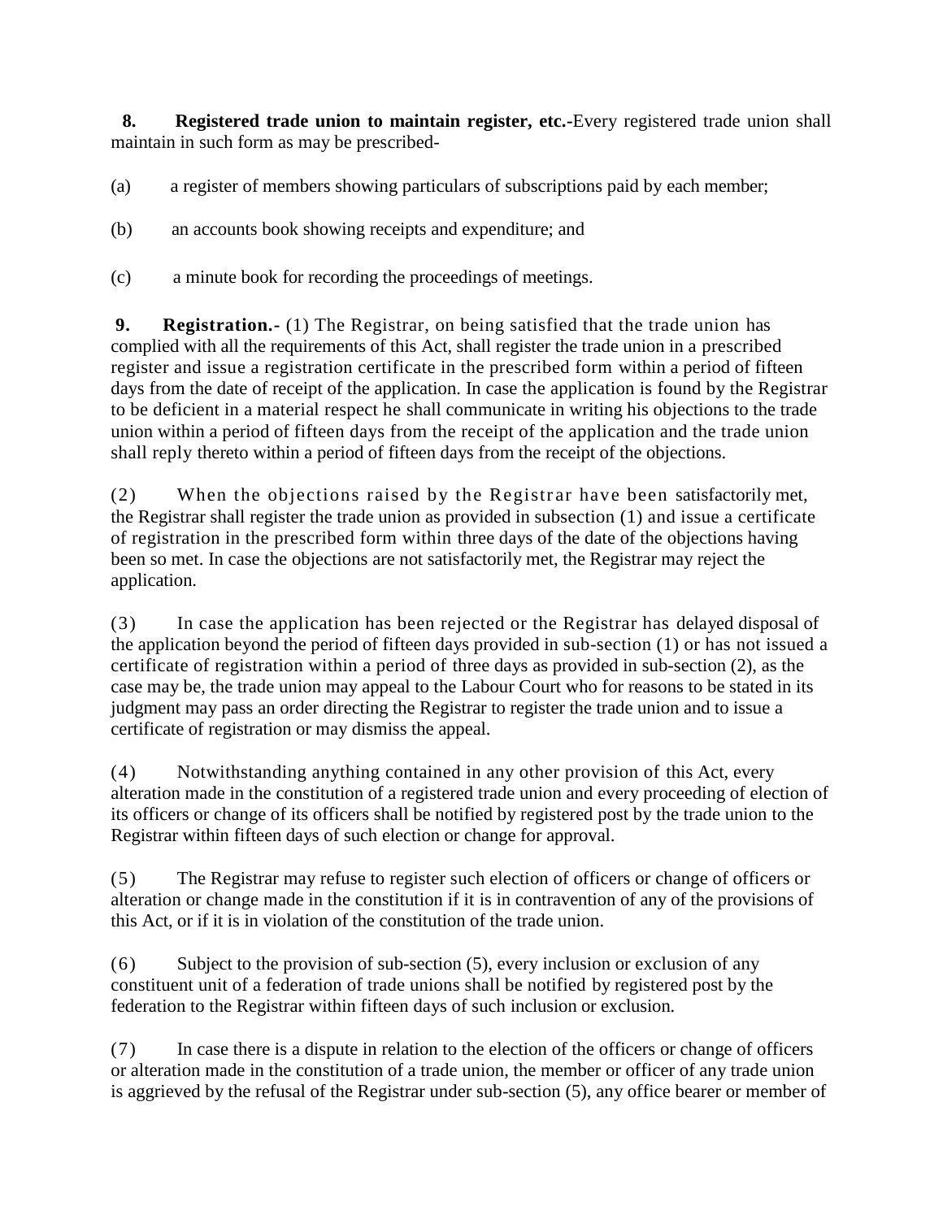**8. Registered trade union to maintain register, etc.**-Every registered trade union shall maintain in such form as may be prescribed-

(a) a register of members showing particulars of subscriptions paid by each member;

(b) an accounts book showing receipts and expenditure; and

(c) a minute book for recording the proceedings of meetings.

**9. Registration.**- (1) The Registrar, on being satisfied that the trade union has complied with all the requirements of this Act, shall register the trade union in a prescribed register and issue a registration certificate in the prescribed form within a period of fifteen days from the date of receipt of the application. In case the application is found by the Registrar to be deficient in a material respect he shall communicate in writing his objections to the trade union within a period of fifteen days from the receipt of the application and the trade union shall reply thereto within a period of fifteen days from the receipt of the objections.

(2) When the objections raised by the Registrar have been satisfactorily met, the Registrar shall register the trade union as provided in subsection (1) and issue a certificate of registration in the prescribed form within three days of the date of the objections having been so met. In case the objections are not satisfactorily met, the Registrar may reject the application.

(3) In case the application has been rejected or the Registrar has delayed disposal of the application beyond the period of fifteen days provided in sub-section (1) or has not issued a certificate of registration within a period of three days as provided in sub-section (2), as the case may be, the trade union may appeal to the Labour Court who for reasons to be stated in its judgment may pass an order directing the Registrar to register the trade union and to issue a certificate of registration or may dismiss the appeal.

(4) Notwithstanding anything contained in any other provision of this Act, every alteration made in the constitution of a registered trade union and every proceeding of election of its officers or change of its officers shall be notified by registered post by the trade union to the Registrar within fifteen days of such election or change for approval.

(5) The Registrar may refuse to register such election of officers or change of officers or alteration or change made in the constitution if it is in contravention of any of the provisions of this Act, or if it is in violation of the constitution of the trade union.

(6) Subject to the provision of sub-section (5), every inclusion or exclusion of any constituent unit of a federation of trade unions shall be notified by registered post by the federation to the Registrar within fifteen days of such inclusion or exclusion.

(7) In case there is a dispute in relation to the election of the officers or change of officers or alteration made in the constitution of a trade union, the member or officer of any trade union is aggrieved by the refusal of the Registrar under sub-section (5), any office bearer or member of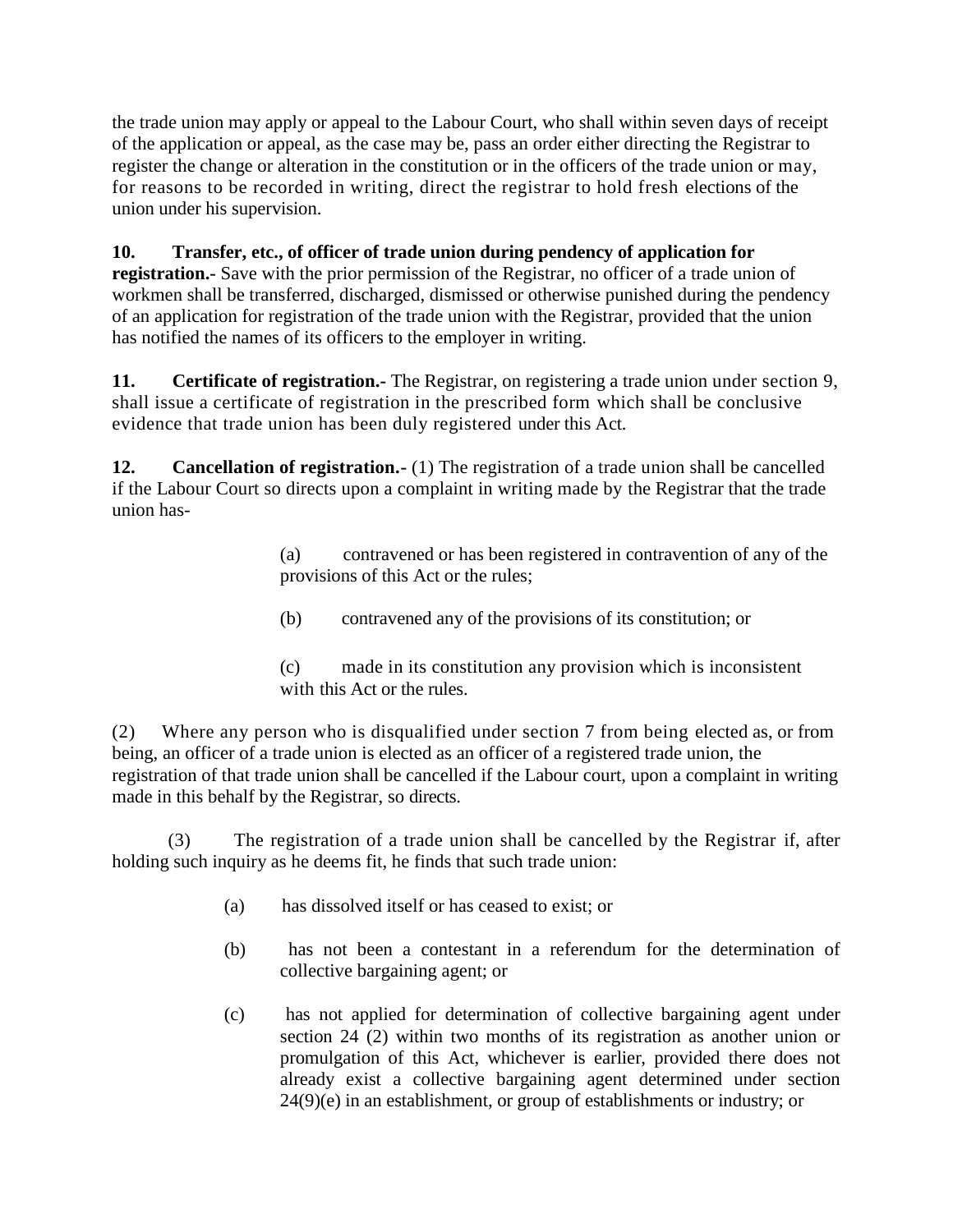the trade union may apply or appeal to the Labour Court, who shall within seven days of receipt of the application or appeal, as the case may be, pass an order either directing the Registrar to register the change or alteration in the constitution or in the officers of the trade union or may, for reasons to be recorded in writing, direct the registrar to hold fresh elections of the union under his supervision.

**10. Transfer, etc., of officer of trade union during pendency of application for registration.-** Save with the prior permission of the Registrar, no officer of a trade union of workmen shall be transferred, discharged, dismissed or otherwise punished during the pendency of an application for registration of the trade union with the Registrar, provided that the union has notified the names of its officers to the employer in writing.

**11. Certificate of registration.-** The Registrar, on registering a trade union under section 9, shall issue a certificate of registration in the prescribed form which shall be conclusive evidence that trade union has been duly registered under this Act.

**12. Cancellation of registration.-** (1) The registration of a trade union shall be cancelled if the Labour Court so directs upon a complaint in writing made by the Registrar that the trade union has-

(a) contravened or has been registered in contravention of any of the provisions of this Act or the rules;

(b) contravened any of the provisions of its constitution; or

(c) made in its constitution any provision which is inconsistent with this Act or the rules.

(2) Where any person who is disqualified under section 7 from being elected as, or from being, an officer of a trade union is elected as an officer of a registered trade union, the registration of that trade union shall be cancelled if the Labour court, upon a complaint in writing made in this behalf by the Registrar, so directs.

(3) The registration of a trade union shall be cancelled by the Registrar if, after holding such inquiry as he deems fit, he finds that such trade union:

(a) has dissolved itself or has ceased to exist; or

(b) has not been a contestant in a referendum for the determination of collective bargaining agent; or

(c) has not applied for determination of collective bargaining agent under section 24 (2) within two months of its registration as another union or promulgation of this Act, whichever is earlier, provided there does not already exist a collective bargaining agent determined under section 24(9)(e) in an establishment, or group of establishments or industry; or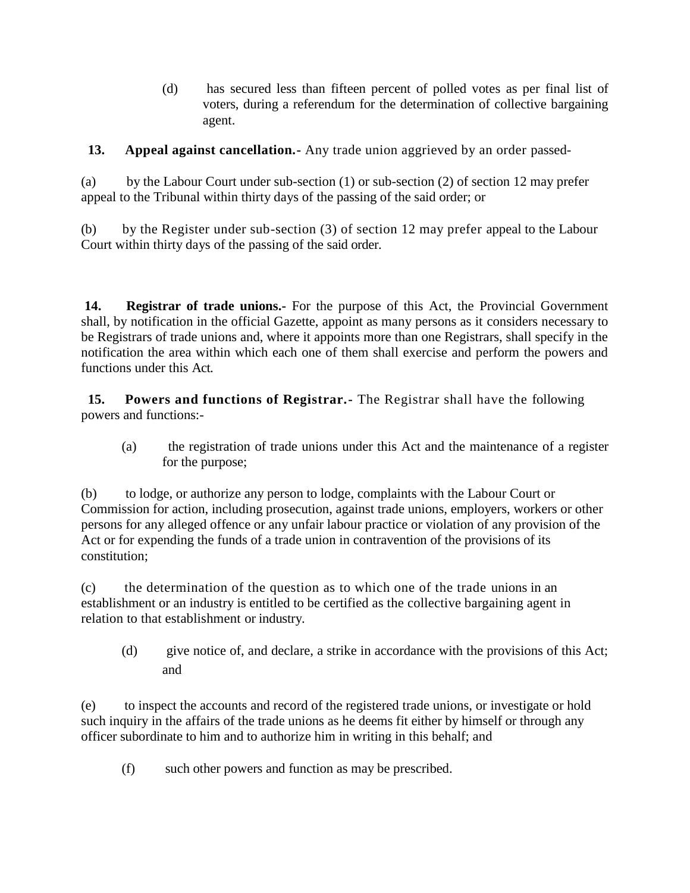(d) has secured less than fifteen percent of polled votes as per final list of voters, during a referendum for the determination of collective bargaining agent.

**13. Appeal against cancellation.-** Any trade union aggrieved by an order passed-

(a) by the Labour Court under sub-section (1) or sub-section (2) of section 12 may prefer appeal to the Tribunal within thirty days of the passing of the said order; or

(b) by the Register under sub-section (3) of section 12 may prefer appeal to the Labour Court within thirty days of the passing of the said order.

**14. Registrar of trade unions.-** For the purpose of this Act, the Provincial Government shall, by notification in the official Gazette, appoint as many persons as it considers necessary to be Registrars of trade unions and, where it appoints more than one Registrars, shall specify in the notification the area within which each one of them shall exercise and perform the powers and functions under this Act.

**15. Powers and functions of Registrar.-** The Registrar shall have the following powers and functions:-

(a) the registration of trade unions under this Act and the maintenance of a register for the purpose;

(b) to lodge, or authorize any person to lodge, complaints with the Labour Court or Commission for action, including prosecution, against trade unions, employers, workers or other persons for any alleged offence or any unfair labour practice or violation of any provision of the Act or for expending the funds of a trade union in contravention of the provisions of its constitution;

(c) the determination of the question as to which one of the trade unions in an establishment or an industry is entitled to be certified as the collective bargaining agent in relation to that establishment or industry.

(d) give notice of, and declare, a strike in accordance with the provisions of this Act; and

(e) to inspect the accounts and record of the registered trade unions, or investigate or hold such inquiry in the affairs of the trade unions as he deems fit either by himself or through any officer subordinate to him and to authorize him in writing in this behalf; and

(f) such other powers and function as may be prescribed.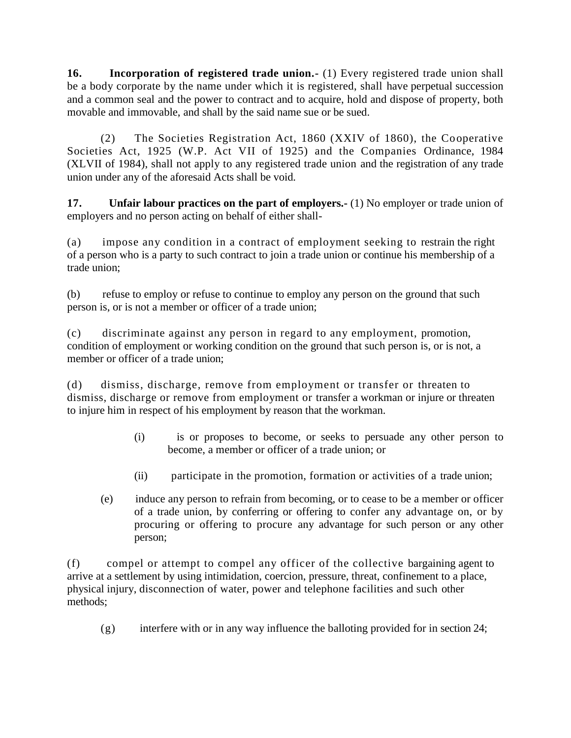**16. Incorporation of registered trade union.-** (1) Every registered trade union shall be a body corporate by the name under which it is registered, shall have perpetual succession and a common seal and the power to contract and to acquire, hold and dispose of property, both movable and immovable, and shall by the said name sue or be sued.

(2) The Societies Registration Act, 1860 (XXIV of 1860), the Cooperative Societies Act, 1925 (W.P. Act VII of 1925) and the Companies Ordinance, 1984 (XLVII of 1984), shall not apply to any registered trade union and the registration of any trade union under any of the aforesaid Acts shall be void.

**17. Unfair labour practices on the part of employers.-** (1) No employer or trade union of employers and no person acting on behalf of either shall-

(a) impose any condition in a contract of employment seeking to restrain the right of a person who is a party to such contract to join a trade union or continue his membership of a trade union;

(b) refuse to employ or refuse to continue to employ any person on the ground that such person is, or is not a member or officer of a trade union;

(c) discriminate against any person in regard to any employment, promotion, condition of employment or working condition on the ground that such person is, or is not, a member or officer of a trade union;

(d) dismiss, discharge, remove from employment or transfer or threaten to dismiss, discharge or remove from employment or transfer a workman or injure or threaten to injure him in respect of his employment by reason that the workman.

(i) is or proposes to become, or seeks to persuade any other person to become, a member or officer of a trade union; or

(ii) participate in the promotion, formation or activities of a trade union;

(e) induce any person to refrain from becoming, or to cease to be a member or officer of a trade union, by conferring or offering to confer any advantage on, or by procuring or offering to procure any advantage for such person or any other person;

(f) compel or attempt to compel any officer of the collective bargaining agent to arrive at a settlement by using intimidation, coercion, pressure, threat, confinement to a place, physical injury, disconnection of water, power and telephone facilities and such other methods;

(g) interfere with or in any way influence the balloting provided for in section 24;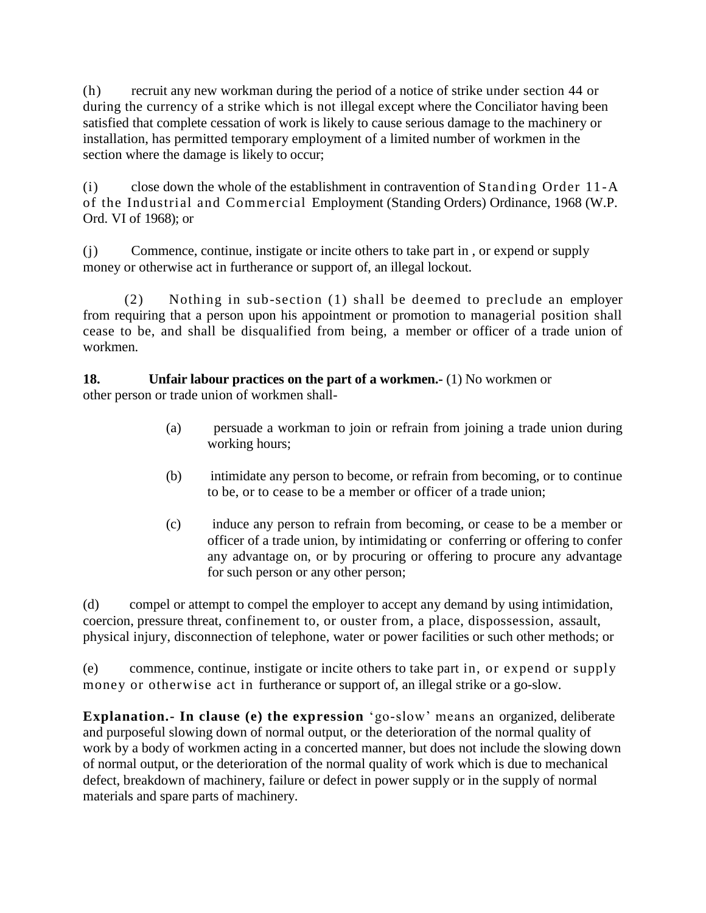(h) recruit any new workman during the period of a notice of strike under section 44 or during the currency of a strike which is not illegal except where the Conciliator having been satisfied that complete cessation of work is likely to cause serious damage to the machinery or installation, has permitted temporary employment of a limited number of workmen in the section where the damage is likely to occur;

(i) close down the whole of the establishment in contravention of Standing Order 11-A of the Industrial and Commercial Employment (Standing Orders) Ordinance, 1968 (W.P. Ord. VI of 1968); or

(j) Commence, continue, instigate or incite others to take part in , or expend or supply money or otherwise act in furtherance or support of, an illegal lockout.

(2) Nothing in sub-section (1) shall be deemed to preclude an employer from requiring that a person upon his appointment or promotion to managerial position shall cease to be, and shall be disqualified from being, a member or officer of a trade union of workmen.

**18. Unfair labour practices on the part of a workmen.-** (1) No workmen or other person or trade union of workmen shall-

(a) persuade a workman to join or refrain from joining a trade union during working hours;

(b) intimidate any person to become, or refrain from becoming, or to continue to be, or to cease to be a member or officer of a trade union;

(c) induce any person to refrain from becoming, or cease to be a member or officer of a trade union, by intimidating or conferring or offering to confer any advantage on, or by procuring or offering to procure any advantage for such person or any other person;

(d) compel or attempt to compel the employer to accept any demand by using intimidation, coercion, pressure threat, confinement to, or ouster from, a place, dispossession, assault, physical injury, disconnection of telephone, water or power facilities or such other methods; or

(e) commence, continue, instigate or incite others to take part in, or expend or supply money or otherwise act in furtherance or support of, an illegal strike or a go-slow.

**Explanation.- In clause (e) the expression** 'go-slow' means an organized, deliberate and purposeful slowing down of normal output, or the deterioration of the normal quality of work by a body of workmen acting in a concerted manner, but does not include the slowing down of normal output, or the deterioration of the normal quality of work which is due to mechanical defect, breakdown of machinery, failure or defect in power supply or in the supply of normal materials and spare parts of machinery.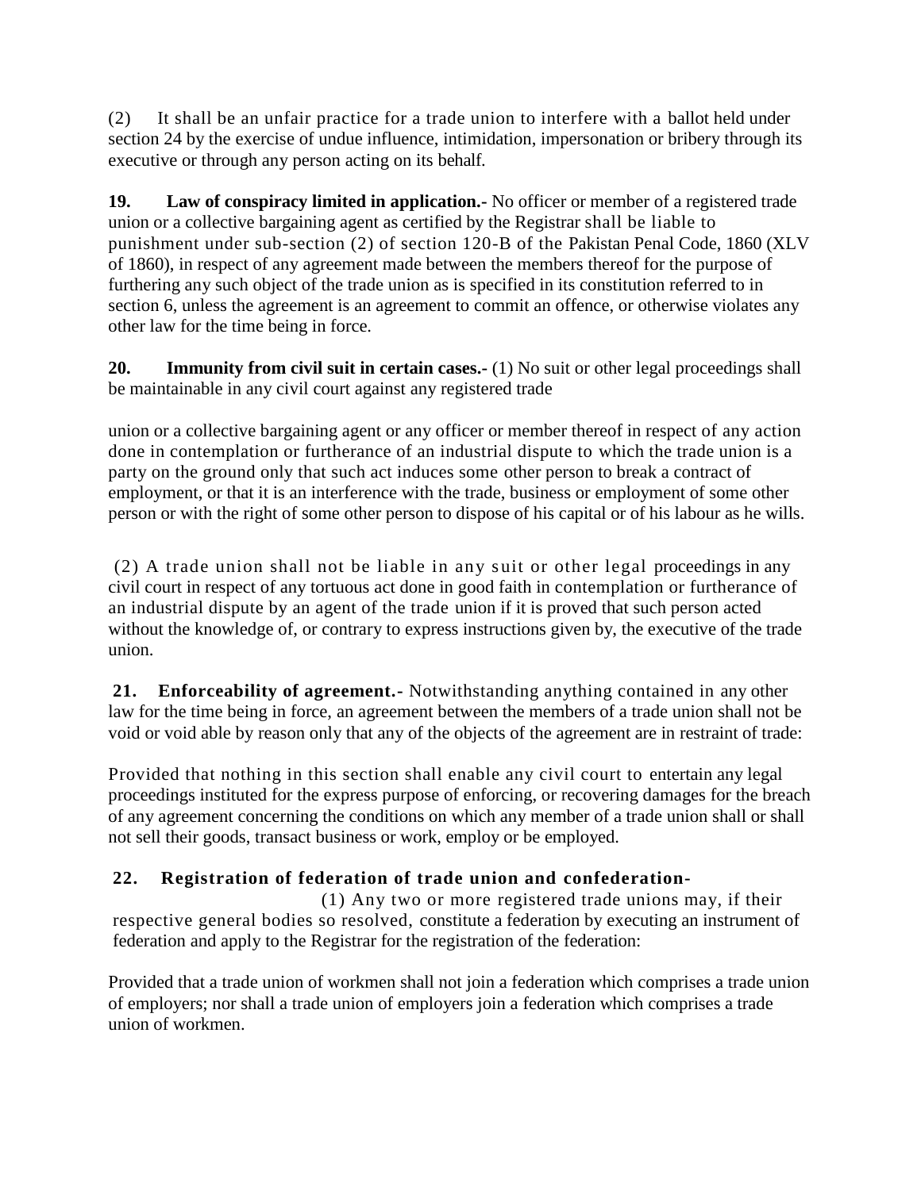(2) It shall be an unfair practice for a trade union to interfere with a ballot held under section 24 by the exercise of undue influence, intimidation, impersonation or bribery through its executive or through any person acting on its behalf.

**19. Law of conspiracy limited in application.-** No officer or member of a registered trade union or a collective bargaining agent as certified by the Registrar shall be liable to punishment under sub-section (2) of section 120-B of the Pakistan Penal Code, 1860 (XLV of 1860), in respect of any agreement made between the members thereof for the purpose of furthering any such object of the trade union as is specified in its constitution referred to in section 6, unless the agreement is an agreement to commit an offence, or otherwise violates any other law for the time being in force.

**20. Immunity from civil suit in certain cases.-** (1) No suit or other legal proceedings shall be maintainable in any civil court against any registered trade union or a collective bargaining agent or any officer or member thereof in respect of any action done in contemplation or furtherance of an industrial dispute to which the trade union is a party on the ground only that such act induces some other person to break a contract of employment, or that it is an interference with the trade, business or employment of some other person or with the right of some other person to dispose of his capital or of his labour as he wills.

(2) A trade union shall not be liable in any suit or other legal proceedings in any civil court in respect of any tortuous act done in good faith in contemplation or furtherance of an industrial dispute by an agent of the trade union if it is proved that such person acted without the knowledge of, or contrary to express instructions given by, the executive of the trade union.

**21. Enforceability of agreement.-** Notwithstanding anything contained in any other law for the time being in force, an agreement between the members of a trade union shall not be void or void able by reason only that any of the objects of the agreement are in restraint of trade:

Provided that nothing in this section shall enable any civil court to entertain any legal proceedings instituted for the express purpose of enforcing, or recovering damages for the breach of any agreement concerning the conditions on which any member of a trade union shall or shall not sell their goods, transact business or work, employ or be employed.

**22. Registration of federation of trade union and confederation-** (1) Any two or more registered trade unions may, if their respective general bodies so resolved, constitute a federation by executing an instrument of federation and apply to the Registrar for the registration of the federation:

Provided that a trade union of workmen shall not join a federation which comprises a trade union of employers; nor shall a trade union of employers join a federation which comprises a trade union of workmen.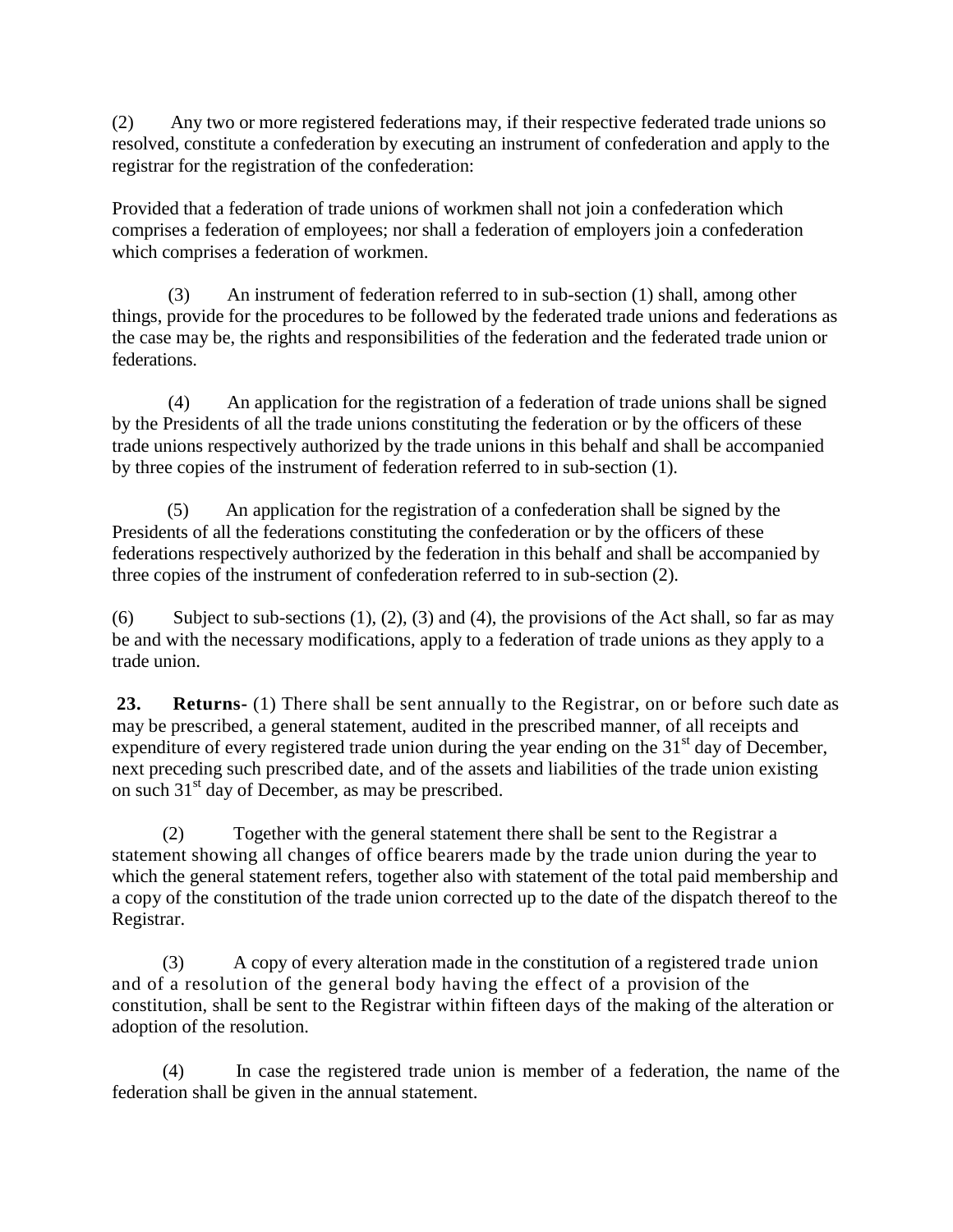(2) Any two or more registered federations may, if their respective federated trade unions so resolved, constitute a confederation by executing an instrument of confederation and apply to the registrar for the registration of the confederation:

Provided that a federation of trade unions of workmen shall not join a confederation which comprises a federation of employees; nor shall a federation of employers join a confederation which comprises a federation of workmen.

(3) An instrument of federation referred to in sub-section (1) shall, among other things, provide for the procedures to be followed by the federated trade unions and federations as the case may be, the rights and responsibilities of the federation and the federated trade union or federations.

(4) An application for the registration of a federation of trade unions shall be signed by the Presidents of all the trade unions constituting the federation or by the officers of these trade unions respectively authorized by the trade unions in this behalf and shall be accompanied by three copies of the instrument of federation referred to in sub-section (1).

(5) An application for the registration of a confederation shall be signed by the Presidents of all the federations constituting the confederation or by the officers of these federations respectively authorized by the federation in this behalf and shall be accompanied by three copies of the instrument of confederation referred to in sub-section (2).

(6) Subject to sub-sections (1), (2), (3) and (4), the provisions of the Act shall, so far as may be and with the necessary modifications, apply to a federation of trade unions as they apply to a trade union.

**23. Returns-** (1) There shall be sent annually to the Registrar, on or before such date as may be prescribed, a general statement, audited in the prescribed manner, of all receipts and expenditure of every registered trade union during the year ending on the 31st day of December, next preceding such prescribed date, and of the assets and liabilities of the trade union existing on such 31st day of December, as may be prescribed.

(2) Together with the general statement there shall be sent to the Registrar a statement showing all changes of office bearers made by the trade union during the year to which the general statement refers, together also with statement of the total paid membership and a copy of the constitution of the trade union corrected up to the date of the dispatch thereof to the Registrar.

(3) A copy of every alteration made in the constitution of a registered trade union and of a resolution of the general body having the effect of a provision of the constitution, shall be sent to the Registrar within fifteen days of the making of the alteration or adoption of the resolution.

(4) In case the registered trade union is member of a federation, the name of the federation shall be given in the annual statement.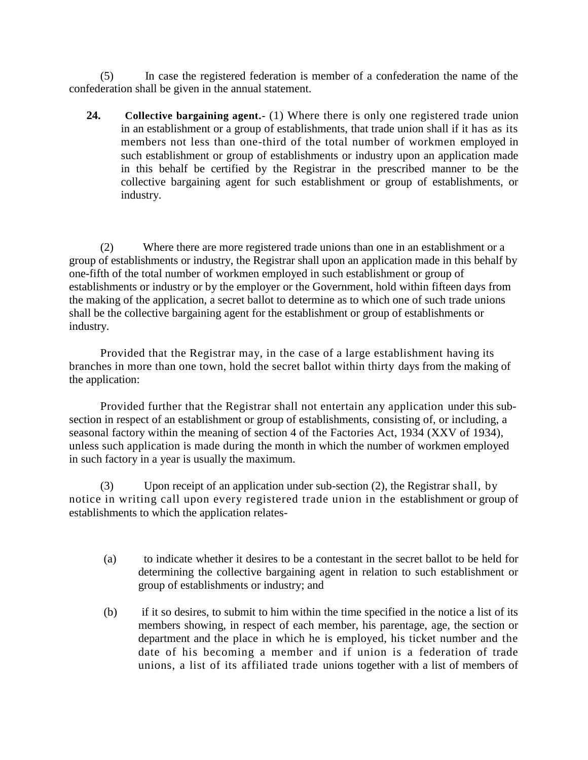(5) In case the registered federation is member of a confederation the name of the confederation shall be given in the annual statement.

**24. Collective bargaining agent.**- (1) Where there is only one registered trade union in an establishment or a group of establishments, that trade union shall if it has as its members not less than one-third of the total number of workmen employed in such establishment or group of establishments or industry upon an application made in this behalf be certified by the Registrar in the prescribed manner to be the collective bargaining agent for such establishment or group of establishments, or industry.

(2) Where there are more registered trade unions than one in an establishment or a group of establishments or industry, the Registrar shall upon an application made in this behalf by one-fifth of the total number of workmen employed in such establishment or group of establishments or industry or by the employer or the Government, hold within fifteen days from the making of the application, a secret ballot to determine as to which one of such trade unions shall be the collective bargaining agent for the establishment or group of establishments or industry.

Provided that the Registrar may, in the case of a large establishment having its branches in more than one town, hold the secret ballot within thirty days from the making of the application:

Provided further that the Registrar shall not entertain any application under this sub-section in respect of an establishment or group of establishments, consisting of, or including, a seasonal factory within the meaning of section 4 of the Factories Act, 1934 (XXV of 1934), unless such application is made during the month in which the number of workmen employed in such factory in a year is usually the maximum.

(3) Upon receipt of an application under sub-section (2), the Registrar shall, by notice in writing call upon every registered trade union in the establishment or group of establishments to which the application relates-

(a) to indicate whether it desires to be a contestant in the secret ballot to be held for determining the collective bargaining agent in relation to such establishment or group of establishments or industry; and

(b) if it so desires, to submit to him within the time specified in the notice a list of its members showing, in respect of each member, his parentage, age, the section or department and the place in which he is employed, his ticket number and the date of his becoming a member and if union is a federation of trade unions, a list of its affiliated trade unions together with a list of members of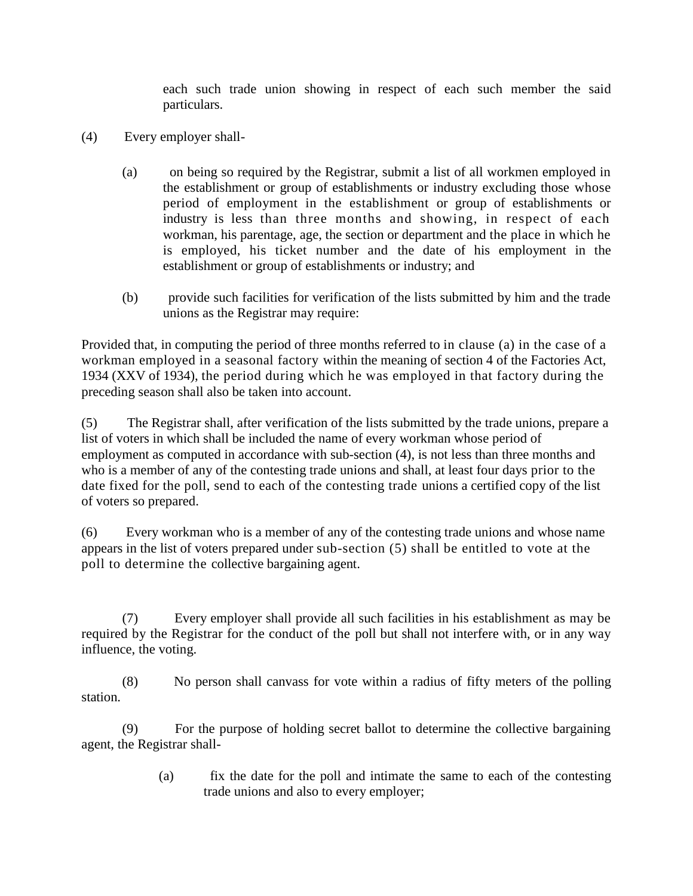each such trade union showing in respect of each such member the said particulars.

(4) Every employer shall-

(a) on being so required by the Registrar, submit a list of all workmen employed in the establishment or group of establishments or industry excluding those whose period of employment in the establishment or group of establishments or industry is less than three months and showing, in respect of each workman, his parentage, age, the section or department and the place in which he is employed, his ticket number and the date of his employment in the establishment or group of establishments or industry; and

(b) provide such facilities for verification of the lists submitted by him and the trade unions as the Registrar may require:

Provided that, in computing the period of three months referred to in clause (a) in the case of a workman employed in a seasonal factory within the meaning of section 4 of the Factories Act, 1934 (XXV of 1934), the period during which he was employed in that factory during the preceding season shall also be taken into account.

(5) The Registrar shall, after verification of the lists submitted by the trade unions, prepare a list of voters in which shall be included the name of every workman whose period of employment as computed in accordance with sub-section (4), is not less than three months and who is a member of any of the contesting trade unions and shall, at least four days prior to the date fixed for the poll, send to each of the contesting trade unions a certified copy of the list of voters so prepared.

(6) Every workman who is a member of any of the contesting trade unions and whose name appears in the list of voters prepared under sub-section (5) shall be entitled to vote at the poll to determine the collective bargaining agent.

(7) Every employer shall provide all such facilities in his establishment as may be required by the Registrar for the conduct of the poll but shall not interfere with, or in any way influence, the voting.

(8) No person shall canvass for vote within a radius of fifty meters of the polling station.

(9) For the purpose of holding secret ballot to determine the collective bargaining agent, the Registrar shall-

(a) fix the date for the poll and intimate the same to each of the contesting trade unions and also to every employer;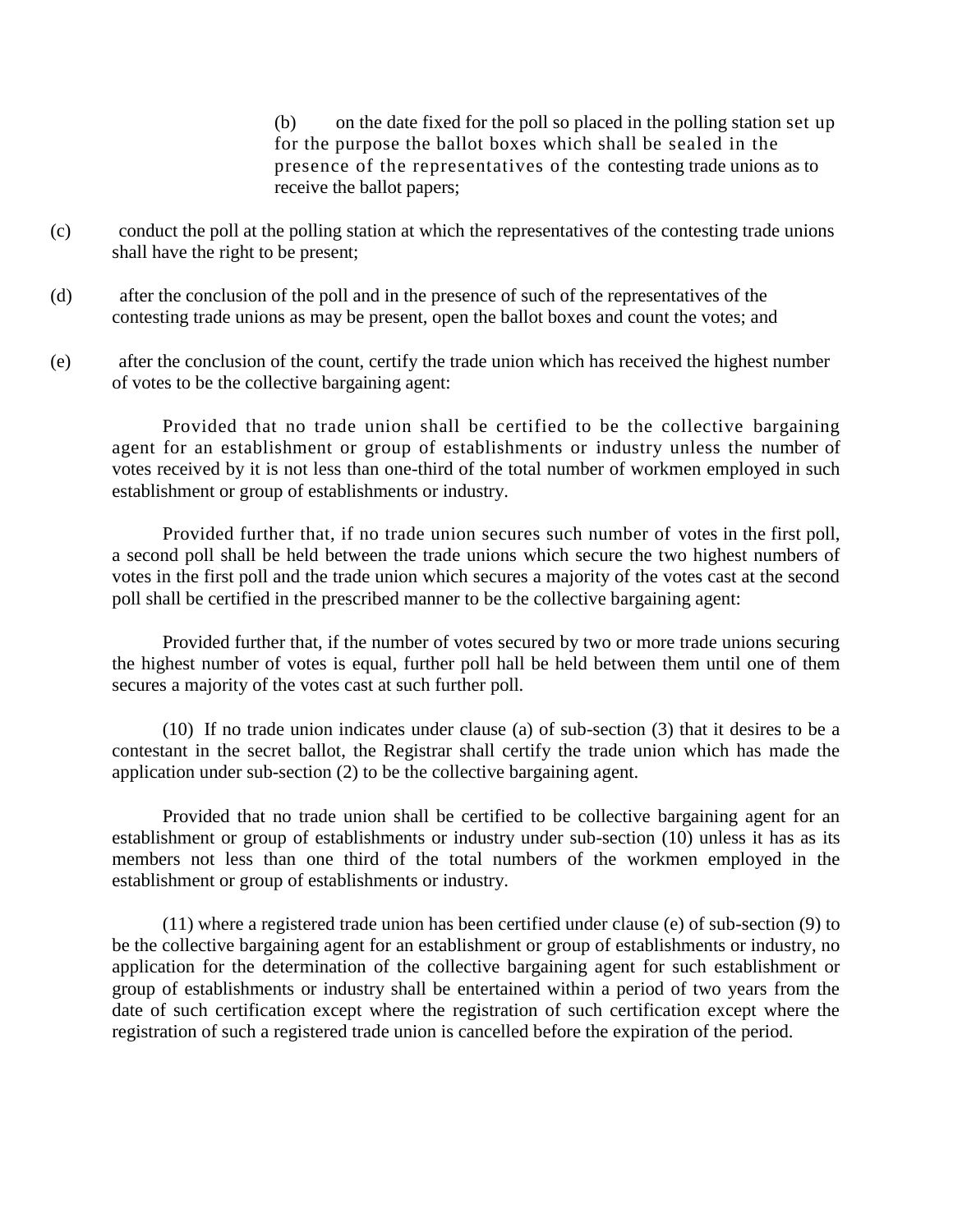(b) on the date fixed for the poll so placed in the polling station set up for the purpose the ballot boxes which shall be sealed in the presence of the representatives of the contesting trade unions as to receive the ballot papers;

(c) conduct the poll at the polling station at which the representatives of the contesting trade unions shall have the right to be present;

(d) after the conclusion of the poll and in the presence of such of the representatives of the contesting trade unions as may be present, open the ballot boxes and count the votes; and

(e) after the conclusion of the count, certify the trade union which has received the highest number of votes to be the collective bargaining agent:

Provided that no trade union shall be certified to be the collective bargaining agent for an establishment or group of establishments or industry unless the number of votes received by it is not less than one-third of the total number of workmen employed in such establishment or group of establishments or industry.

Provided further that, if no trade union secures such number of votes in the first poll, a second poll shall be held between the trade unions which secure the two highest numbers of votes in the first poll and the trade union which secures a majority of the votes cast at the second poll shall be certified in the prescribed manner to be the collective bargaining agent:

Provided further that, if the number of votes secured by two or more trade unions securing the highest number of votes is equal, further poll hall be held between them until one of them secures a majority of the votes cast at such further poll.

(10) If no trade union indicates under clause (a) of sub-section (3) that it desires to be a contestant in the secret ballot, the Registrar shall certify the trade union which has made the application under sub-section (2) to be the collective bargaining agent.

Provided that no trade union shall be certified to be collective bargaining agent for an establishment or group of establishments or industry under sub-section (10) unless it has as its members not less than one third of the total numbers of the workmen employed in the establishment or group of establishments or industry.

(11) where a registered trade union has been certified under clause (e) of sub-section (9) to be the collective bargaining agent for an establishment or group of establishments or industry, no application for the determination of the collective bargaining agent for such establishment or group of establishments or industry shall be entertained within a period of two years from the date of such certification except where the registration of such certification except where the registration of such a registered trade union is cancelled before the expiration of the period.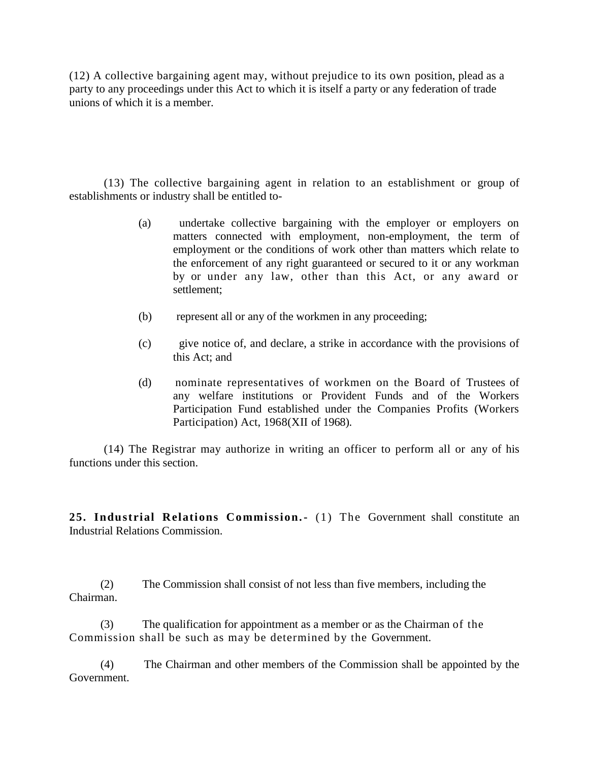(12) A collective bargaining agent may, without prejudice to its own position, plead as a party to any proceedings under this Act to which it is itself a party or any federation of trade unions of which it is a member.

(13) The collective bargaining agent in relation to an establishment or group of establishments or industry shall be entitled to-

(a) undertake collective bargaining with the employer or employers on matters connected with employment, non-employment, the term of employment or the conditions of work other than matters which relate to the enforcement of any right guaranteed or secured to it or any workman by or under any law, other than this Act, or any award or settlement;

(b) represent all or any of the workmen in any proceeding;

(c) give notice of, and declare, a strike in accordance with the provisions of this Act; and

(d) nominate representatives of workmen on the Board of Trustees of any welfare institutions or Provident Funds and of the Workers Participation Fund established under the Companies Profits (Workers Participation) Act, 1968(XII of 1968).

(14) The Registrar may authorize in writing an officer to perform all or any of his functions under this section.

**25. Industrial Relations Commission.-** (1) The Government shall constitute an Industrial Relations Commission.

(2) The Commission shall consist of not less than five members, including the Chairman.

(3) The qualification for appointment as a member or as the Chairman of the Commission shall be such as may be determined by the Government.

(4) The Chairman and other members of the Commission shall be appointed by the Government.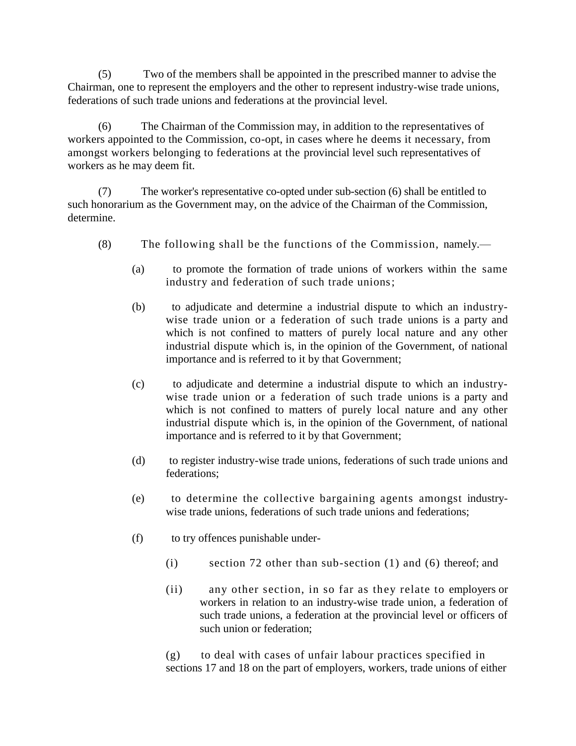(5) Two of the members shall be appointed in the prescribed manner to advise the Chairman, one to represent the employers and the other to represent industry-wise trade unions, federations of such trade unions and federations at the provincial level.

(6) The Chairman of the Commission may, in addition to the representatives of workers appointed to the Commission, co-opt, in cases where he deems it necessary, from amongst workers belonging to federations at the provincial level such representatives of workers as he may deem fit.

(7) The worker's representative co-opted under sub-section (6) shall be entitled to such honorarium as the Government may, on the advice of the Chairman of the Commission, determine.

(8) The following shall be the functions of the Commission, namely.—

(a) to promote the formation of trade unions of workers within the same industry and federation of such trade unions;

(b) to adjudicate and determine a industrial dispute to which an industry-wise trade union or a federation of such trade unions is a party and which is not confined to matters of purely local nature and any other industrial dispute which is, in the opinion of the Government, of national importance and is referred to it by that Government;

(c) to adjudicate and determine a industrial dispute to which an industry-wise trade union or a federation of such trade unions is a party and which is not confined to matters of purely local nature and any other industrial dispute which is, in the opinion of the Government, of national importance and is referred to it by that Government;

(d) to register industry-wise trade unions, federations of such trade unions and federations;

(e) to determine the collective bargaining agents amongst industry-wise trade unions, federations of such trade unions and federations;

(f) to try offences punishable under-

(i) section 72 other than sub-section (1) and (6) thereof; and

(ii) any other section, in so far as they relate to employers or workers in relation to an industry-wise trade union, a federation of such trade unions, a federation at the provincial level or officers of such union or federation;

(g) to deal with cases of unfair labour practices specified in sections 17 and 18 on the part of employers, workers, trade unions of either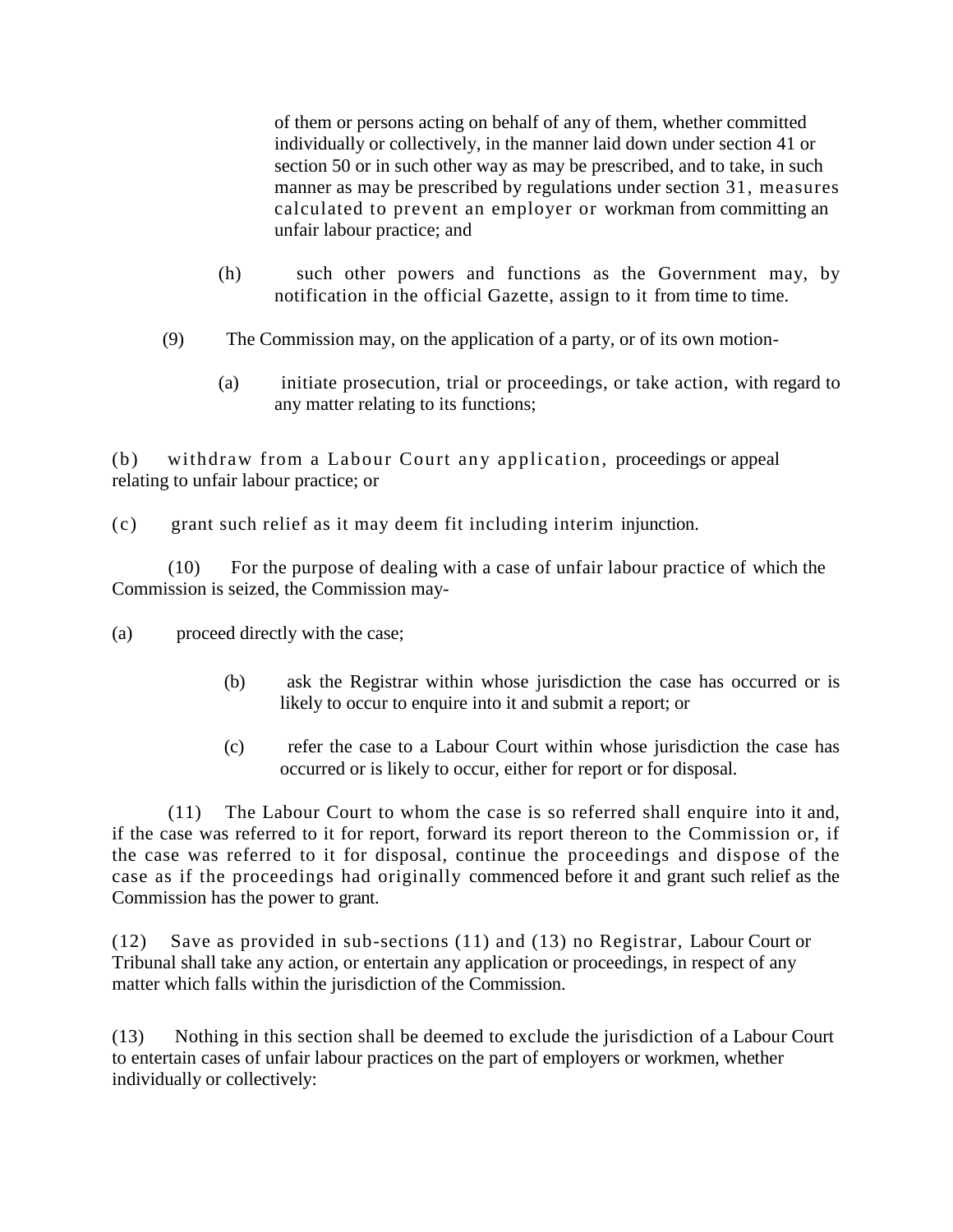of them or persons acting on behalf of any of them, whether committed individually or collectively, in the manner laid down under section 41 or section 50 or in such other way as may be prescribed, and to take, in such manner as may be prescribed by regulations under section 31, measures calculated to prevent an employer or workman from committing an unfair labour practice; and

(h) such other powers and functions as the Government may, by notification in the official Gazette, assign to it from time to time.

(9) The Commission may, on the application of a party, or of its own motion-

(a) initiate prosecution, trial or proceedings, or take action, with regard to any matter relating to its functions;

(b) withdraw from a Labour Court any application, proceedings or appeal relating to unfair labour practice; or

(c) grant such relief as it may deem fit including interim injunction.

(10) For the purpose of dealing with a case of unfair labour practice of which the Commission is seized, the Commission may-

(a) proceed directly with the case;

(b) ask the Registrar within whose jurisdiction the case has occurred or is likely to occur to enquire into it and submit a report; or

(c) refer the case to a Labour Court within whose jurisdiction the case has occurred or is likely to occur, either for report or for disposal.

(11) The Labour Court to whom the case is so referred shall enquire into it and, if the case was referred to it for report, forward its report thereon to the Commission or, if the case was referred to it for disposal, continue the proceedings and dispose of the case as if the proceedings had originally commenced before it and grant such relief as the Commission has the power to grant.

(12) Save as provided in sub-sections (11) and (13) no Registrar, Labour Court or Tribunal shall take any action, or entertain any application or proceedings, in respect of any matter which falls within the jurisdiction of the Commission.

(13) Nothing in this section shall be deemed to exclude the jurisdiction of a Labour Court to entertain cases of unfair labour practices on the part of employers or workmen, whether individually or collectively: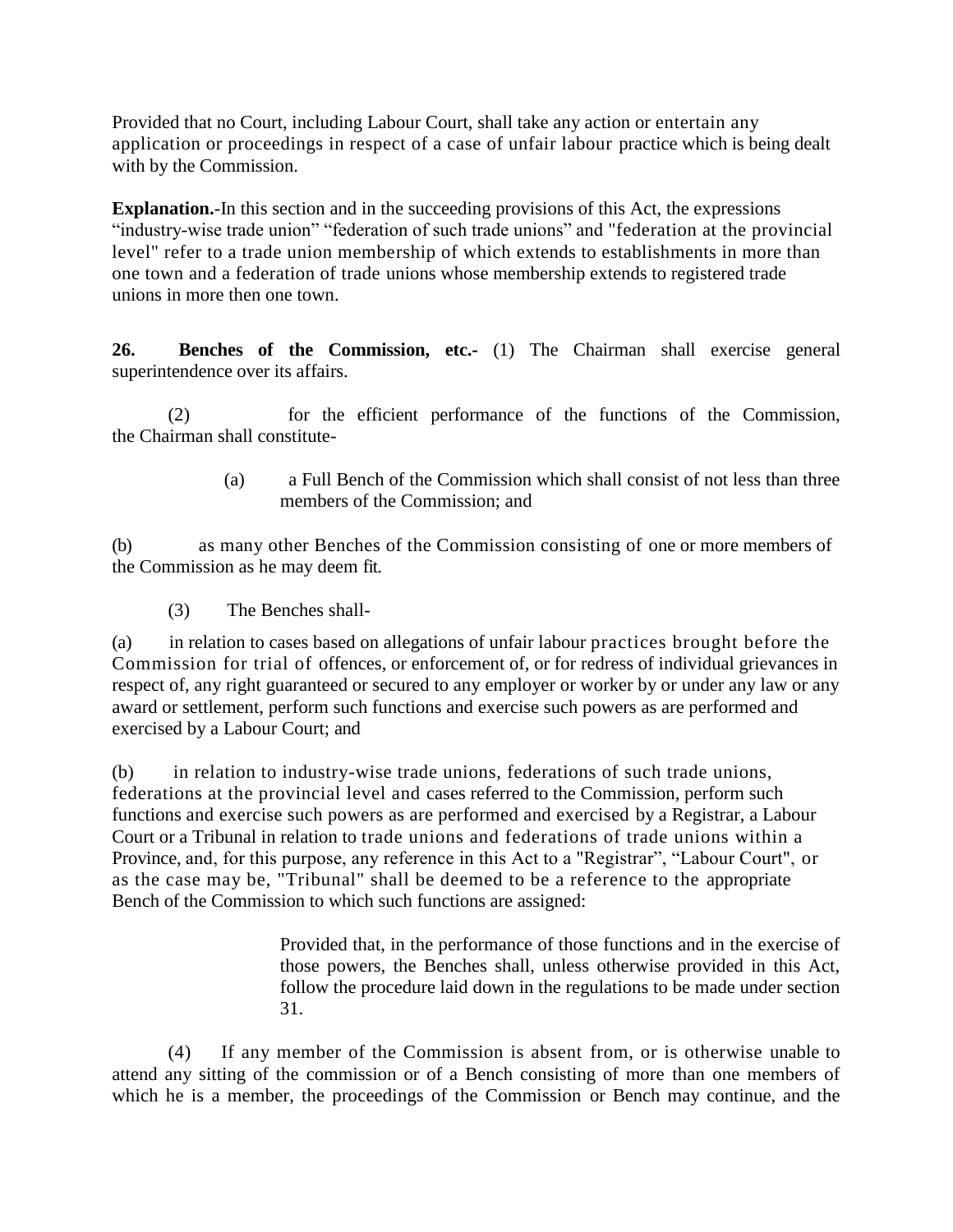Provided that no Court, including Labour Court, shall take any action or entertain any application or proceedings in respect of a case of unfair labour practice which is being dealt with by the Commission.

**Explanation.**-In this section and in the succeeding provisions of this Act, the expressions "industry-wise trade union" "federation of such trade unions" and "federation at the provincial level" refer to a trade union membership of which extends to establishments in more than one town and a federation of trade unions whose membership extends to registered trade unions in more then one town.

**26. Benches of the Commission, etc.-** (1) The Chairman shall exercise general superintendence over its affairs.

(2) for the efficient performance of the functions of the Commission, the Chairman shall constitute-

(a) a Full Bench of the Commission which shall consist of not less than three members of the Commission; and

(b) as many other Benches of the Commission consisting of one or more members of the Commission as he may deem fit.

(3) The Benches shall-

(a) in relation to cases based on allegations of unfair labour practices brought before the Commission for trial of offences, or enforcement of, or for redress of individual grievances in respect of, any right guaranteed or secured to any employer or worker by or under any law or any award or settlement, perform such functions and exercise such powers as are performed and exercised by a Labour Court; and

(b) in relation to industry-wise trade unions, federations of such trade unions, federations at the provincial level and cases referred to the Commission, perform such functions and exercise such powers as are performed and exercised by a Registrar, a Labour Court or a Tribunal in relation to trade unions and federations of trade unions within a Province, and, for this purpose, any reference in this Act to a "Registrar", "Labour Court", or as the case may be, "Tribunal" shall be deemed to be a reference to the appropriate Bench of the Commission to which such functions are assigned:

Provided that, in the performance of those functions and in the exercise of those powers, the Benches shall, unless otherwise provided in this Act, follow the procedure laid down in the regulations to be made under section 31.

(4) If any member of the Commission is absent from, or is otherwise unable to attend any sitting of the commission or of a Bench consisting of more than one members of which he is a member, the proceedings of the Commission or Bench may continue, and the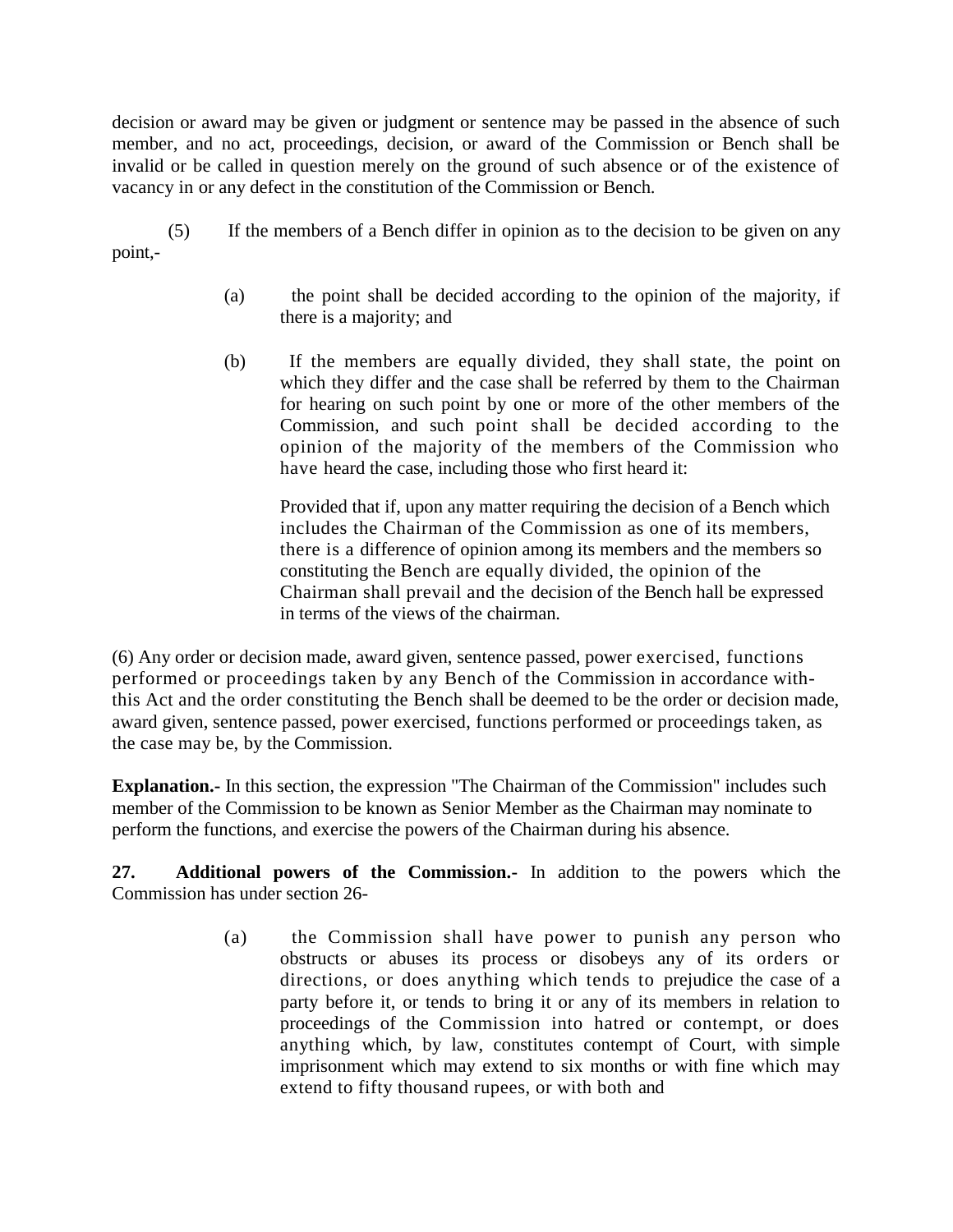decision or award may be given or judgment or sentence may be passed in the absence of such member, and no act, proceedings, decision, or award of the Commission or Bench shall be invalid or be called in question merely on the ground of such absence or of the existence of vacancy in or any defect in the constitution of the Commission or Bench.

(5) If the members of a Bench differ in opinion as to the decision to be given on any point,-

(a) the point shall be decided according to the opinion of the majority, if there is a majority; and

(b) If the members are equally divided, they shall state, the point on which they differ and the case shall be referred by them to the Chairman for hearing on such point by one or more of the other members of the Commission, and such point shall be decided according to the opinion of the majority of the members of the Commission who have heard the case, including those who first heard it:

Provided that if, upon any matter requiring the decision of a Bench which includes the Chairman of the Commission as one of its members, there is a difference of opinion among its members and the members so constituting the Bench are equally divided, the opinion of the Chairman shall prevail and the decision of the Bench hall be expressed in terms of the views of the chairman.

(6) Any order or decision made, award given, sentence passed, power exercised, functions performed or proceedings taken by any Bench of the Commission in accordance with- this Act and the order constituting the Bench shall be deemed to be the order or decision made, award given, sentence passed, power exercised, functions performed or proceedings taken, as the case may be, by the Commission.

**Explanation.-** In this section, the expression "The Chairman of the Commission" includes such member of the Commission to be known as Senior Member as the Chairman may nominate to perform the functions, and exercise the powers of the Chairman during his absence.

**27. Additional powers of the Commission.-** In addition to the powers which the Commission has under section 26-

(a) the Commission shall have power to punish any person who obstructs or abuses its process or disobeys any of its orders or directions, or does anything which tends to prejudice the case of a party before it, or tends to bring it or any of its members in relation to proceedings of the Commission into hatred or contempt, or does anything which, by law, constitutes contempt of Court, with simple imprisonment which may extend to six months or with fine which may extend to fifty thousand rupees, or with both and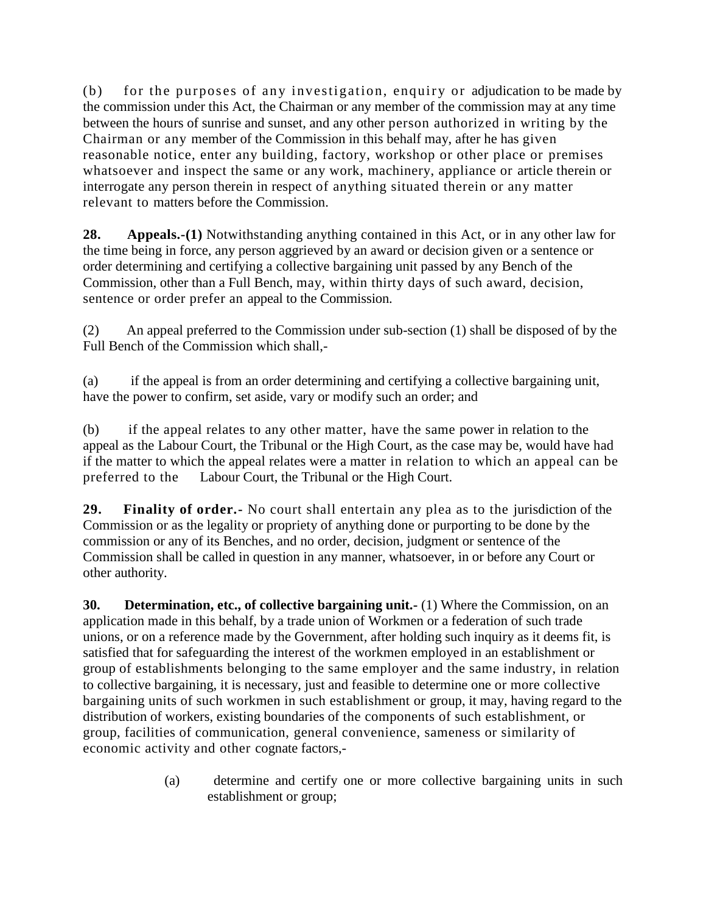(b) for the purposes of any investigation, enquiry or adjudication to be made by the commission under this Act, the Chairman or any member of the commission may at any time between the hours of sunrise and sunset, and any other person authorized in writing by the Chairman or any member of the Commission in this behalf may, after he has given reasonable notice, enter any building, factory, workshop or other place or premises whatsoever and inspect the same or any work, machinery, appliance or article therein or interrogate any person therein in respect of anything situated therein or any matter relevant to matters before the Commission.

**28. Appeals.-(1)** Notwithstanding anything contained in this Act, or in any other law for the time being in force, any person aggrieved by an award or decision given or a sentence or order determining and certifying a collective bargaining unit passed by any Bench of the Commission, other than a Full Bench, may, within thirty days of such award, decision, sentence or order prefer an appeal to the Commission.

(2) An appeal preferred to the Commission under sub-section (1) shall be disposed of by the Full Bench of the Commission which shall,-

(a) if the appeal is from an order determining and certifying a collective bargaining unit, have the power to confirm, set aside, vary or modify such an order; and

(b) if the appeal relates to any other matter, have the same power in relation to the appeal as the Labour Court, the Tribunal or the High Court, as the case may be, would have had if the matter to which the appeal relates were a matter in relation to which an appeal can be preferred to the Labour Court, the Tribunal or the High Court.

**29. Finality of order.-** No court shall entertain any plea as to the jurisdiction of the Commission or as the legality or propriety of anything done or purporting to be done by the commission or any of its Benches, and no order, decision, judgment or sentence of the Commission shall be called in question in any manner, whatsoever, in or before any Court or other authority.

**30. Determination, etc., of collective bargaining unit.-** (1) Where the Commission, on an application made in this behalf, by a trade union of Workmen or a federation of such trade unions, or on a reference made by the Government, after holding such inquiry as it deems fit, is satisfied that for safeguarding the interest of the workmen employed in an establishment or group of establishments belonging to the same employer and the same industry, in relation to collective bargaining, it is necessary, just and feasible to determine one or more collective bargaining units of such workmen in such establishment or group, it may, having regard to the distribution of workers, existing boundaries of the components of such establishment, or group, facilities of communication, general convenience, sameness or similarity of economic activity and other cognate factors,-

(a) determine and certify one or more collective bargaining units in such establishment or group;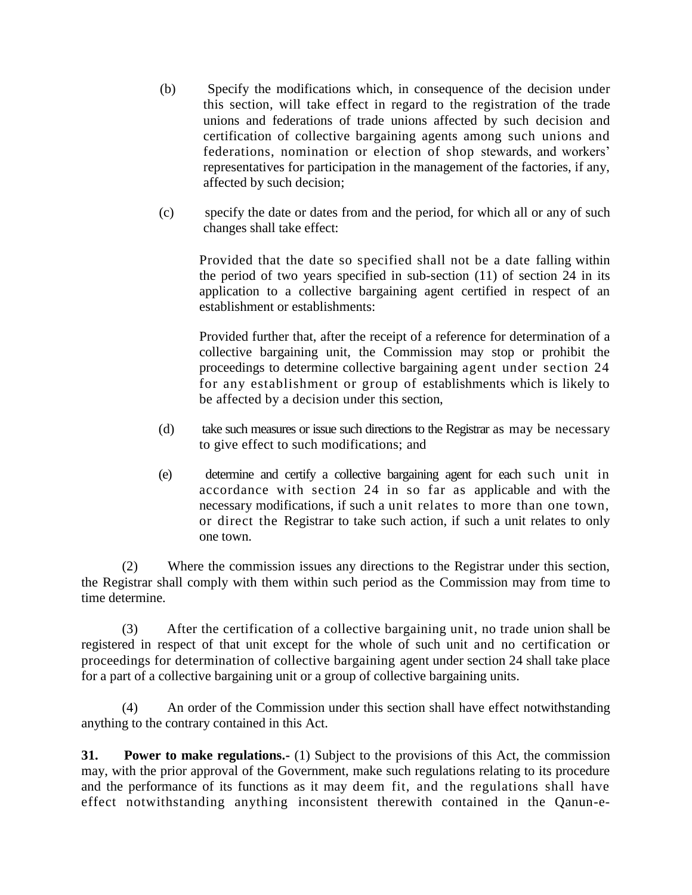(b) Specify the modifications which, in consequence of the decision under this section, will take effect in regard to the registration of the trade unions and federations of trade unions affected by such decision and certification of collective bargaining agents among such unions and federations, nomination or election of shop stewards, and workers' representatives for participation in the management of the factories, if any, affected by such decision;

(c) specify the date or dates from and the period, for which all or any of such changes shall take effect:

Provided that the date so specified shall not be a date falling within the period of two years specified in sub-section (11) of section 24 in its application to a collective bargaining agent certified in respect of an establishment or establishments:

Provided further that, after the receipt of a reference for determination of a collective bargaining unit, the Commission may stop or prohibit the proceedings to determine collective bargaining agent under section 24 for any establishment or group of establishments which is likely to be affected by a decision under this section,

(d) take such measures or issue such directions to the Registrar as may be necessary to give effect to such modifications; and

(e) determine and certify a collective bargaining agent for each such unit in accordance with section 24 in so far as applicable and with the necessary modifications, if such a unit relates to more than one town, or direct the Registrar to take such action, if such a unit relates to only one town.

(2) Where the commission issues any directions to the Registrar under this section, the Registrar shall comply with them within such period as the Commission may from time to time determine.

(3) After the certification of a collective bargaining unit, no trade union shall be registered in respect of that unit except for the whole of such unit and no certification or proceedings for determination of collective bargaining agent under section 24 shall take place for a part of a collective bargaining unit or a group of collective bargaining units.

(4) An order of the Commission under this section shall have effect notwithstanding anything to the contrary contained in this Act.

**31. Power to make regulations.-** (1) Subject to the provisions of this Act, the commission may, with the prior approval of the Government, make such regulations relating to its procedure and the performance of its functions as it may deem fit, and the regulations shall have effect notwithstanding anything inconsistent therewith contained in the Qanun-e-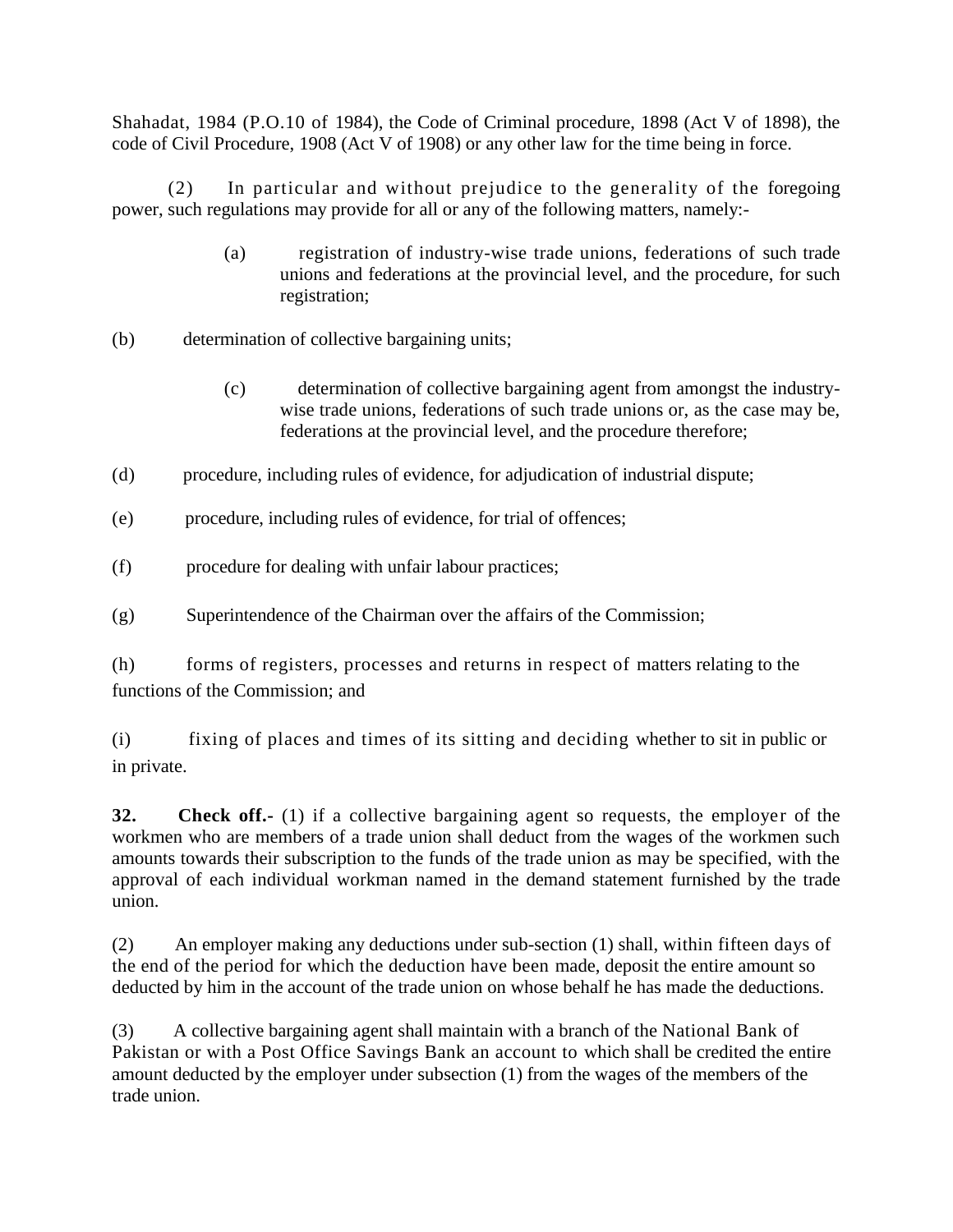Shahadat, 1984 (P.O.10 of 1984), the Code of Criminal procedure, 1898 (Act V of 1898), the code of Civil Procedure, 1908 (Act V of 1908) or any other law for the time being in force.

(2) In particular and without prejudice to the generality of the foregoing power, such regulations may provide for all or any of the following matters, namely:-

(a) registration of industry-wise trade unions, federations of such trade unions and federations at the provincial level, and the procedure, for such registration;

(b) determination of collective bargaining units;

(c) determination of collective bargaining agent from amongst the industry-wise trade unions, federations of such trade unions or, as the case may be, federations at the provincial level, and the procedure therefore;

(d) procedure, including rules of evidence, for adjudication of industrial dispute;

(e) procedure, including rules of evidence, for trial of offences;

(f) procedure for dealing with unfair labour practices;

(g) Superintendence of the Chairman over the affairs of the Commission;

(h) forms of registers, processes and returns in respect of matters relating to the functions of the Commission; and

(i) fixing of places and times of its sitting and deciding whether to sit in public or in private.

**32. Check off.-** (1) if a collective bargaining agent so requests, the employer of the workmen who are members of a trade union shall deduct from the wages of the workmen such amounts towards their subscription to the funds of the trade union as may be specified, with the approval of each individual workman named in the demand statement furnished by the trade union.

(2) An employer making any deductions under sub-section (1) shall, within fifteen days of the end of the period for which the deduction have been made, deposit the entire amount so deducted by him in the account of the trade union on whose behalf he has made the deductions.

(3) A collective bargaining agent shall maintain with a branch of the National Bank of Pakistan or with a Post Office Savings Bank an account to which shall be credited the entire amount deducted by the employer under subsection (1) from the wages of the members of the trade union.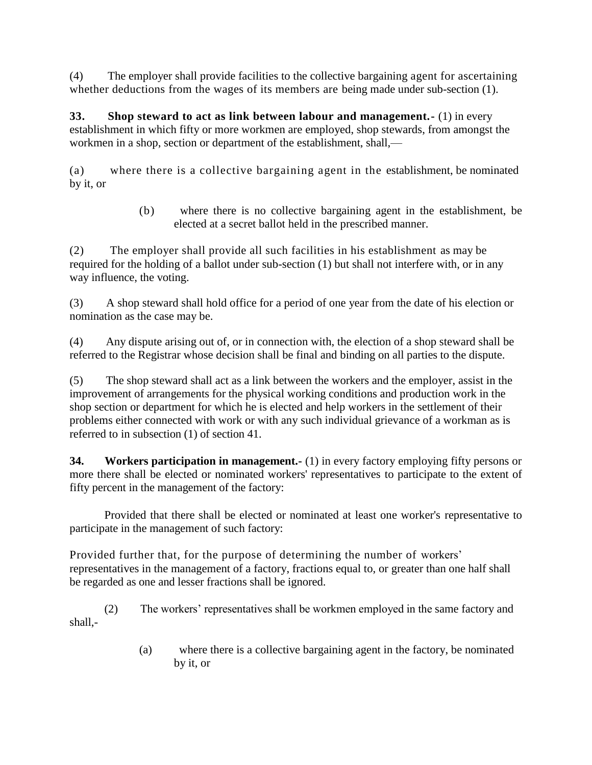(4) The employer shall provide facilities to the collective bargaining agent for ascertaining whether deductions from the wages of its members are being made under sub-section (1).

**33. Shop steward to act as link between labour and management.-** (1) in every establishment in which fifty or more workmen are employed, shop stewards, from amongst the workmen in a shop, section or department of the establishment, shall,—

(a) where there is a collective bargaining agent in the establishment, be nominated by it, or

(b) where there is no collective bargaining agent in the establishment, be elected at a secret ballot held in the prescribed manner.

(2) The employer shall provide all such facilities in his establishment as may be required for the holding of a ballot under sub-section (1) but shall not interfere with, or in any way influence, the voting.

(3) A shop steward shall hold office for a period of one year from the date of his election or nomination as the case may be.

(4) Any dispute arising out of, or in connection with, the election of a shop steward shall be referred to the Registrar whose decision shall be final and binding on all parties to the dispute.

(5) The shop steward shall act as a link between the workers and the employer, assist in the improvement of arrangements for the physical working conditions and production work in the shop section or department for which he is elected and help workers in the settlement of their problems either connected with work or with any such individual grievance of a workman as is referred to in subsection (1) of section 41.

**34. Workers participation in management.-** (1) in every factory employing fifty persons or more there shall be elected or nominated workers' representatives to participate to the extent of fifty percent in the management of the factory:

Provided that there shall be elected or nominated at least one worker's representative to participate in the management of such factory:

Provided further that, for the purpose of determining the number of workers' representatives in the management of a factory, fractions equal to, or greater than one half shall be regarded as one and lesser fractions shall be ignored.

(2) The workers' representatives shall be workmen employed in the same factory and shall,-

(a) where there is a collective bargaining agent in the factory, be nominated by it, or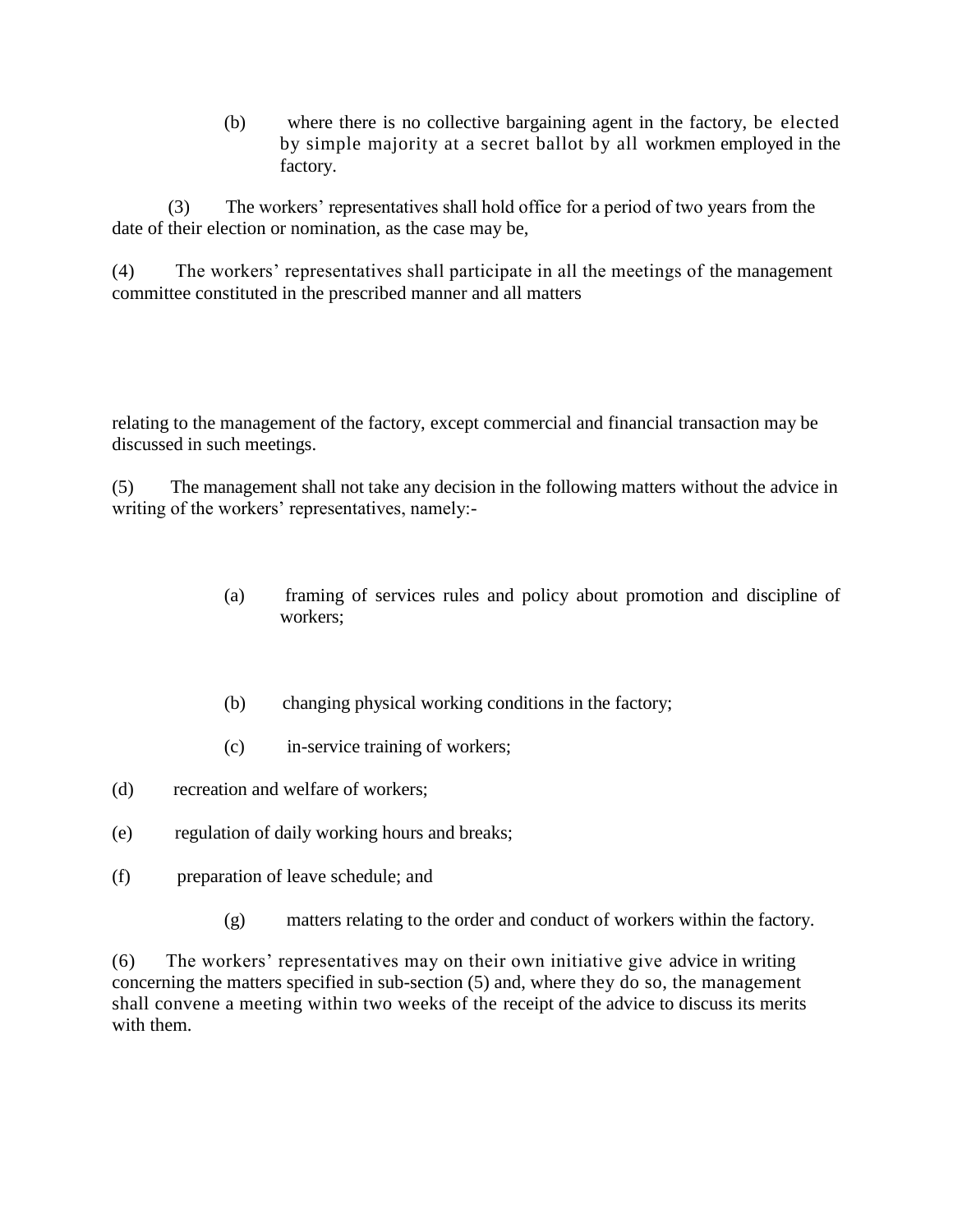(b) where there is no collective bargaining agent in the factory, be elected by simple majority at a secret ballot by all workmen employed in the factory.

(3) The workers' representatives shall hold office for a period of two years from the date of their election or nomination, as the case may be,

(4) The workers' representatives shall participate in all the meetings of the management committee constituted in the prescribed manner and all matters relating to the management of the factory, except commercial and financial transaction may be discussed in such meetings.

(5) The management shall not take any decision in the following matters without the advice in writing of the workers' representatives, namely:-

(a) framing of services rules and policy about promotion and discipline of workers;

(b) changing physical working conditions in the factory;

(c) in-service training of workers;

(d) recreation and welfare of workers;

(e) regulation of daily working hours and breaks;

(f) preparation of leave schedule; and

(g) matters relating to the order and conduct of workers within the factory.

(6) The workers' representatives may on their own initiative give advice in writing concerning the matters specified in sub-section (5) and, where they do so, the management shall convene a meeting within two weeks of the receipt of the advice to discuss its merits with them.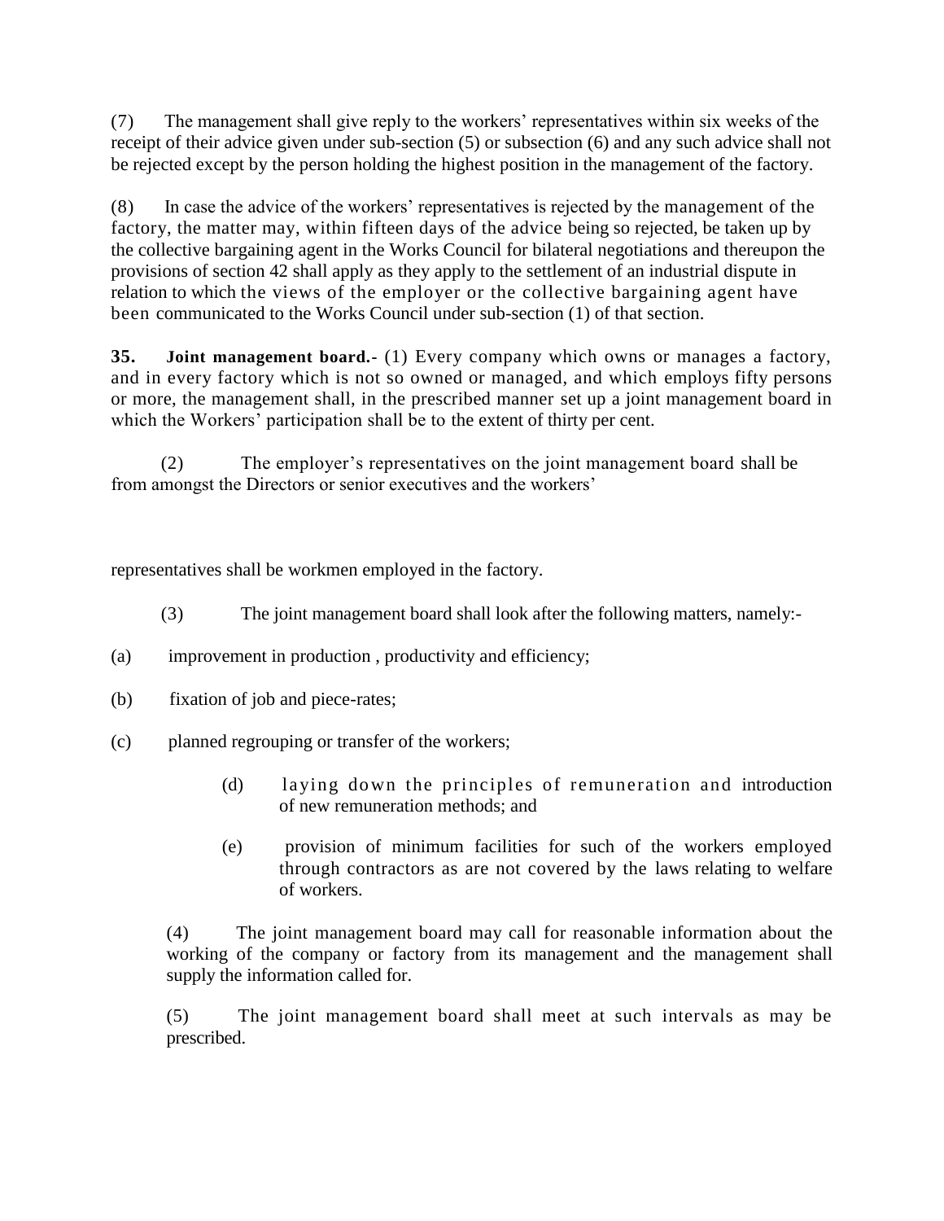(7) The management shall give reply to the workers' representatives within six weeks of the receipt of their advice given under sub-section (5) or subsection (6) and any such advice shall not be rejected except by the person holding the highest position in the management of the factory.

(8) In case the advice of the workers' representatives is rejected by the management of the factory, the matter may, within fifteen days of the advice being so rejected, be taken up by the collective bargaining agent in the Works Council for bilateral negotiations and thereupon the provisions of section 42 shall apply as they apply to the settlement of an industrial dispute in relation to which the views of the employer or the collective bargaining agent have been communicated to the Works Council under sub-section (1) of that section.

**35. Joint management board.**- (1) Every company which owns or manages a factory, and in every factory which is not so owned or managed, and which employs fifty persons or more, the management shall, in the prescribed manner set up a joint management board in which the Workers' participation shall be to the extent of thirty per cent.

(2) The employer's representatives on the joint management board shall be from amongst the Directors or senior executives and the workers' representatives shall be workmen employed in the factory.

(3) The joint management board shall look after the following matters, namely:-

(a) improvement in production , productivity and efficiency;

(b) fixation of job and piece-rates;

(c) planned regrouping or transfer of the workers;

(d) laying down the principles of remuneration and introduction of new remuneration methods; and

(e) provision of minimum facilities for such of the workers employed through contractors as are not covered by the laws relating to welfare of workers.

(4) The joint management board may call for reasonable information about the working of the company or factory from its management and the management shall supply the information called for.

(5) The joint management board shall meet at such intervals as may be prescribed.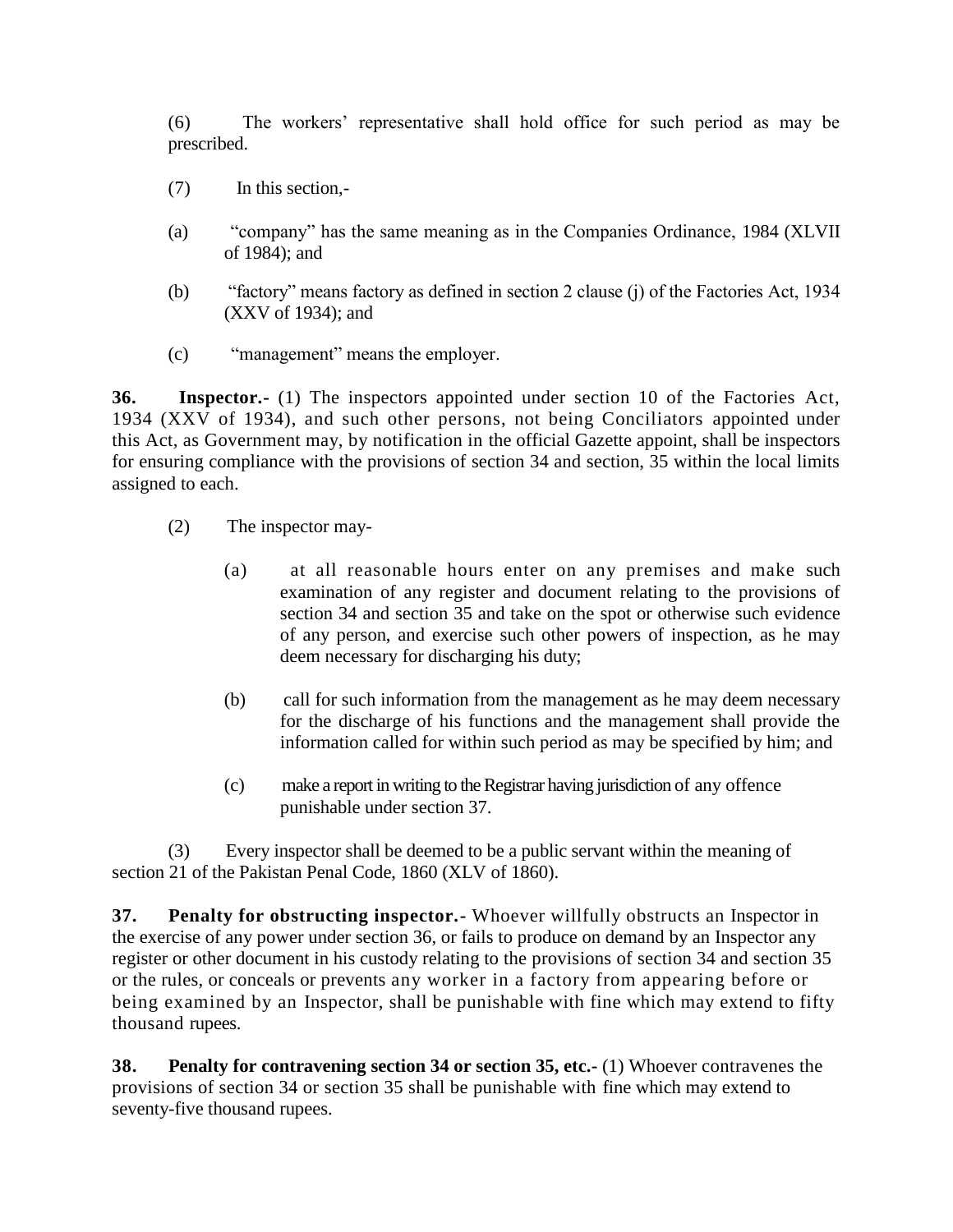(6) The workers' representative shall hold office for such period as may be prescribed.

(7) In this section,-

(a) "company" has the same meaning as in the Companies Ordinance, 1984 (XLVII of 1984); and

(b) "factory" means factory as defined in section 2 clause (j) of the Factories Act, 1934 (XXV of 1934); and

(c) "management" means the employer.

**36. Inspector.-** (1) The inspectors appointed under section 10 of the Factories Act, 1934 (XXV of 1934), and such other persons, not being Conciliators appointed under this Act, as Government may, by notification in the official Gazette appoint, shall be inspectors for ensuring compliance with the provisions of section 34 and section, 35 within the local limits assigned to each.

(2) The inspector may-

(a) at all reasonable hours enter on any premises and make such examination of any register and document relating to the provisions of section 34 and section 35 and take on the spot or otherwise such evidence of any person, and exercise such other powers of inspection, as he may deem necessary for discharging his duty;

(b) call for such information from the management as he may deem necessary for the discharge of his functions and the management shall provide the information called for within such period as may be specified by him; and

(c) make a report in writing to the Registrar having jurisdiction of any offence punishable under section 37.

(3) Every inspector shall be deemed to be a public servant within the meaning of section 21 of the Pakistan Penal Code, 1860 (XLV of 1860).

**37. Penalty for obstructing inspector.-** Whoever willfully obstructs an Inspector in the exercise of any power under section 36, or fails to produce on demand by an Inspector any register or other document in his custody relating to the provisions of section 34 and section 35 or the rules, or conceals or prevents any worker in a factory from appearing before or being examined by an Inspector, shall be punishable with fine which may extend to fifty thousand rupees.

**38. Penalty for contravening section 34 or section 35, etc.-** (1) Whoever contravenes the provisions of section 34 or section 35 shall be punishable with fine which may extend to seventy-five thousand rupees.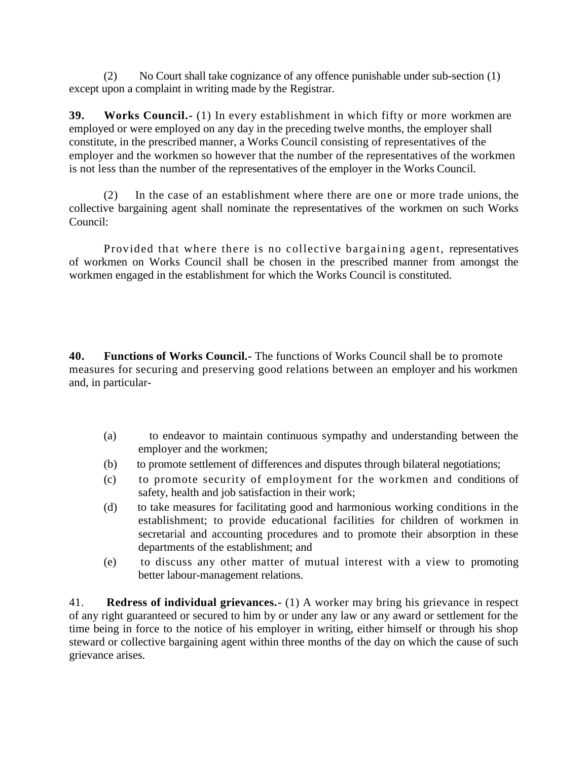(2) No Court shall take cognizance of any offence punishable under sub-section (1) except upon a complaint in writing made by the Registrar.

**39. Works Council.-** (1) In every establishment in which fifty or more workmen are employed or were employed on any day in the preceding twelve months, the employer shall constitute, in the prescribed manner, a Works Council consisting of representatives of the employer and the workmen so however that the number of the representatives of the workmen is not less than the number of the representatives of the employer in the Works Council.

(2) In the case of an establishment where there are one or more trade unions, the collective bargaining agent shall nominate the representatives of the workmen on such Works Council:

Provided that where there is no collective bargaining agent, representatives of workmen on Works Council shall be chosen in the prescribed manner from amongst the workmen engaged in the establishment for which the Works Council is constituted.

**40. Functions of Works Council.-** The functions of Works Council shall be to promote measures for securing and preserving good relations between an employer and his workmen and, in particular-

(a) to endeavor to maintain continuous sympathy and understanding between the employer and the workmen;

(b) to promote settlement of differences and disputes through bilateral negotiations;

(c) to promote security of employment for the workmen and conditions of safety, health and job satisfaction in their work;

(d) to take measures for facilitating good and harmonious working conditions in the establishment; to provide educational facilities for children of workmen in secretarial and accounting procedures and to promote their absorption in these departments of the establishment; and

(e) to discuss any other matter of mutual interest with a view to promoting better labour-management relations.

41. **Redress of individual grievances.-** (1) A worker may bring his grievance in respect of any right guaranteed or secured to him by or under any law or any award or settlement for the time being in force to the notice of his employer in writing, either himself or through his shop steward or collective bargaining agent within three months of the day on which the cause of such grievance arises.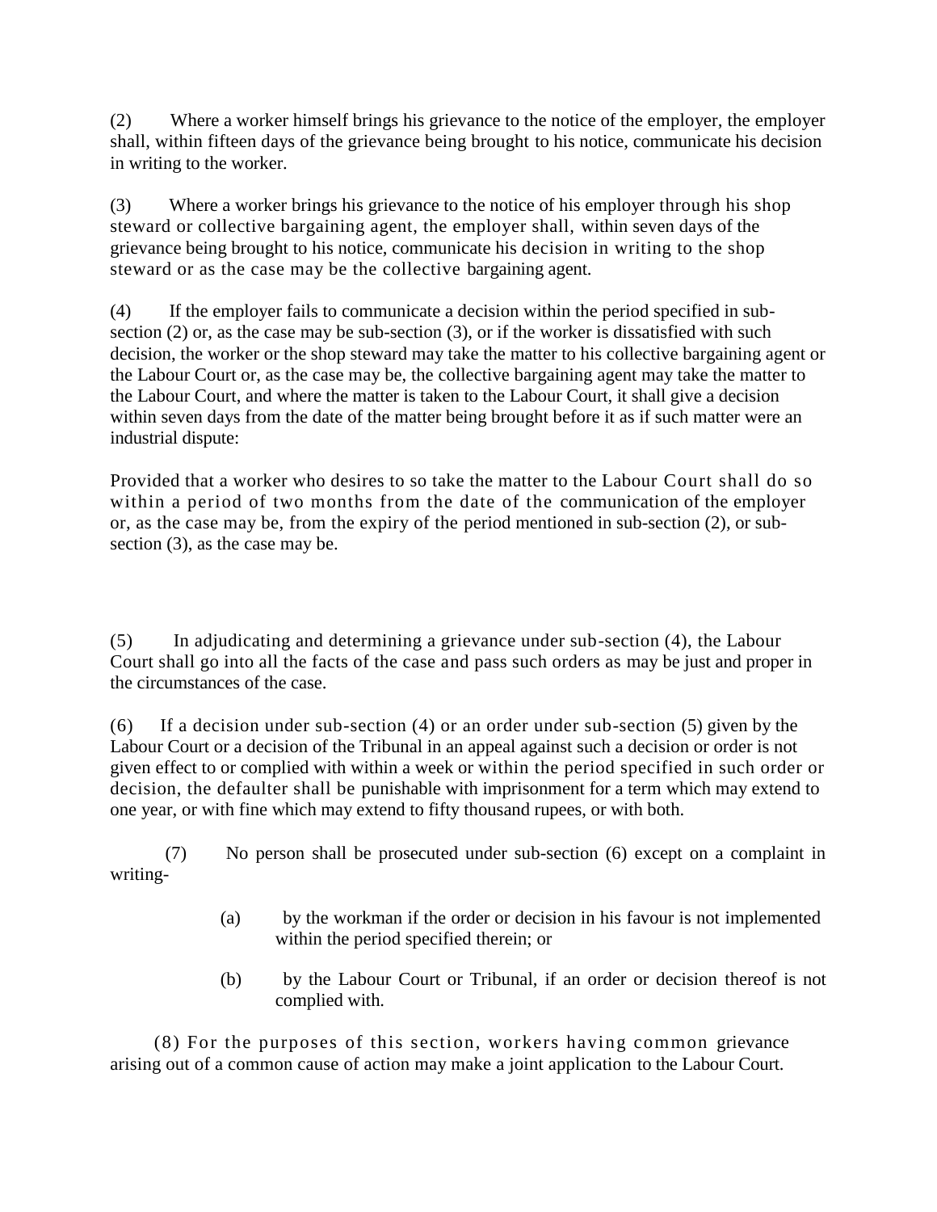(2) Where a worker himself brings his grievance to the notice of the employer, the employer shall, within fifteen days of the grievance being brought to his notice, communicate his decision in writing to the worker.

(3) Where a worker brings his grievance to the notice of his employer through his shop steward or collective bargaining agent, the employer shall, within seven days of the grievance being brought to his notice, communicate his decision in writing to the shop steward or as the case may be the collective bargaining agent.

(4) If the employer fails to communicate a decision within the period specified in sub-section (2) or, as the case may be sub-section (3), or if the worker is dissatisfied with such decision, the worker or the shop steward may take the matter to his collective bargaining agent or the Labour Court or, as the case may be, the collective bargaining agent may take the matter to the Labour Court, and where the matter is taken to the Labour Court, it shall give a decision within seven days from the date of the matter being brought before it as if such matter were an industrial dispute:

Provided that a worker who desires to so take the matter to the Labour Court shall do so within a period of two months from the date of the communication of the employer or, as the case may be, from the expiry of the period mentioned in sub-section (2), or sub-section (3), as the case may be.

(5) In adjudicating and determining a grievance under sub-section (4), the Labour Court shall go into all the facts of the case and pass such orders as may be just and proper in the circumstances of the case.

(6) If a decision under sub-section (4) or an order under sub-section (5) given by the Labour Court or a decision of the Tribunal in an appeal against such a decision or order is not given effect to or complied with within a week or within the period specified in such order or decision, the defaulter shall be punishable with imprisonment for a term which may extend to one year, or with fine which may extend to fifty thousand rupees, or with both.

(7) No person shall be prosecuted under sub-section (6) except on a complaint in writing-

(a) by the workman if the order or decision in his favour is not implemented within the period specified therein; or

(b) by the Labour Court or Tribunal, if an order or decision thereof is not complied with.

(8) For the purposes of this section, workers having common grievance arising out of a common cause of action may make a joint application to the Labour Court.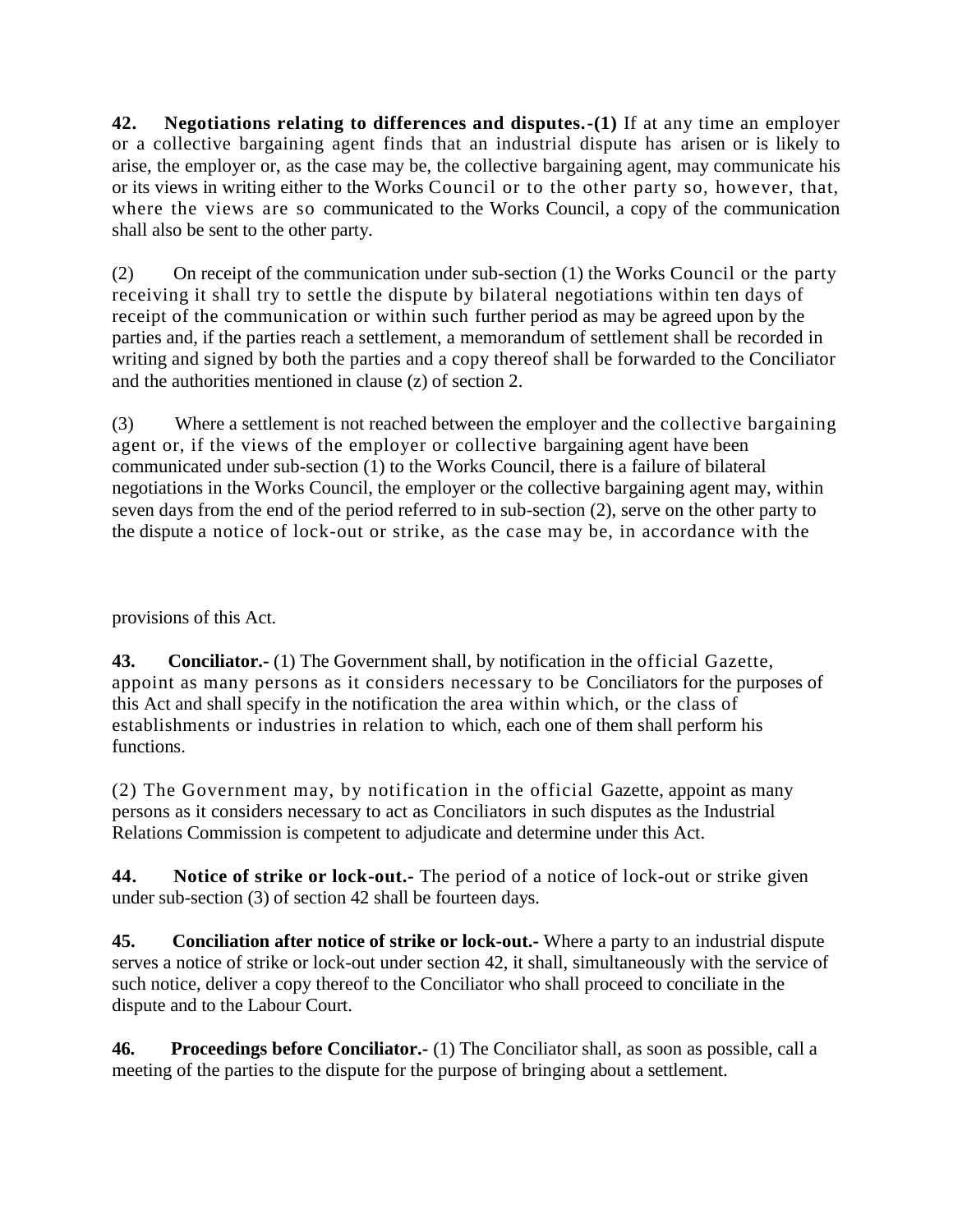**42. Negotiations relating to differences and disputes.-(1)** If at any time an employer or a collective bargaining agent finds that an industrial dispute has arisen or is likely to arise, the employer or, as the case may be, the collective bargaining agent, may communicate his or its views in writing either to the Works Council or to the other party so, however, that, where the views are so communicated to the Works Council, a copy of the communication shall also be sent to the other party.

(2) On receipt of the communication under sub-section (1) the Works Council or the party receiving it shall try to settle the dispute by bilateral negotiations within ten days of receipt of the communication or within such further period as may be agreed upon by the parties and, if the parties reach a settlement, a memorandum of settlement shall be recorded in writing and signed by both the parties and a copy thereof shall be forwarded to the Conciliator and the authorities mentioned in clause (z) of section 2.

(3) Where a settlement is not reached between the employer and the collective bargaining agent or, if the views of the employer or collective bargaining agent have been communicated under sub-section (1) to the Works Council, there is a failure of bilateral negotiations in the Works Council, the employer or the collective bargaining agent may, within seven days from the end of the period referred to in sub-section (2), serve on the other party to the dispute a notice of lock-out or strike, as the case may be, in accordance with the provisions of this Act.

**43. Conciliator.-** (1) The Government shall, by notification in the official Gazette, appoint as many persons as it considers necessary to be Conciliators for the purposes of this Act and shall specify in the notification the area within which, or the class of establishments or industries in relation to which, each one of them shall perform his functions.

(2) The Government may, by notification in the official Gazette, appoint as many persons as it considers necessary to act as Conciliators in such disputes as the Industrial Relations Commission is competent to adjudicate and determine under this Act.

**44. Notice of strike or lock-out.-** The period of a notice of lock-out or strike given under sub-section (3) of section 42 shall be fourteen days.

**45. Conciliation after notice of strike or lock-out.-** Where a party to an industrial dispute serves a notice of strike or lock-out under section 42, it shall, simultaneously with the service of such notice, deliver a copy thereof to the Conciliator who shall proceed to conciliate in the dispute and to the Labour Court.

**46. Proceedings before Conciliator.-** (1) The Conciliator shall, as soon as possible, call a meeting of the parties to the dispute for the purpose of bringing about a settlement.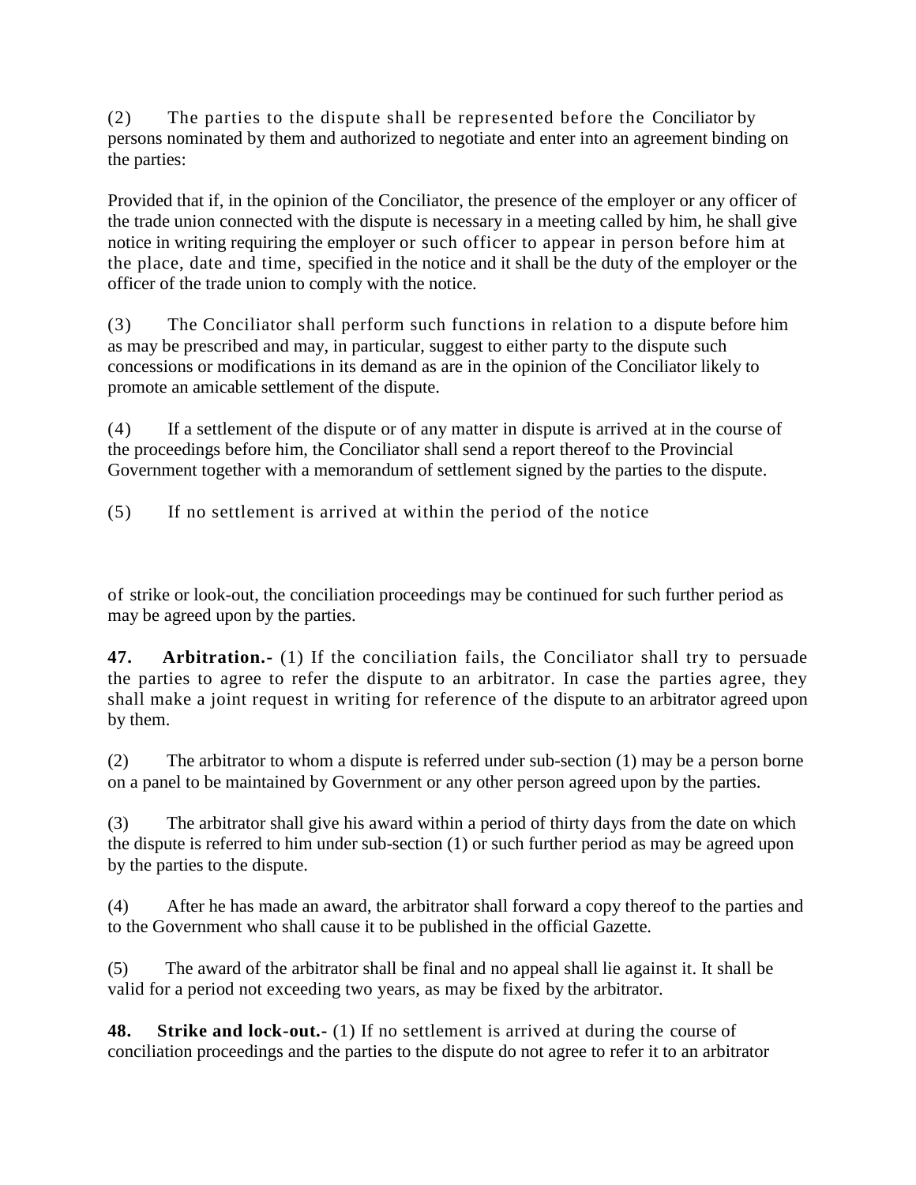(2) The parties to the dispute shall be represented before the Conciliator by persons nominated by them and authorized to negotiate and enter into an agreement binding on the parties:

Provided that if, in the opinion of the Conciliator, the presence of the employer or any officer of the trade union connected with the dispute is necessary in a meeting called by him, he shall give notice in writing requiring the employer or such officer to appear in person before him at the place, date and time, specified in the notice and it shall be the duty of the employer or the officer of the trade union to comply with the notice.

(3) The Conciliator shall perform such functions in relation to a dispute before him as may be prescribed and may, in particular, suggest to either party to the dispute such concessions or modifications in its demand as are in the opinion of the Conciliator likely to promote an amicable settlement of the dispute.

(4) If a settlement of the dispute or of any matter in dispute is arrived at in the course of the proceedings before him, the Conciliator shall send a report thereof to the Provincial Government together with a memorandum of settlement signed by the parties to the dispute.

(5) If no settlement is arrived at within the period of the notice of strike or look-out, the conciliation proceedings may be continued for such further period as may be agreed upon by the parties.

**47. Arbitration.-** (1) If the conciliation fails, the Conciliator shall try to persuade the parties to agree to refer the dispute to an arbitrator. In case the parties agree, they shall make a joint request in writing for reference of the dispute to an arbitrator agreed upon by them.

(2) The arbitrator to whom a dispute is referred under sub-section (1) may be a person borne on a panel to be maintained by Government or any other person agreed upon by the parties.

(3) The arbitrator shall give his award within a period of thirty days from the date on which the dispute is referred to him under sub-section (1) or such further period as may be agreed upon by the parties to the dispute.

(4) After he has made an award, the arbitrator shall forward a copy thereof to the parties and to the Government who shall cause it to be published in the official Gazette.

(5) The award of the arbitrator shall be final and no appeal shall lie against it. It shall be valid for a period not exceeding two years, as may be fixed by the arbitrator.

**48. Strike and lock-out.-** (1) If no settlement is arrived at during the course of conciliation proceedings and the parties to the dispute do not agree to refer it to an arbitrator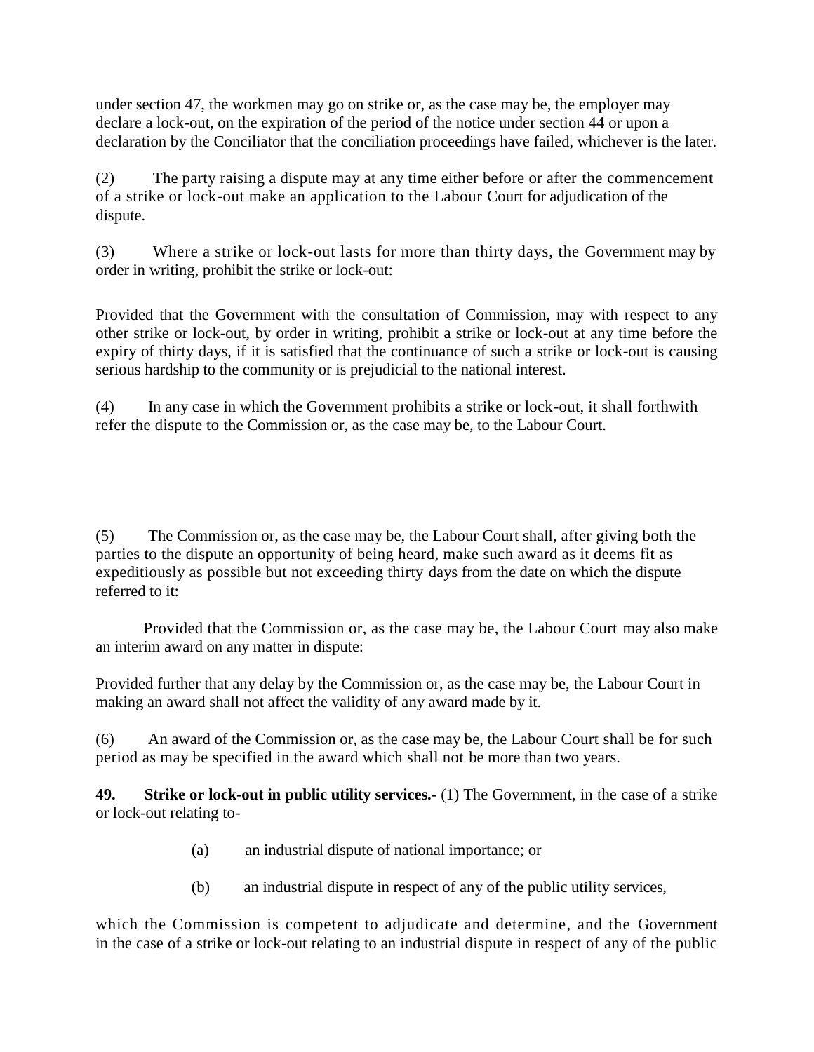under section 47, the workmen may go on strike or, as the case may be, the employer may declare a lock-out, on the expiration of the period of the notice under section 44 or upon a declaration by the Conciliator that the conciliation proceedings have failed, whichever is the later.

(2) The party raising a dispute may at any time either before or after the commencement of a strike or lock-out make an application to the Labour Court for adjudication of the dispute.

(3) Where a strike or lock-out lasts for more than thirty days, the Government may by order in writing, prohibit the strike or lock-out:

Provided that the Government with the consultation of Commission, may with respect to any other strike or lock-out, by order in writing, prohibit a strike or lock-out at any time before the expiry of thirty days, if it is satisfied that the continuance of such a strike or lock-out is causing serious hardship to the community or is prejudicial to the national interest.

(4) In any case in which the Government prohibits a strike or lock-out, it shall forthwith refer the dispute to the Commission or, as the case may be, to the Labour Court.

(5) The Commission or, as the case may be, the Labour Court shall, after giving both the parties to the dispute an opportunity of being heard, make such award as it deems fit as expeditiously as possible but not exceeding thirty days from the date on which the dispute referred to it:

Provided that the Commission or, as the case may be, the Labour Court may also make an interim award on any matter in dispute:

Provided further that any delay by the Commission or, as the case may be, the Labour Court in making an award shall not affect the validity of any award made by it.

(6) An award of the Commission or, as the case may be, the Labour Court shall be for such period as may be specified in the award which shall not be more than two years.

**49. Strike or lock-out in public utility services.-** (1) The Government, in the case of a strike or lock-out relating to-

(a) an industrial dispute of national importance; or

(b) an industrial dispute in respect of any of the public utility services,

which the Commission is competent to adjudicate and determine, and the Government in the case of a strike or lock-out relating to an industrial dispute in respect of any of the public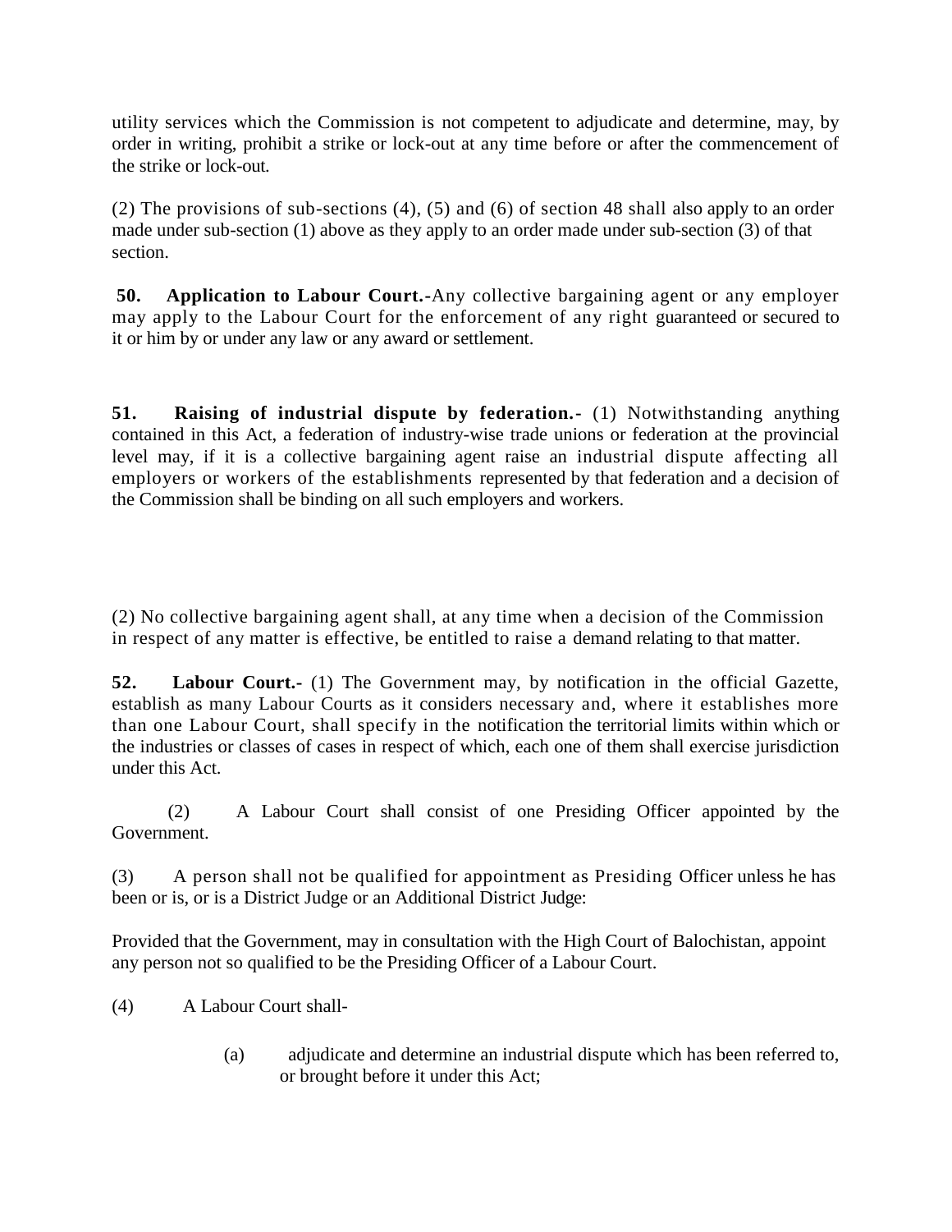utility services which the Commission is not competent to adjudicate and determine, may, by order in writing, prohibit a strike or lock-out at any time before or after the commencement of the strike or lock-out.

(2) The provisions of sub-sections (4), (5) and (6) of section 48 shall also apply to an order made under sub-section (1) above as they apply to an order made under sub-section (3) of that section.

**50. Application to Labour Court.-**Any collective bargaining agent or any employer may apply to the Labour Court for the enforcement of any right guaranteed or secured to it or him by or under any law or any award or settlement.

**51. Raising of industrial dispute by federation.-** (1) Notwithstanding anything contained in this Act, a federation of industry-wise trade unions or federation at the provincial level may, if it is a collective bargaining agent raise an industrial dispute affecting all employers or workers of the establishments represented by that federation and a decision of the Commission shall be binding on all such employers and workers.

(2) No collective bargaining agent shall, at any time when a decision of the Commission in respect of any matter is effective, be entitled to raise a demand relating to that matter.

**52. Labour Court.-** (1) The Government may, by notification in the official Gazette, establish as many Labour Courts as it considers necessary and, where it establishes more than one Labour Court, shall specify in the notification the territorial limits within which or the industries or classes of cases in respect of which, each one of them shall exercise jurisdiction under this Act.

(2) A Labour Court shall consist of one Presiding Officer appointed by the Government.

(3) A person shall not be qualified for appointment as Presiding Officer unless he has been or is, or is a District Judge or an Additional District Judge:

Provided that the Government, may in consultation with the High Court of Balochistan, appoint any person not so qualified to be the Presiding Officer of a Labour Court.

(4) A Labour Court shall-

(a) adjudicate and determine an industrial dispute which has been referred to, or brought before it under this Act;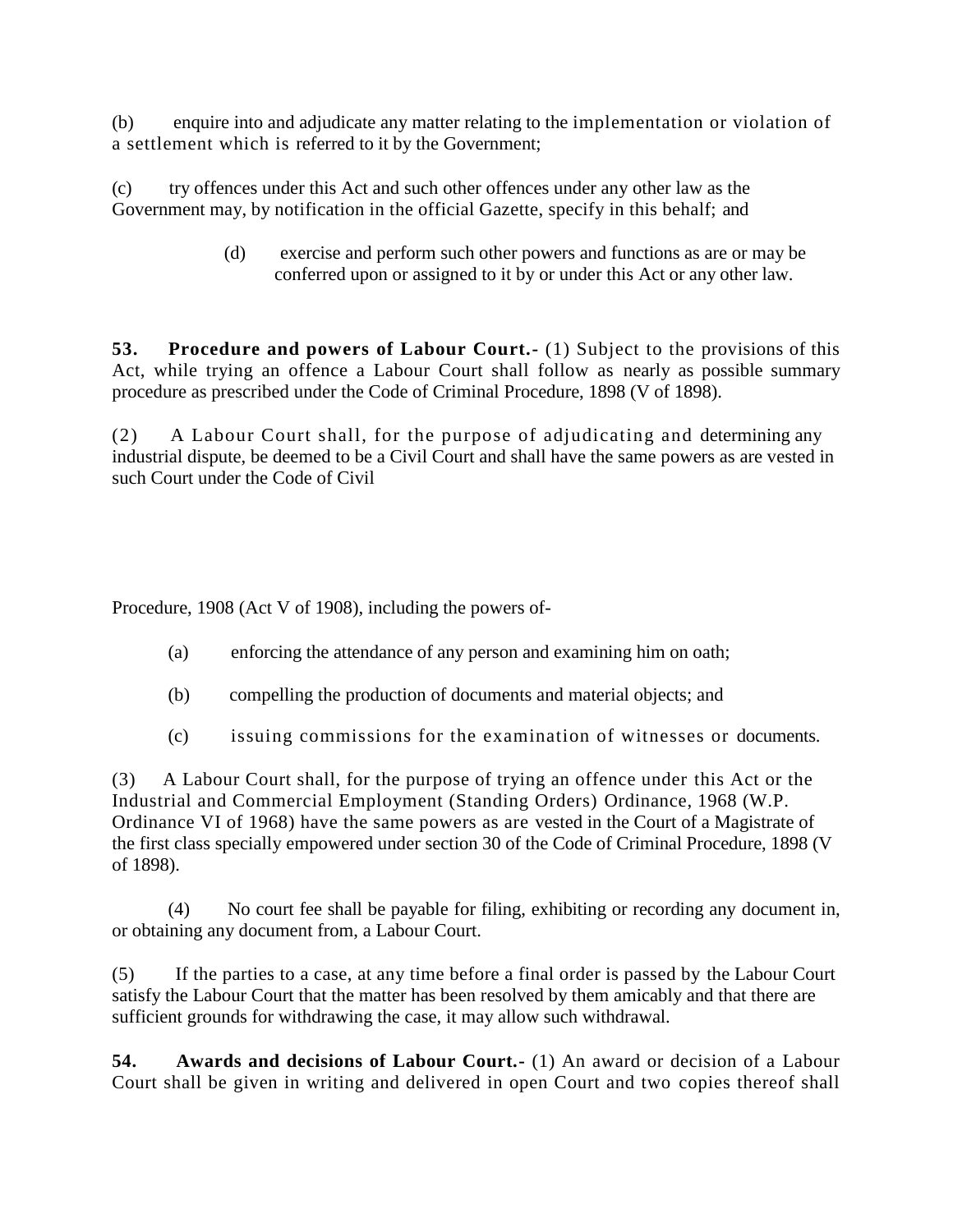(b) enquire into and adjudicate any matter relating to the implementation or violation of a settlement which is referred to it by the Government;

(c) try offences under this Act and such other offences under any other law as the Government may, by notification in the official Gazette, specify in this behalf; and

(d) exercise and perform such other powers and functions as are or may be conferred upon or assigned to it by or under this Act or any other law.

**53. Procedure and powers of Labour Court.-** (1) Subject to the provisions of this Act, while trying an offence a Labour Court shall follow as nearly as possible summary procedure as prescribed under the Code of Criminal Procedure, 1898 (V of 1898).

(2) A Labour Court shall, for the purpose of adjudicating and determining any industrial dispute, be deemed to be a Civil Court and shall have the same powers as are vested in such Court under the Code of Civil Procedure, 1908 (Act V of 1908), including the powers of-

(a) enforcing the attendance of any person and examining him on oath;

(b) compelling the production of documents and material objects; and

(c) issuing commissions for the examination of witnesses or documents.

(3) A Labour Court shall, for the purpose of trying an offence under this Act or the Industrial and Commercial Employment (Standing Orders) Ordinance, 1968 (W.P. Ordinance VI of 1968) have the same powers as are vested in the Court of a Magistrate of the first class specially empowered under section 30 of the Code of Criminal Procedure, 1898 (V of 1898).

(4) No court fee shall be payable for filing, exhibiting or recording any document in, or obtaining any document from, a Labour Court.

(5) If the parties to a case, at any time before a final order is passed by the Labour Court satisfy the Labour Court that the matter has been resolved by them amicably and that there are sufficient grounds for withdrawing the case, it may allow such withdrawal.

**54. Awards and decisions of Labour Court.-** (1) An award or decision of a Labour Court shall be given in writing and delivered in open Court and two copies thereof shall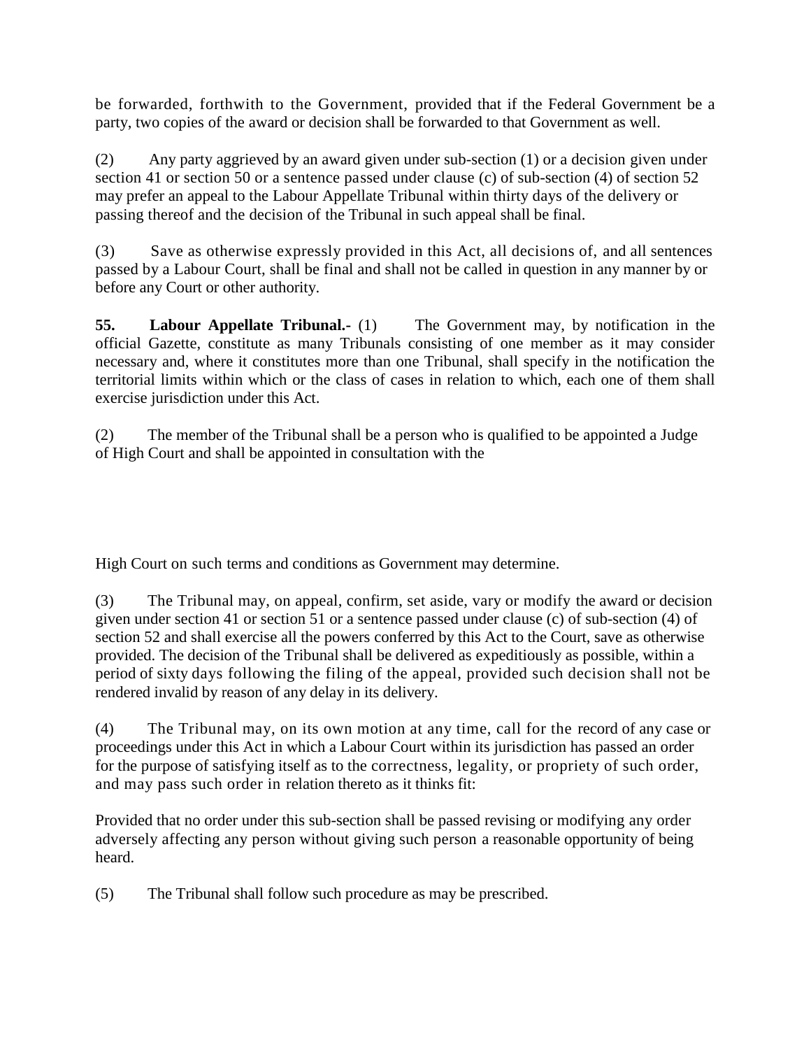be forwarded, forthwith to the Government, provided that if the Federal Government be a party, two copies of the award or decision shall be forwarded to that Government as well.

(2) Any party aggrieved by an award given under sub-section (1) or a decision given under section 41 or section 50 or a sentence passed under clause (c) of sub-section (4) of section 52 may prefer an appeal to the Labour Appellate Tribunal within thirty days of the delivery or passing thereof and the decision of the Tribunal in such appeal shall be final.

(3) Save as otherwise expressly provided in this Act, all decisions of, and all sentences passed by a Labour Court, shall be final and shall not be called in question in any manner by or before any Court or other authority.

**55. Labour Appellate Tribunal.-** (1) The Government may, by notification in the official Gazette, constitute as many Tribunals consisting of one member as it may consider necessary and, where it constitutes more than one Tribunal, shall specify in the notification the territorial limits within which or the class of cases in relation to which, each one of them shall exercise jurisdiction under this Act.

(2) The member of the Tribunal shall be a person who is qualified to be appointed a Judge of High Court and shall be appointed in consultation with the High Court on such terms and conditions as Government may determine.

(3) The Tribunal may, on appeal, confirm, set aside, vary or modify the award or decision given under section 41 or section 51 or a sentence passed under clause (c) of sub-section (4) of section 52 and shall exercise all the powers conferred by this Act to the Court, save as otherwise provided. The decision of the Tribunal shall be delivered as expeditiously as possible, within a period of sixty days following the filing of the appeal, provided such decision shall not be rendered invalid by reason of any delay in its delivery.

(4) The Tribunal may, on its own motion at any time, call for the record of any case or proceedings under this Act in which a Labour Court within its jurisdiction has passed an order for the purpose of satisfying itself as to the correctness, legality, or propriety of such order, and may pass such order in relation thereto as it thinks fit:

Provided that no order under this sub-section shall be passed revising or modifying any order adversely affecting any person without giving such person a reasonable opportunity of being heard.

(5) The Tribunal shall follow such procedure as may be prescribed.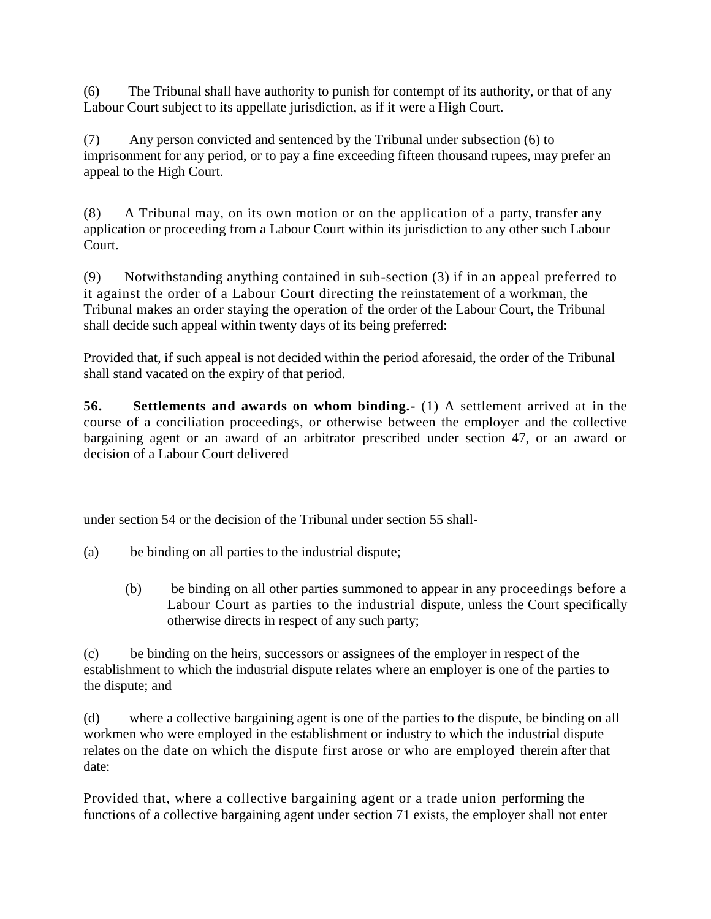(6) The Tribunal shall have authority to punish for contempt of its authority, or that of any Labour Court subject to its appellate jurisdiction, as if it were a High Court.

(7) Any person convicted and sentenced by the Tribunal under subsection (6) to imprisonment for any period, or to pay a fine exceeding fifteen thousand rupees, may prefer an appeal to the High Court.

(8) A Tribunal may, on its own motion or on the application of a party, transfer any application or proceeding from a Labour Court within its jurisdiction to any other such Labour Court.

(9) Notwithstanding anything contained in sub-section (3) if in an appeal preferred to it against the order of a Labour Court directing the reinstatement of a workman, the Tribunal makes an order staying the operation of the order of the Labour Court, the Tribunal shall decide such appeal within twenty days of its being preferred:

Provided that, if such appeal is not decided within the period aforesaid, the order of the Tribunal shall stand vacated on the expiry of that period.

**56. Settlements and awards on whom binding.**- (1) A settlement arrived at in the course of a conciliation proceedings, or otherwise between the employer and the collective bargaining agent or an award of an arbitrator prescribed under section 47, or an award or decision of a Labour Court delivered under section 54 or the decision of the Tribunal under section 55 shall-

(a) be binding on all parties to the industrial dispute;

(b) be binding on all other parties summoned to appear in any proceedings before a Labour Court as parties to the industrial dispute, unless the Court specifically otherwise directs in respect of any such party;

(c) be binding on the heirs, successors or assignees of the employer in respect of the establishment to which the industrial dispute relates where an employer is one of the parties to the dispute; and

(d) where a collective bargaining agent is one of the parties to the dispute, be binding on all workmen who were employed in the establishment or industry to which the industrial dispute relates on the date on which the dispute first arose or who are employed therein after that date:

Provided that, where a collective bargaining agent or a trade union performing the functions of a collective bargaining agent under section 71 exists, the employer shall not enter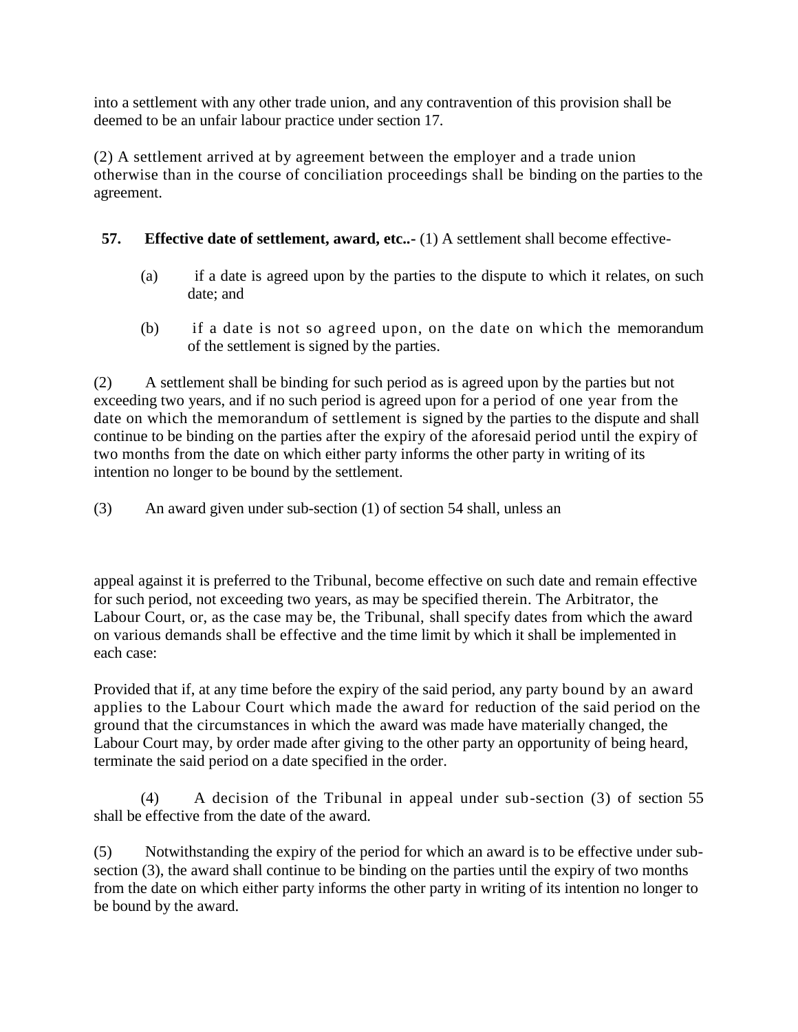into a settlement with any other trade union, and any contravention of this provision shall be deemed to be an unfair labour practice under section 17.

(2) A settlement arrived at by agreement between the employer and a trade union otherwise than in the course of conciliation proceedings shall be binding on the parties to the agreement.

**57. Effective date of settlement, award, etc..-** (1) A settlement shall become effective-

(a) if a date is agreed upon by the parties to the dispute to which it relates, on such date; and

(b) if a date is not so agreed upon, on the date on which the memorandum of the settlement is signed by the parties.

(2) A settlement shall be binding for such period as is agreed upon by the parties but not exceeding two years, and if no such period is agreed upon for a period of one year from the date on which the memorandum of settlement is signed by the parties to the dispute and shall continue to be binding on the parties after the expiry of the aforesaid period until the expiry of two months from the date on which either party informs the other party in writing of its intention no longer to be bound by the settlement.

(3) An award given under sub-section (1) of section 54 shall, unless an appeal against it is preferred to the Tribunal, become effective on such date and remain effective for such period, not exceeding two years, as may be specified therein. The Arbitrator, the Labour Court, or, as the case may be, the Tribunal, shall specify dates from which the award on various demands shall be effective and the time limit by which it shall be implemented in each case:

Provided that if, at any time before the expiry of the said period, any party bound by an award applies to the Labour Court which made the award for reduction of the said period on the ground that the circumstances in which the award was made have materially changed, the Labour Court may, by order made after giving to the other party an opportunity of being heard, terminate the said period on a date specified in the order.

(4) A decision of the Tribunal in appeal under sub-section (3) of section 55 shall be effective from the date of the award.

(5) Notwithstanding the expiry of the period for which an award is to be effective under sub-section (3), the award shall continue to be binding on the parties until the expiry of two months from the date on which either party informs the other party in writing of its intention no longer to be bound by the award.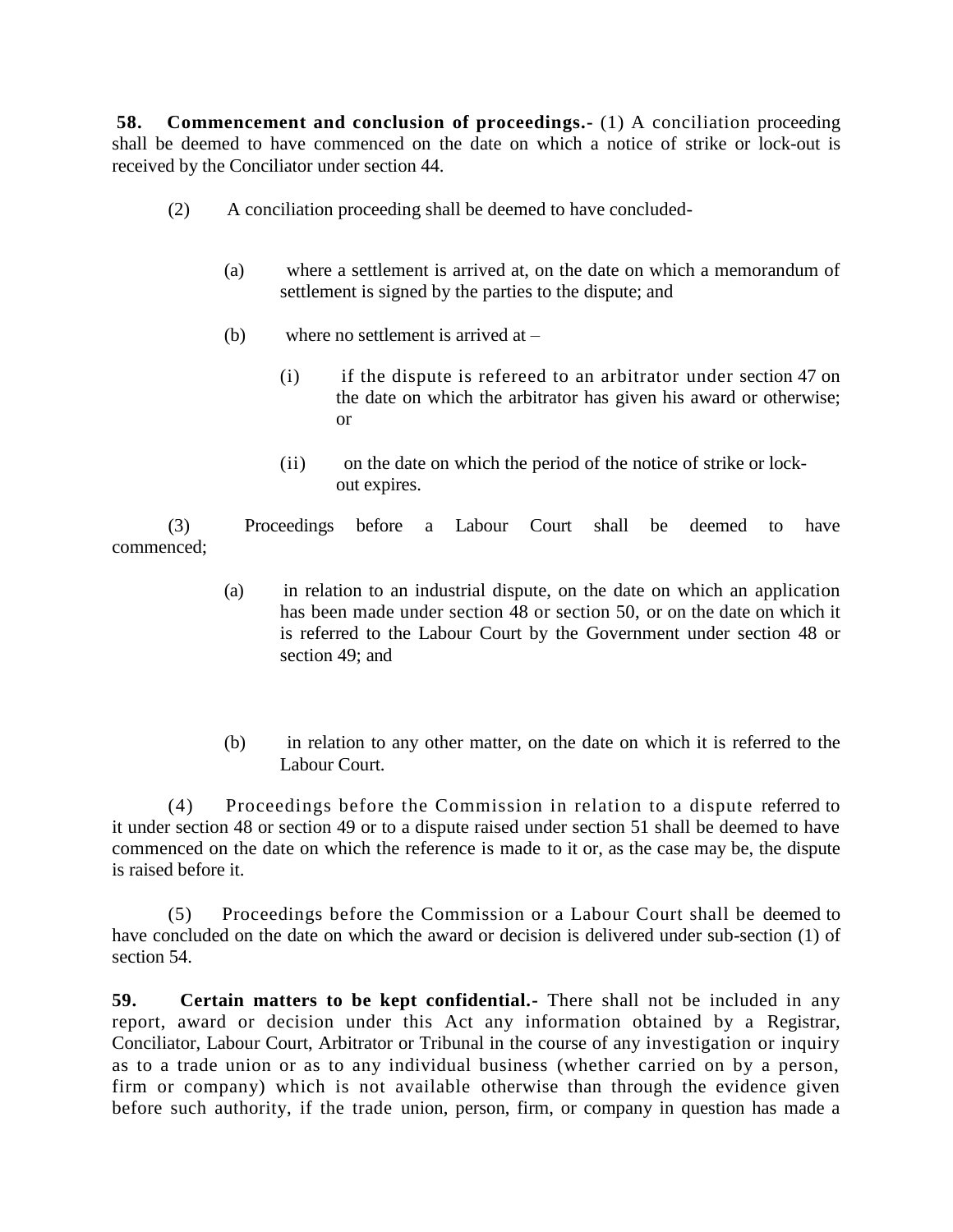**58. Commencement and conclusion of proceedings.-** (1) A conciliation proceeding shall be deemed to have commenced on the date on which a notice of strike or lock-out is received by the Conciliator under section 44.

(2) A conciliation proceeding shall be deemed to have concluded-

(a) where a settlement is arrived at, on the date on which a memorandum of settlement is signed by the parties to the dispute; and

(b) where no settlement is arrived at –

(i) if the dispute is refereed to an arbitrator under section 47 on the date on which the arbitrator has given his award or otherwise; or

(ii) on the date on which the period of the notice of strike or lock-out expires.

(3) Proceedings before a Labour Court shall be deemed to have commenced;

(a) in relation to an industrial dispute, on the date on which an application has been made under section 48 or section 50, or on the date on which it is referred to the Labour Court by the Government under section 48 or section 49; and

(b) in relation to any other matter, on the date on which it is referred to the Labour Court.

(4) Proceedings before the Commission in relation to a dispute referred to it under section 48 or section 49 or to a dispute raised under section 51 shall be deemed to have commenced on the date on which the reference is made to it or, as the case may be, the dispute is raised before it.

(5) Proceedings before the Commission or a Labour Court shall be deemed to have concluded on the date on which the award or decision is delivered under sub-section (1) of section 54.

**59. Certain matters to be kept confidential.-** There shall not be included in any report, award or decision under this Act any information obtained by a Registrar, Conciliator, Labour Court, Arbitrator or Tribunal in the course of any investigation or inquiry as to a trade union or as to any individual business (whether carried on by a person, firm or company) which is not available otherwise than through the evidence given before such authority, if the trade union, person, firm, or company in question has made a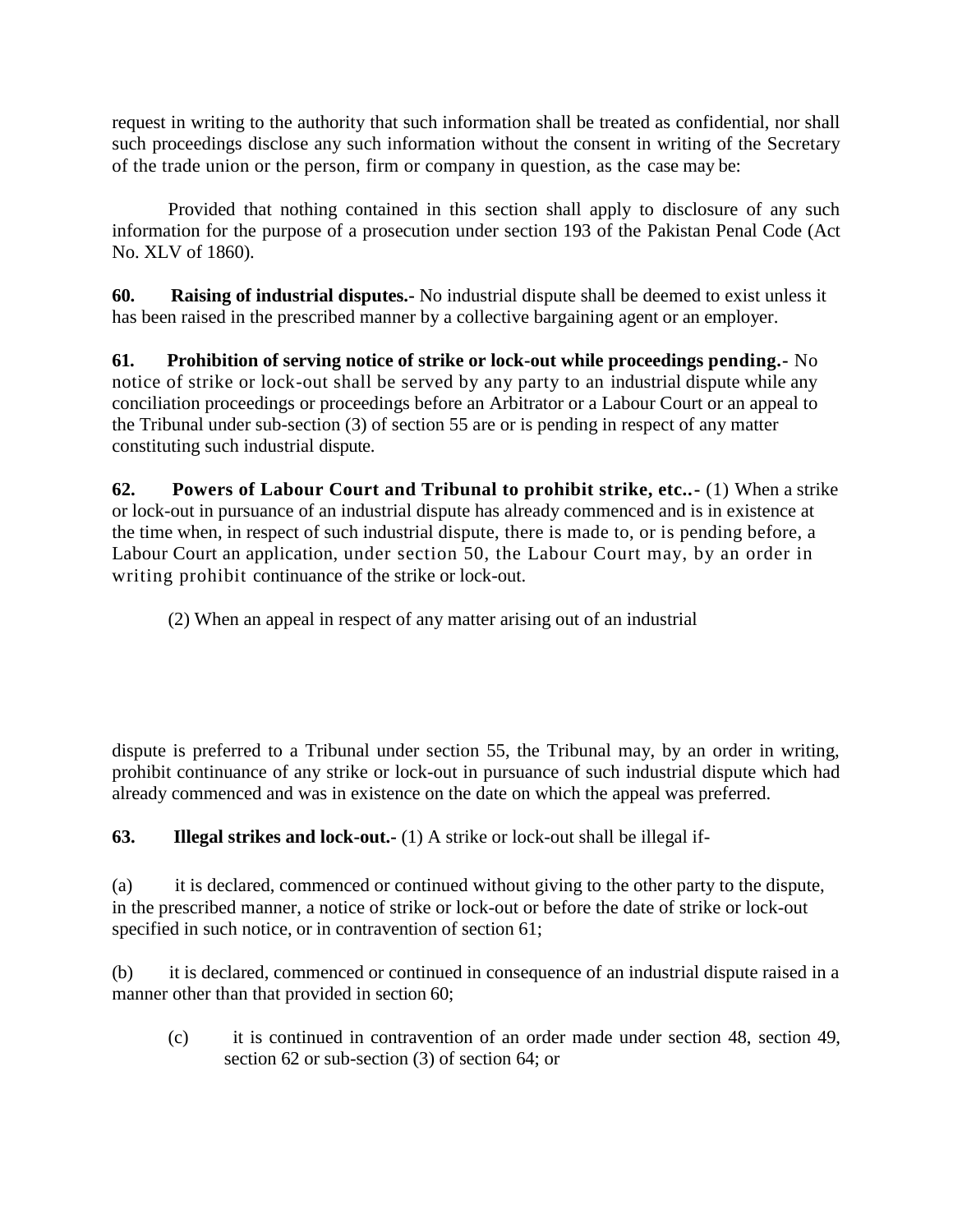request in writing to the authority that such information shall be treated as confidential, nor shall such proceedings disclose any such information without the consent in writing of the Secretary of the trade union or the person, firm or company in question, as the case may be:

Provided that nothing contained in this section shall apply to disclosure of any such information for the purpose of a prosecution under section 193 of the Pakistan Penal Code (Act No. XLV of 1860).

**60. Raising of industrial disputes.-** No industrial dispute shall be deemed to exist unless it has been raised in the prescribed manner by a collective bargaining agent or an employer.

**61. Prohibition of serving notice of strike or lock-out while proceedings pending.-** No notice of strike or lock-out shall be served by any party to an industrial dispute while any conciliation proceedings or proceedings before an Arbitrator or a Labour Court or an appeal to the Tribunal under sub-section (3) of section 55 are or is pending in respect of any matter constituting such industrial dispute.

**62. Powers of Labour Court and Tribunal to prohibit strike, etc..-** (1) When a strike or lock-out in pursuance of an industrial dispute has already commenced and is in existence at the time when, in respect of such industrial dispute, there is made to, or is pending before, a Labour Court an application, under section 50, the Labour Court may, by an order in writing prohibit continuance of the strike or lock-out.

(2) When an appeal in respect of any matter arising out of an industrial dispute is preferred to a Tribunal under section 55, the Tribunal may, by an order in writing, prohibit continuance of any strike or lock-out in pursuance of such industrial dispute which had already commenced and was in existence on the date on which the appeal was preferred.

**63. Illegal strikes and lock-out.-** (1) A strike or lock-out shall be illegal if-

(a) it is declared, commenced or continued without giving to the other party to the dispute, in the prescribed manner, a notice of strike or lock-out or before the date of strike or lock-out specified in such notice, or in contravention of section 61;

(b) it is declared, commenced or continued in consequence of an industrial dispute raised in a manner other than that provided in section 60;

(c) it is continued in contravention of an order made under section 48, section 49, section 62 or sub-section (3) of section 64; or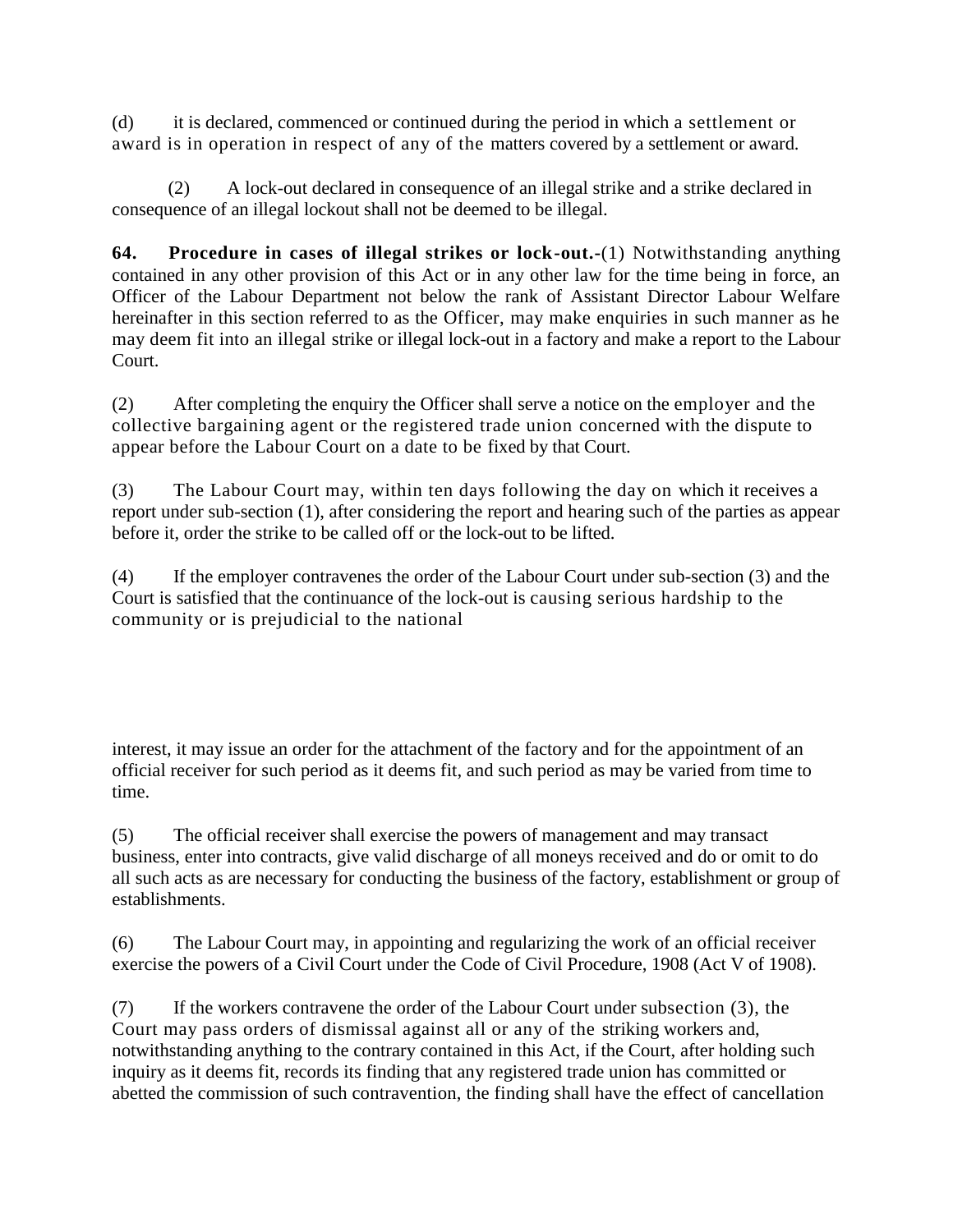(d) it is declared, commenced or continued during the period in which a settlement or award is in operation in respect of any of the matters covered by a settlement or award.

(2) A lock-out declared in consequence of an illegal strike and a strike declared in consequence of an illegal lockout shall not be deemed to be illegal.

**64. Procedure in cases of illegal strikes or lock-out.**-(1) Notwithstanding anything contained in any other provision of this Act or in any other law for the time being in force, an Officer of the Labour Department not below the rank of Assistant Director Labour Welfare hereinafter in this section referred to as the Officer, may make enquiries in such manner as he may deem fit into an illegal strike or illegal lock-out in a factory and make a report to the Labour Court.

(2) After completing the enquiry the Officer shall serve a notice on the employer and the collective bargaining agent or the registered trade union concerned with the dispute to appear before the Labour Court on a date to be fixed by that Court.

(3) The Labour Court may, within ten days following the day on which it receives a report under sub-section (1), after considering the report and hearing such of the parties as appear before it, order the strike to be called off or the lock-out to be lifted.

(4) If the employer contravenes the order of the Labour Court under sub-section (3) and the Court is satisfied that the continuance of the lock-out is causing serious hardship to the community or is prejudicial to the national interest, it may issue an order for the attachment of the factory and for the appointment of an official receiver for such period as it deems fit, and such period as may be varied from time to time.

(5) The official receiver shall exercise the powers of management and may transact business, enter into contracts, give valid discharge of all moneys received and do or omit to do all such acts as are necessary for conducting the business of the factory, establishment or group of establishments.

(6) The Labour Court may, in appointing and regularizing the work of an official receiver exercise the powers of a Civil Court under the Code of Civil Procedure, 1908 (Act V of 1908).

(7) If the workers contravene the order of the Labour Court under subsection (3), the Court may pass orders of dismissal against all or any of the striking workers and, notwithstanding anything to the contrary contained in this Act, if the Court, after holding such inquiry as it deems fit, records its finding that any registered trade union has committed or abetted the commission of such contravention, the finding shall have the effect of cancellation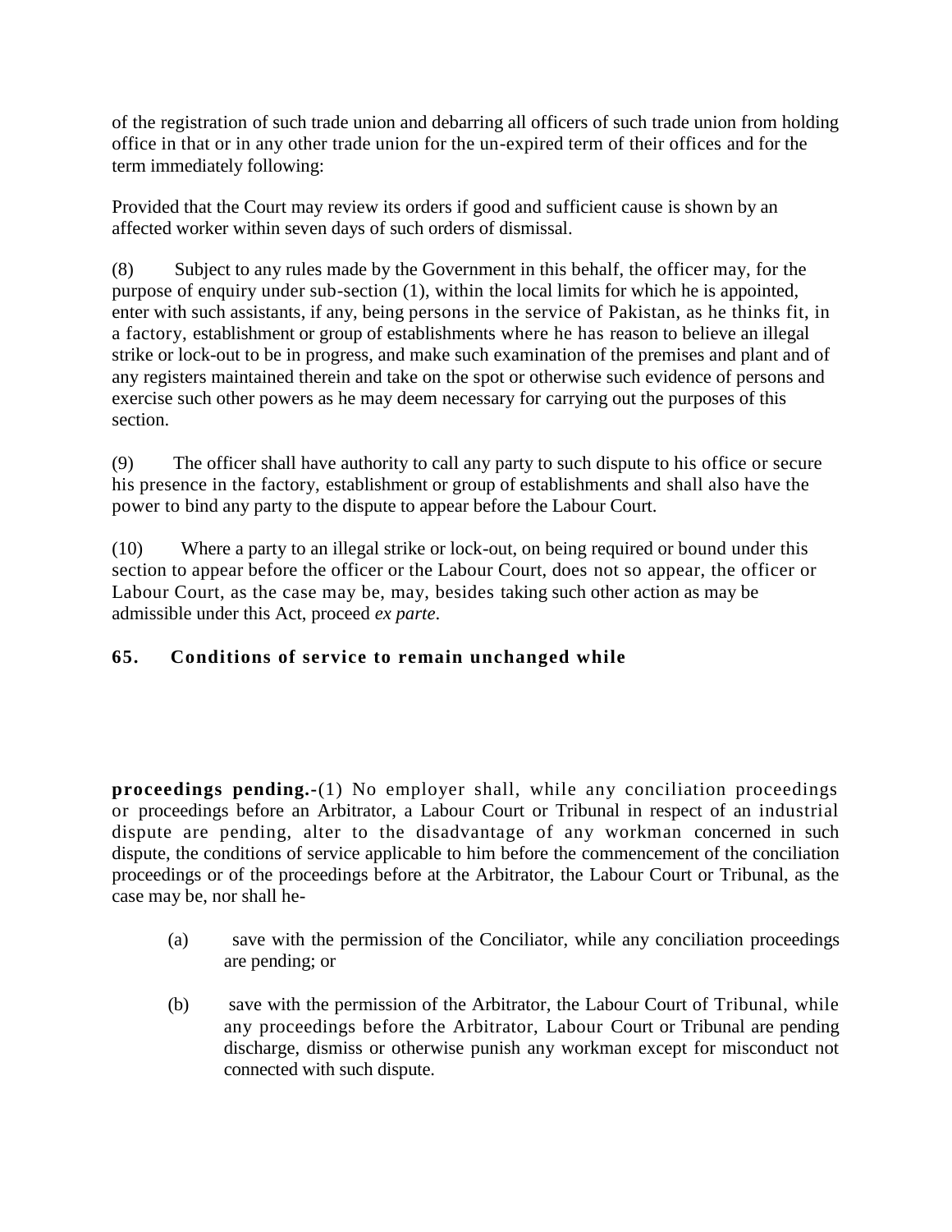of the registration of such trade union and debarring all officers of such trade union from holding office in that or in any other trade union for the un-expired term of their offices and for the term immediately following:

Provided that the Court may review its orders if good and sufficient cause is shown by an affected worker within seven days of such orders of dismissal.

(8) Subject to any rules made by the Government in this behalf, the officer may, for the purpose of enquiry under sub-section (1), within the local limits for which he is appointed, enter with such assistants, if any, being persons in the service of Pakistan, as he thinks fit, in a factory, establishment or group of establishments where he has reason to believe an illegal strike or lock-out to be in progress, and make such examination of the premises and plant and of any registers maintained therein and take on the spot or otherwise such evidence of persons and exercise such other powers as he may deem necessary for carrying out the purposes of this section.

(9) The officer shall have authority to call any party to such dispute to his office or secure his presence in the factory, establishment or group of establishments and shall also have the power to bind any party to the dispute to appear before the Labour Court.

(10) Where a party to an illegal strike or lock-out, on being required or bound under this section to appear before the officer or the Labour Court, does not so appear, the officer or Labour Court, as the case may be, may, besides taking such other action as may be admissible under this Act, proceed *ex parte*.

**65. Conditions of service to remain unchanged while proceedings pending.-**(1) No employer shall, while any conciliation proceedings or proceedings before an Arbitrator, a Labour Court or Tribunal in respect of an industrial dispute are pending, alter to the disadvantage of any workman concerned in such dispute, the conditions of service applicable to him before the commencement of the conciliation proceedings or of the proceedings before at the Arbitrator, the Labour Court or Tribunal, as the case may be, nor shall he-

(a) save with the permission of the Conciliator, while any conciliation proceedings are pending; or

(b) save with the permission of the Arbitrator, the Labour Court of Tribunal, while any proceedings before the Arbitrator, Labour Court or Tribunal are pending discharge, dismiss or otherwise punish any workman except for misconduct not connected with such dispute.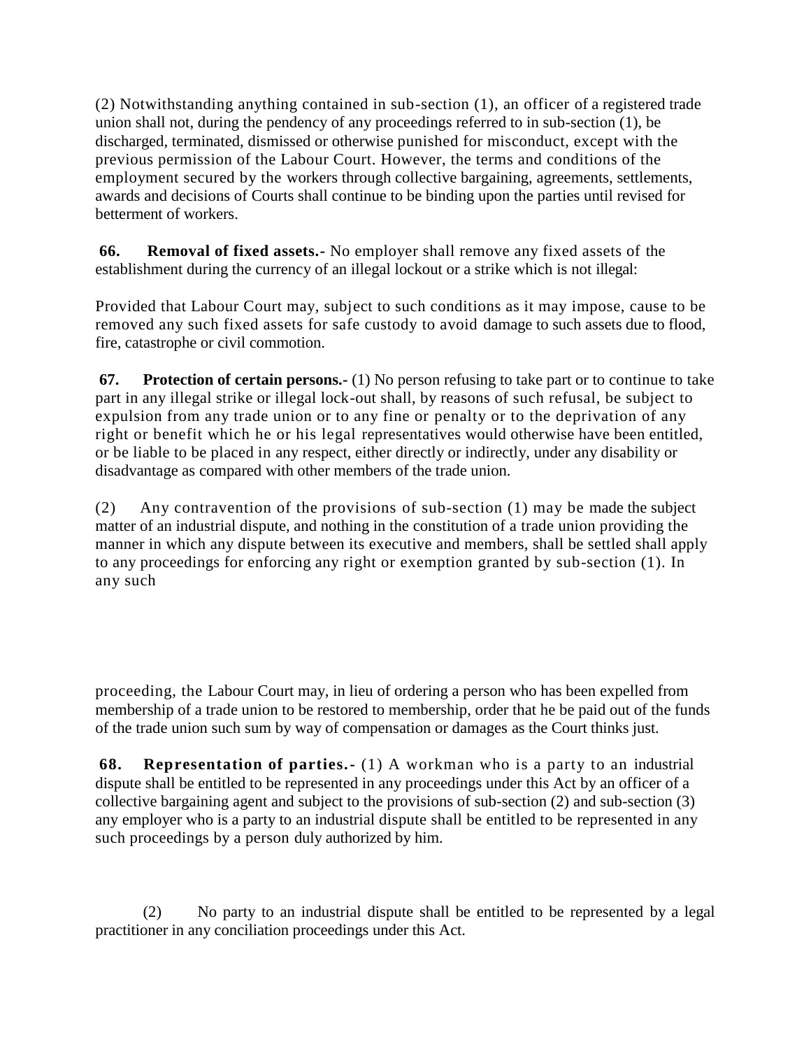(2) Notwithstanding anything contained in sub-section (1), an officer of a registered trade union shall not, during the pendency of any proceedings referred to in sub-section (1), be discharged, terminated, dismissed or otherwise punished for misconduct, except with the previous permission of the Labour Court. However, the terms and conditions of the employment secured by the workers through collective bargaining, agreements, settlements, awards and decisions of Courts shall continue to be binding upon the parties until revised for betterment of workers.

**66. Removal of fixed assets.-** No employer shall remove any fixed assets of the establishment during the currency of an illegal lockout or a strike which is not illegal:

Provided that Labour Court may, subject to such conditions as it may impose, cause to be removed any such fixed assets for safe custody to avoid damage to such assets due to flood, fire, catastrophe or civil commotion.

**67. Protection of certain persons.-** (1) No person refusing to take part or to continue to take part in any illegal strike or illegal lock-out shall, by reasons of such refusal, be subject to expulsion from any trade union or to any fine or penalty or to the deprivation of any right or benefit which he or his legal representatives would otherwise have been entitled, or be liable to be placed in any respect, either directly or indirectly, under any disability or disadvantage as compared with other members of the trade union.

(2) Any contravention of the provisions of sub-section (1) may be made the subject matter of an industrial dispute, and nothing in the constitution of a trade union providing the manner in which any dispute between its executive and members, shall be settled shall apply to any proceedings for enforcing any right or exemption granted by sub-section (1). In any such proceeding, the Labour Court may, in lieu of ordering a person who has been expelled from membership of a trade union to be restored to membership, order that he be paid out of the funds of the trade union such sum by way of compensation or damages as the Court thinks just.

**68. Representation of parties.-** (1) A workman who is a party to an industrial dispute shall be entitled to be represented in any proceedings under this Act by an officer of a collective bargaining agent and subject to the provisions of sub-section (2) and sub-section (3) any employer who is a party to an industrial dispute shall be entitled to be represented in any such proceedings by a person duly authorized by him.

(2) No party to an industrial dispute shall be entitled to be represented by a legal practitioner in any conciliation proceedings under this Act.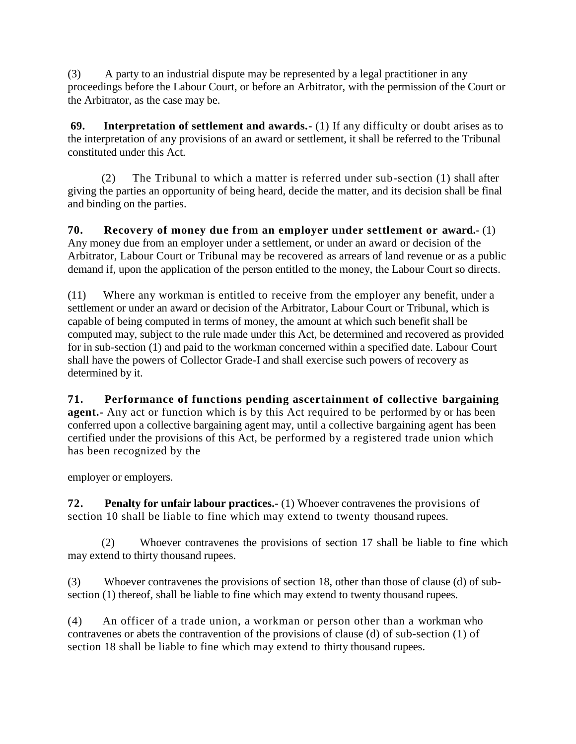(3) A party to an industrial dispute may be represented by a legal practitioner in any proceedings before the Labour Court, or before an Arbitrator, with the permission of the Court or the Arbitrator, as the case may be.

**69. Interpretation of settlement and awards.-** (1) If any difficulty or doubt arises as to the interpretation of any provisions of an award or settlement, it shall be referred to the Tribunal constituted under this Act.

(2) The Tribunal to which a matter is referred under sub-section (1) shall after giving the parties an opportunity of being heard, decide the matter, and its decision shall be final and binding on the parties.

**70. Recovery of money due from an employer under settlement or award.-** (1) Any money due from an employer under a settlement, or under an award or decision of the Arbitrator, Labour Court or Tribunal may be recovered as arrears of land revenue or as a public demand if, upon the application of the person entitled to the money, the Labour Court so directs.

(11) Where any workman is entitled to receive from the employer any benefit, under a settlement or under an award or decision of the Arbitrator, Labour Court or Tribunal, which is capable of being computed in terms of money, the amount at which such benefit shall be computed may, subject to the rule made under this Act, be determined and recovered as provided for in sub-section (1) and paid to the workman concerned within a specified date. Labour Court shall have the powers of Collector Grade-I and shall exercise such powers of recovery as determined by it.

**71. Performance of functions pending ascertainment of collective bargaining agent.-** Any act or function which is by this Act required to be performed by or has been conferred upon a collective bargaining agent may, until a collective bargaining agent has been certified under the provisions of this Act, be performed by a registered trade union which has been recognized by the

employer or employers.

**72. Penalty for unfair labour practices.-** (1) Whoever contravenes the provisions of section 10 shall be liable to fine which may extend to twenty thousand rupees.

(2) Whoever contravenes the provisions of section 17 shall be liable to fine which may extend to thirty thousand rupees.

(3) Whoever contravenes the provisions of section 18, other than those of clause (d) of sub-section (1) thereof, shall be liable to fine which may extend to twenty thousand rupees.

(4) An officer of a trade union, a workman or person other than a workman who contravenes or abets the contravention of the provisions of clause (d) of sub-section (1) of section 18 shall be liable to fine which may extend to thirty thousand rupees.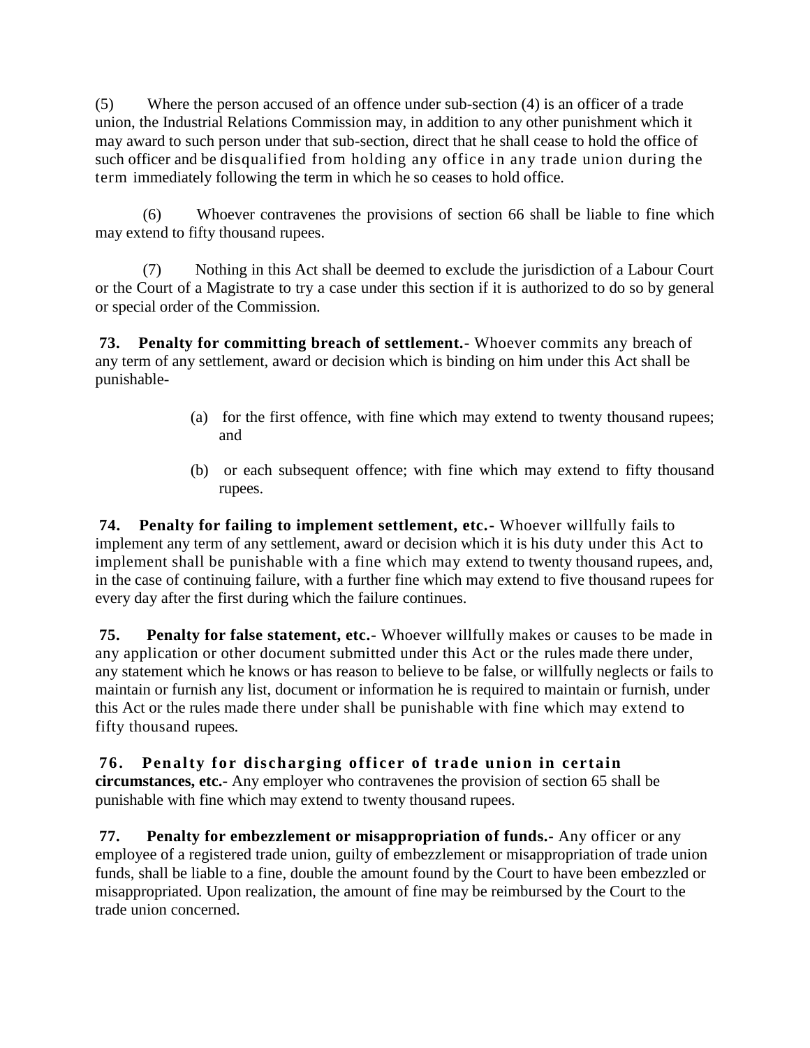(5) Where the person accused of an offence under sub-section (4) is an officer of a trade union, the Industrial Relations Commission may, in addition to any other punishment which it may award to such person under that sub-section, direct that he shall cease to hold the office of such officer and be disqualified from holding any office in any trade union during the term immediately following the term in which he so ceases to hold office.

(6) Whoever contravenes the provisions of section 66 shall be liable to fine which may extend to fifty thousand rupees.

(7) Nothing in this Act shall be deemed to exclude the jurisdiction of a Labour Court or the Court of a Magistrate to try a case under this section if it is authorized to do so by general or special order of the Commission.

**73. Penalty for committing breach of settlement.-** Whoever commits any breach of any term of any settlement, award or decision which is binding on him under this Act shall be punishable-

(a) for the first offence, with fine which may extend to twenty thousand rupees; and

(b) or each subsequent offence; with fine which may extend to fifty thousand rupees.

**74. Penalty for failing to implement settlement, etc.-** Whoever willfully fails to implement any term of any settlement, award or decision which it is his duty under this Act to implement shall be punishable with a fine which may extend to twenty thousand rupees, and, in the case of continuing failure, with a further fine which may extend to five thousand rupees for every day after the first during which the failure continues.

**75. Penalty for false statement, etc.-** Whoever willfully makes or causes to be made in any application or other document submitted under this Act or the rules made there under, any statement which he knows or has reason to believe to be false, or willfully neglects or fails to maintain or furnish any list, document or information he is required to maintain or furnish, under this Act or the rules made there under shall be punishable with fine which may extend to fifty thousand rupees.

**76. Penalty for discharging officer of trade union in certain circumstances, etc.-** Any employer who contravenes the provision of section 65 shall be punishable with fine which may extend to twenty thousand rupees.

**77. Penalty for embezzlement or misappropriation of funds.-** Any officer or any employee of a registered trade union, guilty of embezzlement or misappropriation of trade union funds, shall be liable to a fine, double the amount found by the Court to have been embezzled or misappropriated. Upon realization, the amount of fine may be reimbursed by the Court to the trade union concerned.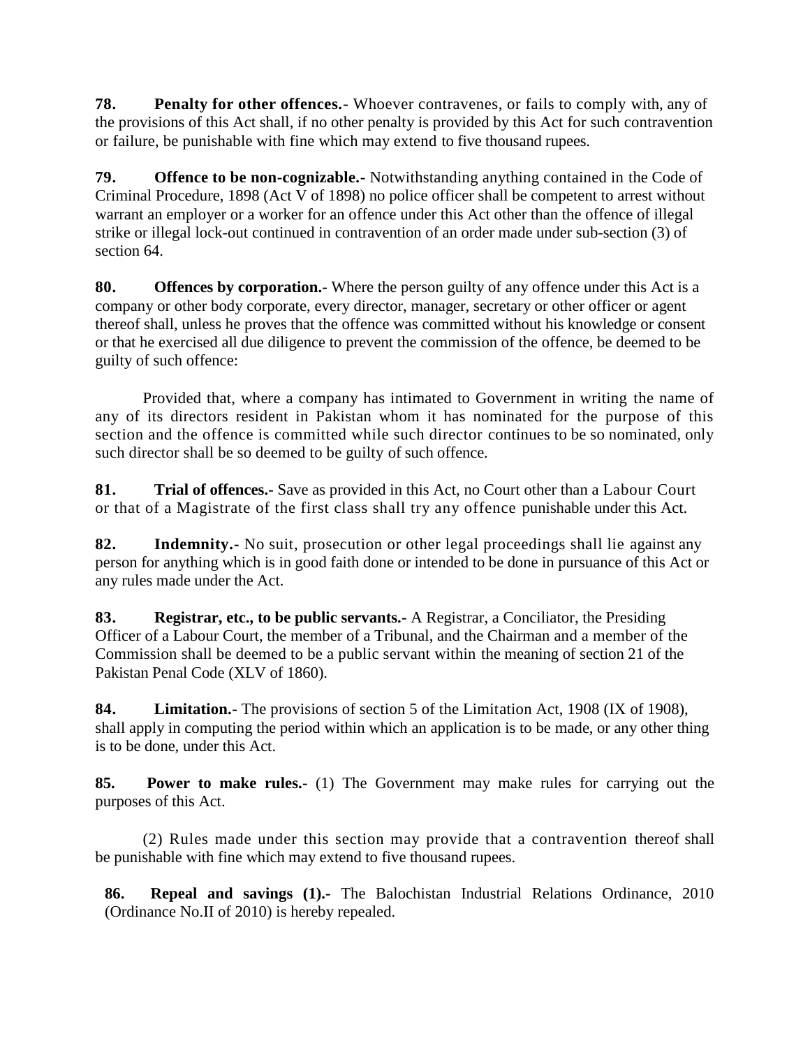**78. Penalty for other offences.-** Whoever contravenes, or fails to comply with, any of the provisions of this Act shall, if no other penalty is provided by this Act for such contravention or failure, be punishable with fine which may extend to five thousand rupees.

**79. Offence to be non-cognizable.-** Notwithstanding anything contained in the Code of Criminal Procedure, 1898 (Act V of 1898) no police officer shall be competent to arrest without warrant an employer or a worker for an offence under this Act other than the offence of illegal strike or illegal lock-out continued in contravention of an order made under sub-section (3) of section 64.

**80. Offences by corporation.-** Where the person guilty of any offence under this Act is a company or other body corporate, every director, manager, secretary or other officer or agent thereof shall, unless he proves that the offence was committed without his knowledge or consent or that he exercised all due diligence to prevent the commission of the offence, be deemed to be guilty of such offence:

Provided that, where a company has intimated to Government in writing the name of any of its directors resident in Pakistan whom it has nominated for the purpose of this section and the offence is committed while such director continues to be so nominated, only such director shall be so deemed to be guilty of such offence.

**81. Trial of offences.-** Save as provided in this Act, no Court other than a Labour Court or that of a Magistrate of the first class shall try any offence punishable under this Act.

**82. Indemnity.-** No suit, prosecution or other legal proceedings shall lie against any person for anything which is in good faith done or intended to be done in pursuance of this Act or any rules made under the Act.

**83. Registrar, etc., to be public servants.-** A Registrar, a Conciliator, the Presiding Officer of a Labour Court, the member of a Tribunal, and the Chairman and a member of the Commission shall be deemed to be a public servant within the meaning of section 21 of the Pakistan Penal Code (XLV of 1860).

**84. Limitation.-** The provisions of section 5 of the Limitation Act, 1908 (IX of 1908), shall apply in computing the period within which an application is to be made, or any other thing is to be done, under this Act.

**85. Power to make rules.-** (1) The Government may make rules for carrying out the purposes of this Act.

(2) Rules made under this section may provide that a contravention thereof shall be punishable with fine which may extend to five thousand rupees.

**86. Repeal and savings (1).-** The Balochistan Industrial Relations Ordinance, 2010 (Ordinance No.II of 2010) is hereby repealed.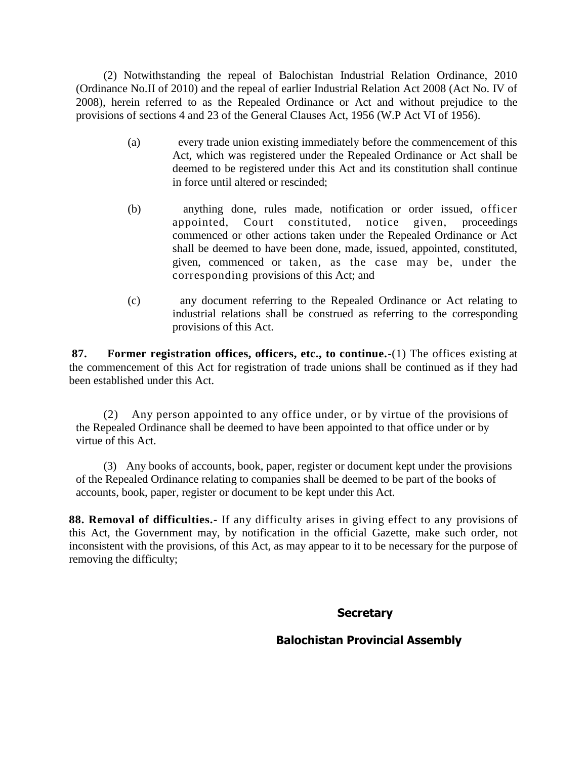(2) Notwithstanding the repeal of Balochistan Industrial Relation Ordinance, 2010 (Ordinance No.II of 2010) and the repeal of earlier Industrial Relation Act 2008 (Act No. IV of 2008), herein referred to as the Repealed Ordinance or Act and without prejudice to the provisions of sections 4 and 23 of the General Clauses Act, 1956 (W.P Act VI of 1956).

(a) every trade union existing immediately before the commencement of this Act, which was registered under the Repealed Ordinance or Act shall be deemed to be registered under this Act and its constitution shall continue in force until altered or rescinded;

(b) anything done, rules made, notification or order issued, officer appointed, Court constituted, notice given, proceedings commenced or other actions taken under the Repealed Ordinance or Act shall be deemed to have been done, made, issued, appointed, constituted, given, commenced or taken, as the case may be, under the corresponding provisions of this Act; and

(c) any document referring to the Repealed Ordinance or Act relating to industrial relations shall be construed as referring to the corresponding provisions of this Act.

**87. Former registration offices, officers, etc., to continue.-**(1) The offices existing at the commencement of this Act for registration of trade unions shall be continued as if they had been established under this Act.

(2) Any person appointed to any office under, or by virtue of the provisions of the Repealed Ordinance shall be deemed to have been appointed to that office under or by virtue of this Act.

(3) Any books of accounts, book, paper, register or document kept under the provisions of the Repealed Ordinance relating to companies shall be deemed to be part of the books of accounts, book, paper, register or document to be kept under this Act.

**88. Removal of difficulties.-** If any difficulty arises in giving effect to any provisions of this Act, the Government may, by notification in the official Gazette, make such order, not inconsistent with the provisions, of this Act, as may appear to it to be necessary for the purpose of removing the difficulty;

**Secretary**

**Balochistan Provincial Assembly**